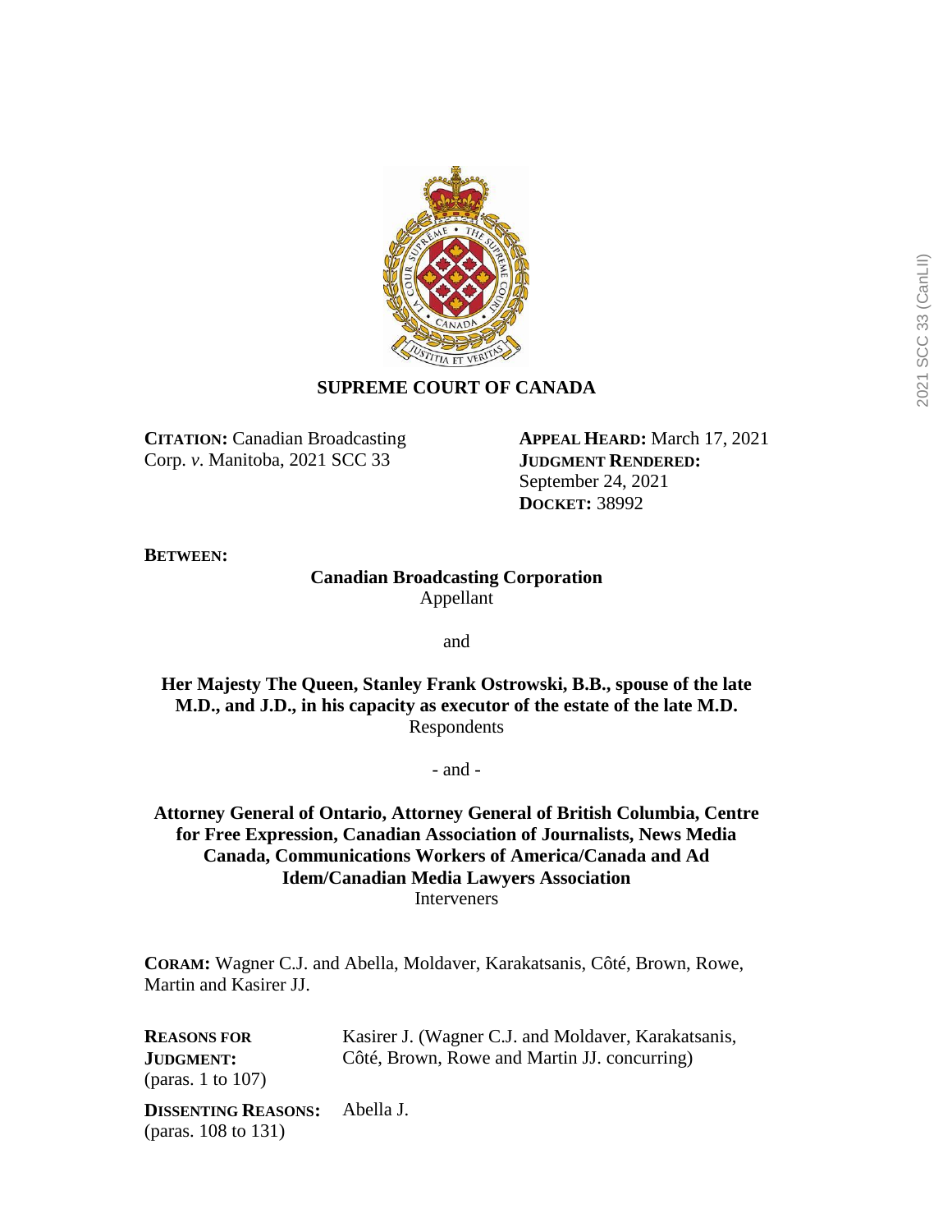# SUPREME COURT OF CANADA

**CITATION:** Canadian Broadcasting Corp. *v.* Manitoba, 2021 SCC 33

**APPEAL HEARD:** March 17, 2021
**JUDGMENT RENDERED:** September 24, 2021
**DOCKET:** 38992

**BETWEEN:**

**Canadian Broadcasting Corporation**
Appellant

and

**Her Majesty The Queen, Stanley Frank Ostrowski, B.B., spouse of the late M.D., and J.D., in his capacity as executor of the estate of the late M.D.**
Respondents

- and -

**Attorney General of Ontario, Attorney General of British Columbia, Centre for Free Expression, Canadian Association of Journalists, News Media Canada, Communications Workers of America/Canada and Ad Idem/Canadian Media Lawyers Association**
Interveners

**CORAM:** Wagner C.J. and Abella, Moldaver, Karakatsanis, Côté, Brown, Rowe, Martin and Kasirer JJ.

**REASONS FOR JUDGMENT:** (paras. 1 to 107) Kasirer J. (Wagner C.J. and Moldaver, Karakatsanis, Côté, Brown, Rowe and Martin JJ. concurring)

**DISSENTING REASONS:** (paras. 108 to 131) Abella J.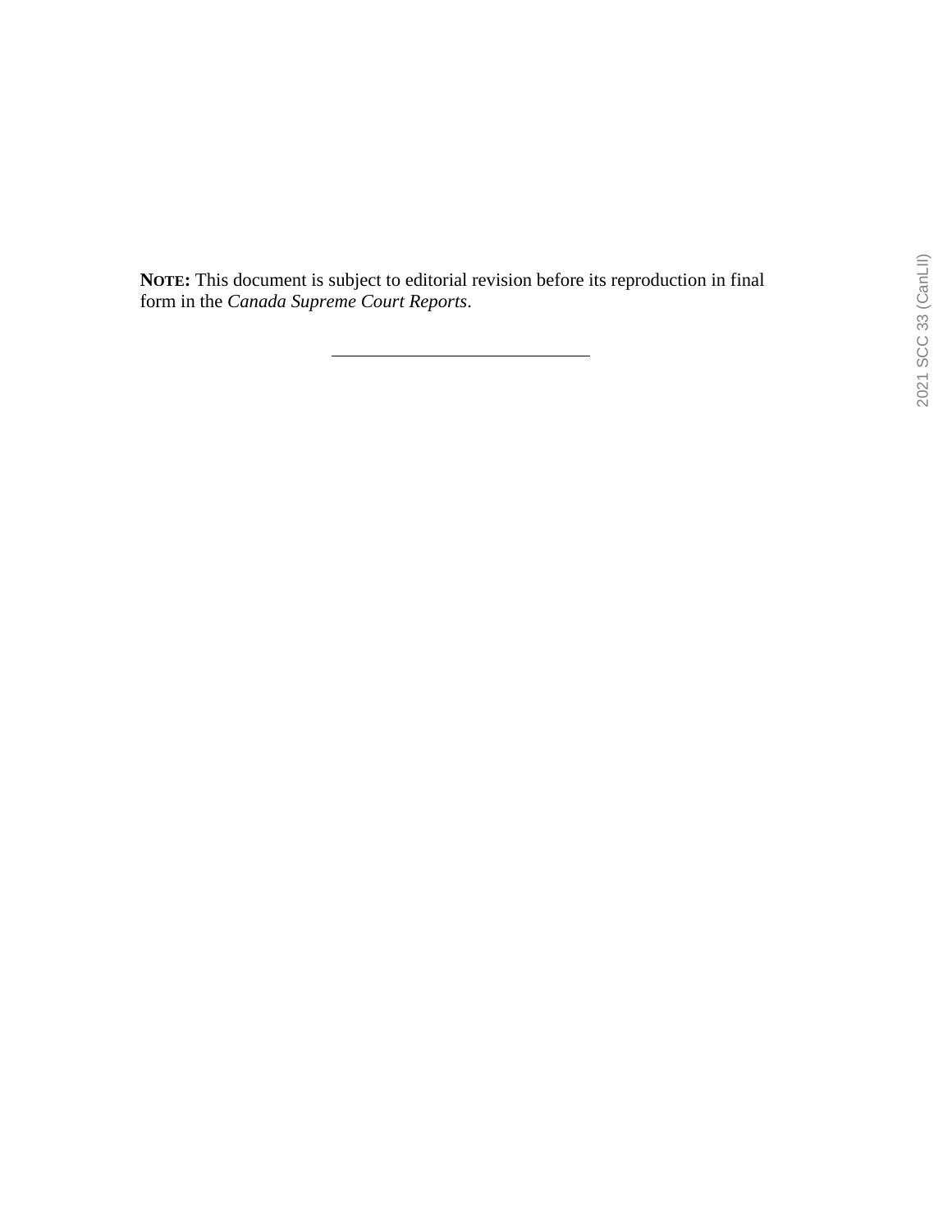**NOTE:** This document is subject to editorial revision before its reproduction in final form in the *Canada Supreme Court Reports*.

---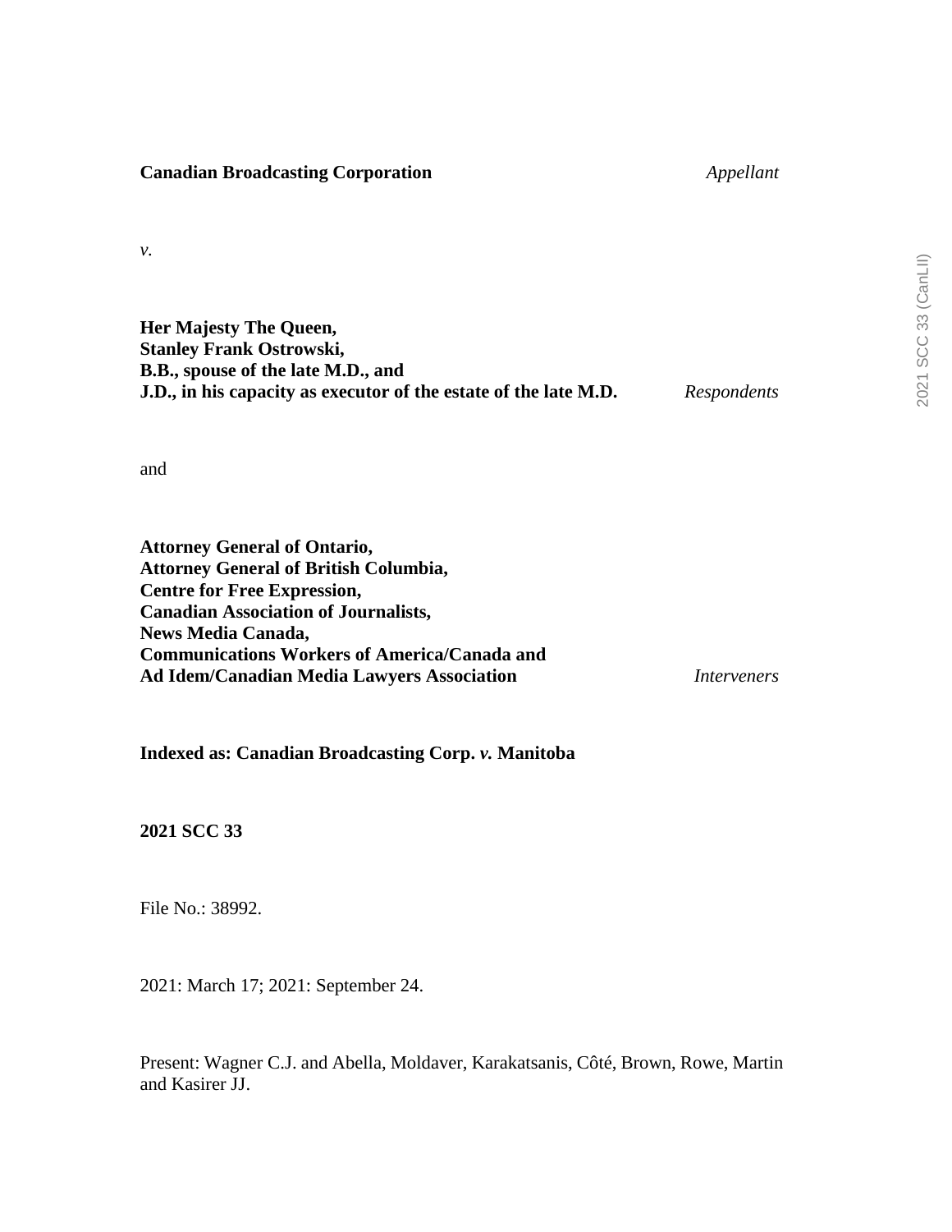**Canadian Broadcasting Corporation** *Appellant*

*v.*

**Her Majesty The Queen,**
**Stanley Frank Ostrowski,**
**B.B., spouse of the late M.D., and**
**J.D., in his capacity as executor of the estate of the late M.D.** *Respondents*

and

**Attorney General of Ontario,**
**Attorney General of British Columbia,**
**Centre for Free Expression,**
**Canadian Association of Journalists,**
**News Media Canada,**
**Communications Workers of America/Canada and**
**Ad Idem/Canadian Media Lawyers Association** *Interveners*

**Indexed as: Canadian Broadcasting Corp.** ***v.*** **Manitoba**

**2021 SCC 33**

File No.: 38992.

2021: March 17; 2021: September 24.

Present: Wagner C.J. and Abella, Moldaver, Karakatsanis, Côté, Brown, Rowe, Martin and Kasirer JJ.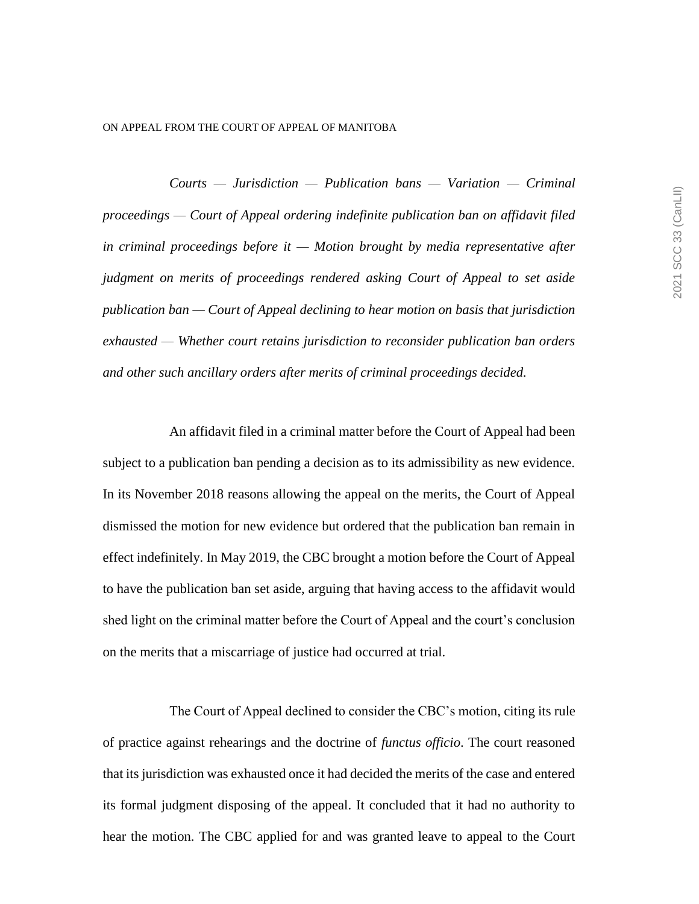ON APPEAL FROM THE COURT OF APPEAL OF MANITOBA

*Courts — Jurisdiction — Publication bans — Variation — Criminal proceedings — Court of Appeal ordering indefinite publication ban on affidavit filed in criminal proceedings before it — Motion brought by media representative after judgment on merits of proceedings rendered asking Court of Appeal to set aside publication ban — Court of Appeal declining to hear motion on basis that jurisdiction exhausted — Whether court retains jurisdiction to reconsider publication ban orders and other such ancillary orders after merits of criminal proceedings decided.*

An affidavit filed in a criminal matter before the Court of Appeal had been subject to a publication ban pending a decision as to its admissibility as new evidence. In its November 2018 reasons allowing the appeal on the merits, the Court of Appeal dismissed the motion for new evidence but ordered that the publication ban remain in effect indefinitely. In May 2019, the CBC brought a motion before the Court of Appeal to have the publication ban set aside, arguing that having access to the affidavit would shed light on the criminal matter before the Court of Appeal and the court's conclusion on the merits that a miscarriage of justice had occurred at trial.

The Court of Appeal declined to consider the CBC's motion, citing its rule of practice against rehearings and the doctrine of *functus officio*. The court reasoned that its jurisdiction was exhausted once it had decided the merits of the case and entered its formal judgment disposing of the appeal. It concluded that it had no authority to hear the motion. The CBC applied for and was granted leave to appeal to the Court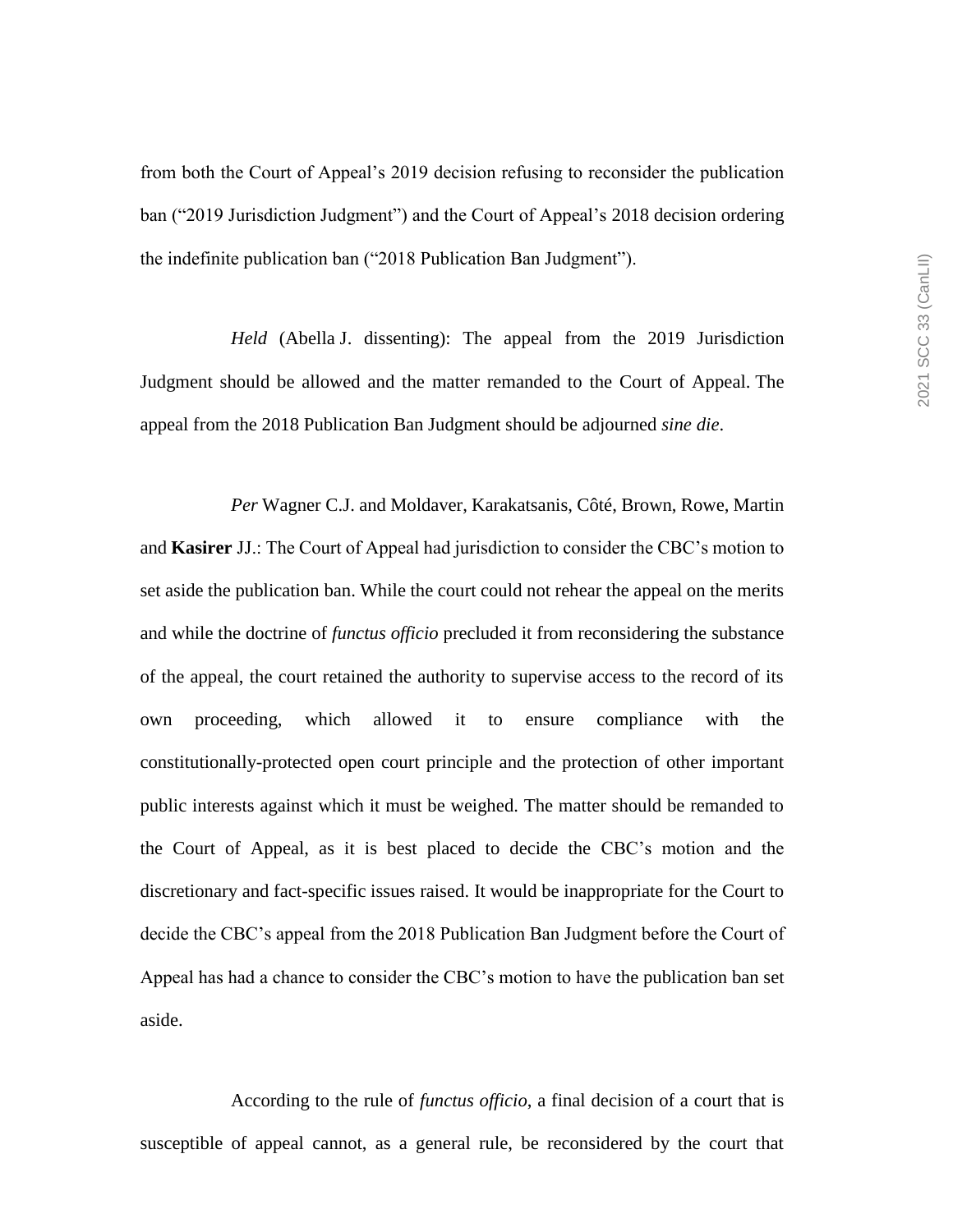from both the Court of Appeal's 2019 decision refusing to reconsider the publication ban ("2019 Jurisdiction Judgment") and the Court of Appeal's 2018 decision ordering the indefinite publication ban ("2018 Publication Ban Judgment").

*Held* (Abella J. dissenting): The appeal from the 2019 Jurisdiction Judgment should be allowed and the matter remanded to the Court of Appeal. The appeal from the 2018 Publication Ban Judgment should be adjourned *sine die*.

*Per* Wagner C.J. and Moldaver, Karakatsanis, Côté, Brown, Rowe, Martin and **Kasirer** JJ.: The Court of Appeal had jurisdiction to consider the CBC's motion to set aside the publication ban. While the court could not rehear the appeal on the merits and while the doctrine of *functus officio* precluded it from reconsidering the substance of the appeal, the court retained the authority to supervise access to the record of its own proceeding, which allowed it to ensure compliance with the constitutionally-protected open court principle and the protection of other important public interests against which it must be weighed. The matter should be remanded to the Court of Appeal, as it is best placed to decide the CBC's motion and the discretionary and fact-specific issues raised. It would be inappropriate for the Court to decide the CBC's appeal from the 2018 Publication Ban Judgment before the Court of Appeal has had a chance to consider the CBC's motion to have the publication ban set aside.

According to the rule of *functus officio*, a final decision of a court that is susceptible of appeal cannot, as a general rule, be reconsidered by the court that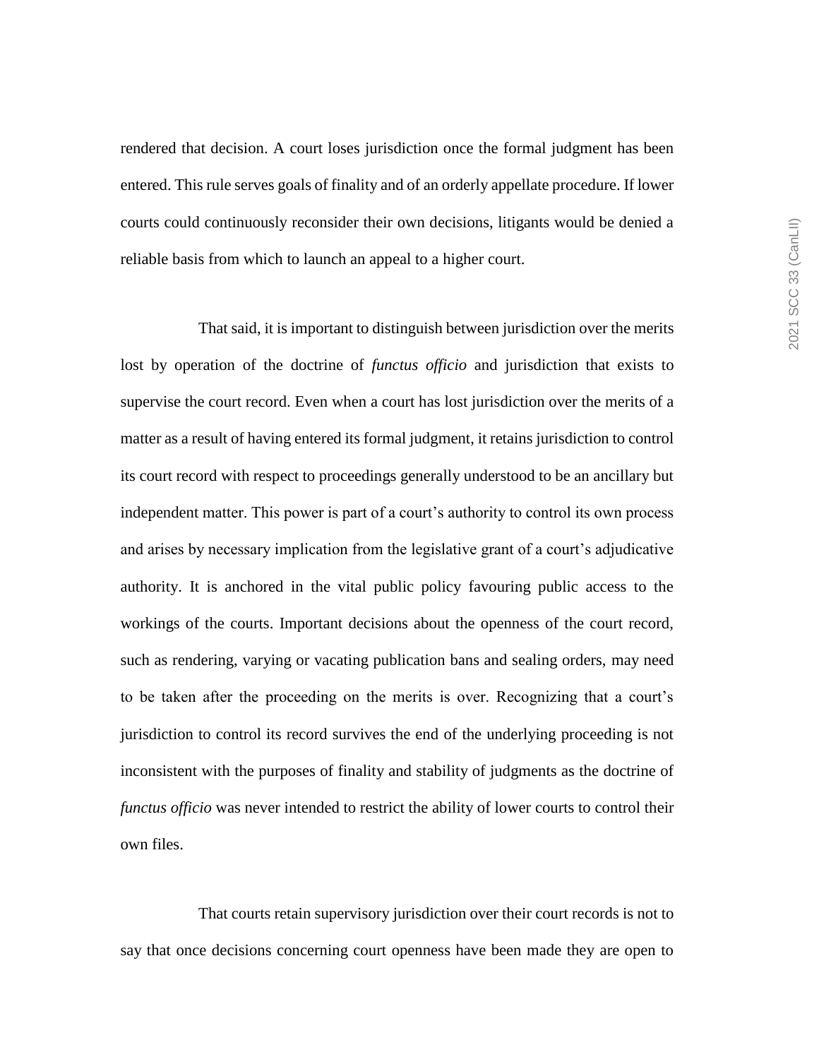rendered that decision. A court loses jurisdiction once the formal judgment has been entered. This rule serves goals of finality and of an orderly appellate procedure. If lower courts could continuously reconsider their own decisions, litigants would be denied a reliable basis from which to launch an appeal to a higher court.

That said, it is important to distinguish between jurisdiction over the merits lost by operation of the doctrine of *functus officio* and jurisdiction that exists to supervise the court record. Even when a court has lost jurisdiction over the merits of a matter as a result of having entered its formal judgment, it retains jurisdiction to control its court record with respect to proceedings generally understood to be an ancillary but independent matter. This power is part of a court's authority to control its own process and arises by necessary implication from the legislative grant of a court's adjudicative authority. It is anchored in the vital public policy favouring public access to the workings of the courts. Important decisions about the openness of the court record, such as rendering, varying or vacating publication bans and sealing orders, may need to be taken after the proceeding on the merits is over. Recognizing that a court's jurisdiction to control its record survives the end of the underlying proceeding is not inconsistent with the purposes of finality and stability of judgments as the doctrine of *functus officio* was never intended to restrict the ability of lower courts to control their own files.

That courts retain supervisory jurisdiction over their court records is not to say that once decisions concerning court openness have been made they are open to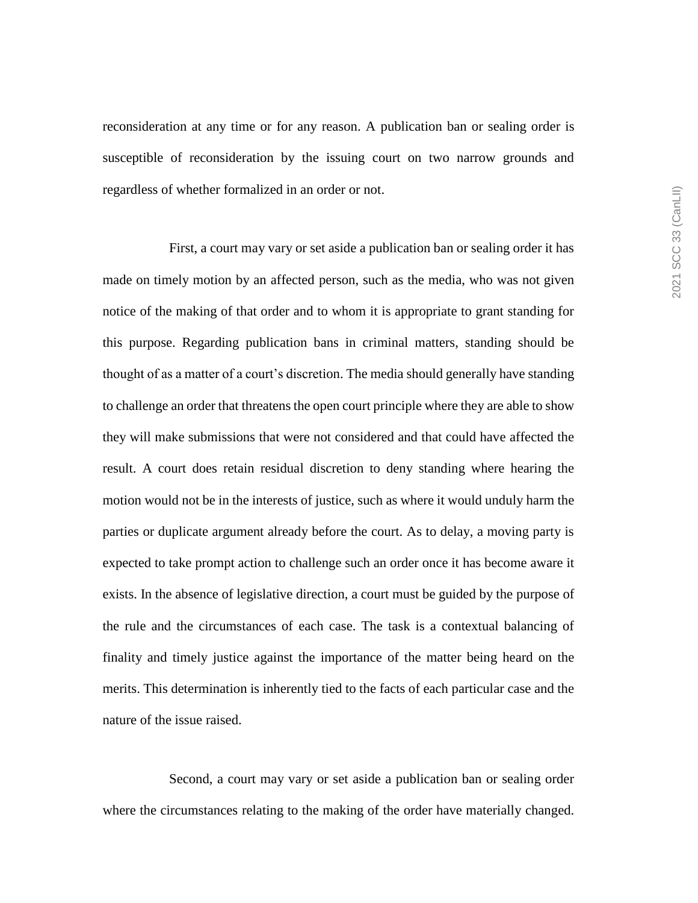reconsideration at any time or for any reason. A publication ban or sealing order is susceptible of reconsideration by the issuing court on two narrow grounds and regardless of whether formalized in an order or not.

First, a court may vary or set aside a publication ban or sealing order it has made on timely motion by an affected person, such as the media, who was not given notice of the making of that order and to whom it is appropriate to grant standing for this purpose. Regarding publication bans in criminal matters, standing should be thought of as a matter of a court's discretion. The media should generally have standing to challenge an order that threatens the open court principle where they are able to show they will make submissions that were not considered and that could have affected the result. A court does retain residual discretion to deny standing where hearing the motion would not be in the interests of justice, such as where it would unduly harm the parties or duplicate argument already before the court. As to delay, a moving party is expected to take prompt action to challenge such an order once it has become aware it exists. In the absence of legislative direction, a court must be guided by the purpose of the rule and the circumstances of each case. The task is a contextual balancing of finality and timely justice against the importance of the matter being heard on the merits. This determination is inherently tied to the facts of each particular case and the nature of the issue raised.

Second, a court may vary or set aside a publication ban or sealing order where the circumstances relating to the making of the order have materially changed.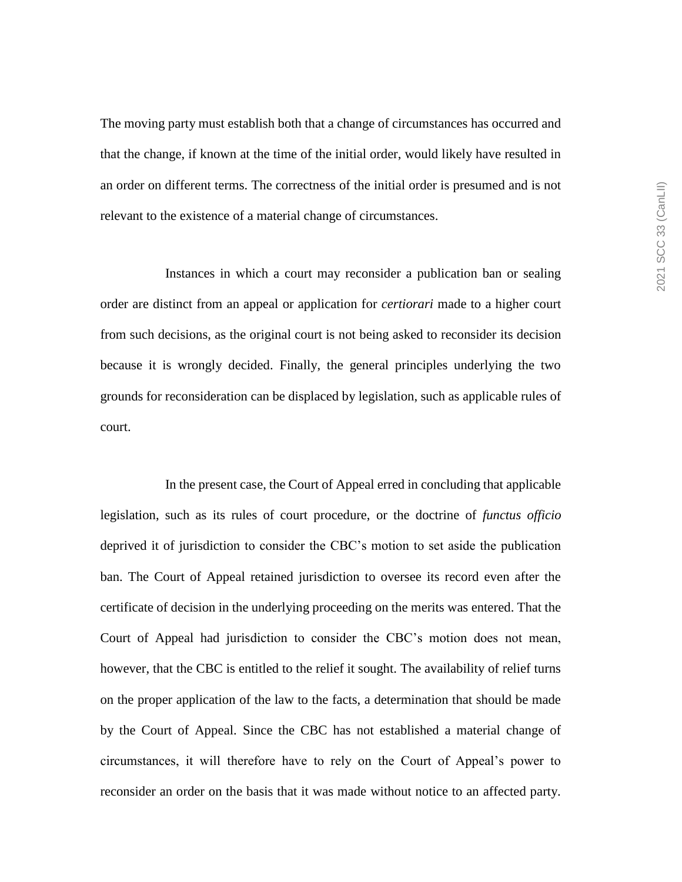The moving party must establish both that a change of circumstances has occurred and that the change, if known at the time of the initial order, would likely have resulted in an order on different terms. The correctness of the initial order is presumed and is not relevant to the existence of a material change of circumstances.

Instances in which a court may reconsider a publication ban or sealing order are distinct from an appeal or application for *certiorari* made to a higher court from such decisions, as the original court is not being asked to reconsider its decision because it is wrongly decided. Finally, the general principles underlying the two grounds for reconsideration can be displaced by legislation, such as applicable rules of court.

In the present case, the Court of Appeal erred in concluding that applicable legislation, such as its rules of court procedure, or the doctrine of *functus officio* deprived it of jurisdiction to consider the CBC's motion to set aside the publication ban. The Court of Appeal retained jurisdiction to oversee its record even after the certificate of decision in the underlying proceeding on the merits was entered. That the Court of Appeal had jurisdiction to consider the CBC's motion does not mean, however, that the CBC is entitled to the relief it sought. The availability of relief turns on the proper application of the law to the facts, a determination that should be made by the Court of Appeal. Since the CBC has not established a material change of circumstances, it will therefore have to rely on the Court of Appeal's power to reconsider an order on the basis that it was made without notice to an affected party.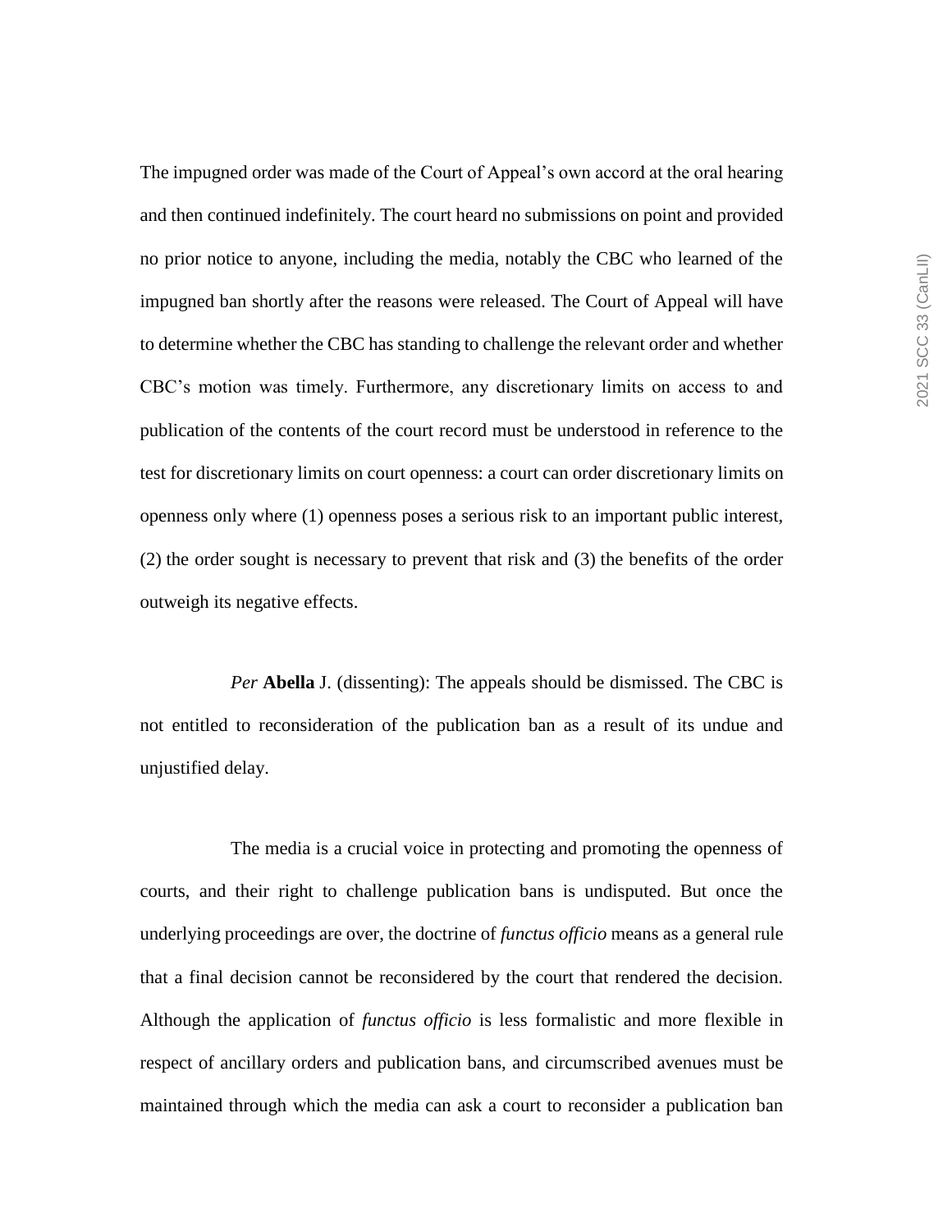The impugned order was made of the Court of Appeal's own accord at the oral hearing and then continued indefinitely. The court heard no submissions on point and provided no prior notice to anyone, including the media, notably the CBC who learned of the impugned ban shortly after the reasons were released. The Court of Appeal will have to determine whether the CBC has standing to challenge the relevant order and whether CBC's motion was timely. Furthermore, any discretionary limits on access to and publication of the contents of the court record must be understood in reference to the test for discretionary limits on court openness: a court can order discretionary limits on openness only where (1) openness poses a serious risk to an important public interest, (2) the order sought is necessary to prevent that risk and (3) the benefits of the order outweigh its negative effects.

*Per* **Abella** J. (dissenting): The appeals should be dismissed. The CBC is not entitled to reconsideration of the publication ban as a result of its undue and unjustified delay.

The media is a crucial voice in protecting and promoting the openness of courts, and their right to challenge publication bans is undisputed. But once the underlying proceedings are over, the doctrine of *functus officio* means as a general rule that a final decision cannot be reconsidered by the court that rendered the decision. Although the application of *functus officio* is less formalistic and more flexible in respect of ancillary orders and publication bans, and circumscribed avenues must be maintained through which the media can ask a court to reconsider a publication ban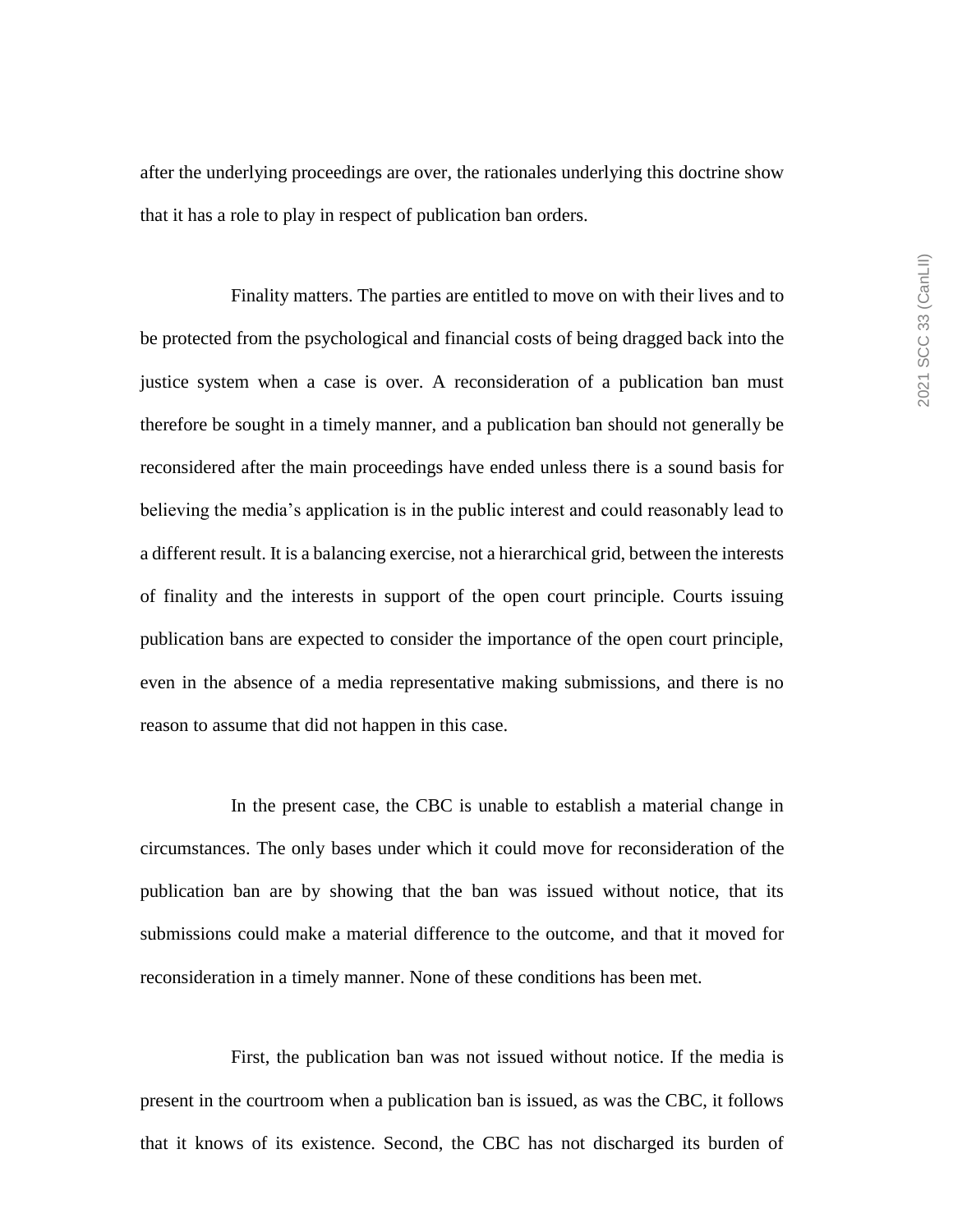after the underlying proceedings are over, the rationales underlying this doctrine show that it has a role to play in respect of publication ban orders.

Finality matters. The parties are entitled to move on with their lives and to be protected from the psychological and financial costs of being dragged back into the justice system when a case is over. A reconsideration of a publication ban must therefore be sought in a timely manner, and a publication ban should not generally be reconsidered after the main proceedings have ended unless there is a sound basis for believing the media's application is in the public interest and could reasonably lead to a different result. It is a balancing exercise, not a hierarchical grid, between the interests of finality and the interests in support of the open court principle. Courts issuing publication bans are expected to consider the importance of the open court principle, even in the absence of a media representative making submissions, and there is no reason to assume that did not happen in this case.

In the present case, the CBC is unable to establish a material change in circumstances. The only bases under which it could move for reconsideration of the publication ban are by showing that the ban was issued without notice, that its submissions could make a material difference to the outcome, and that it moved for reconsideration in a timely manner. None of these conditions has been met.

First, the publication ban was not issued without notice. If the media is present in the courtroom when a publication ban is issued, as was the CBC, it follows that it knows of its existence. Second, the CBC has not discharged its burden of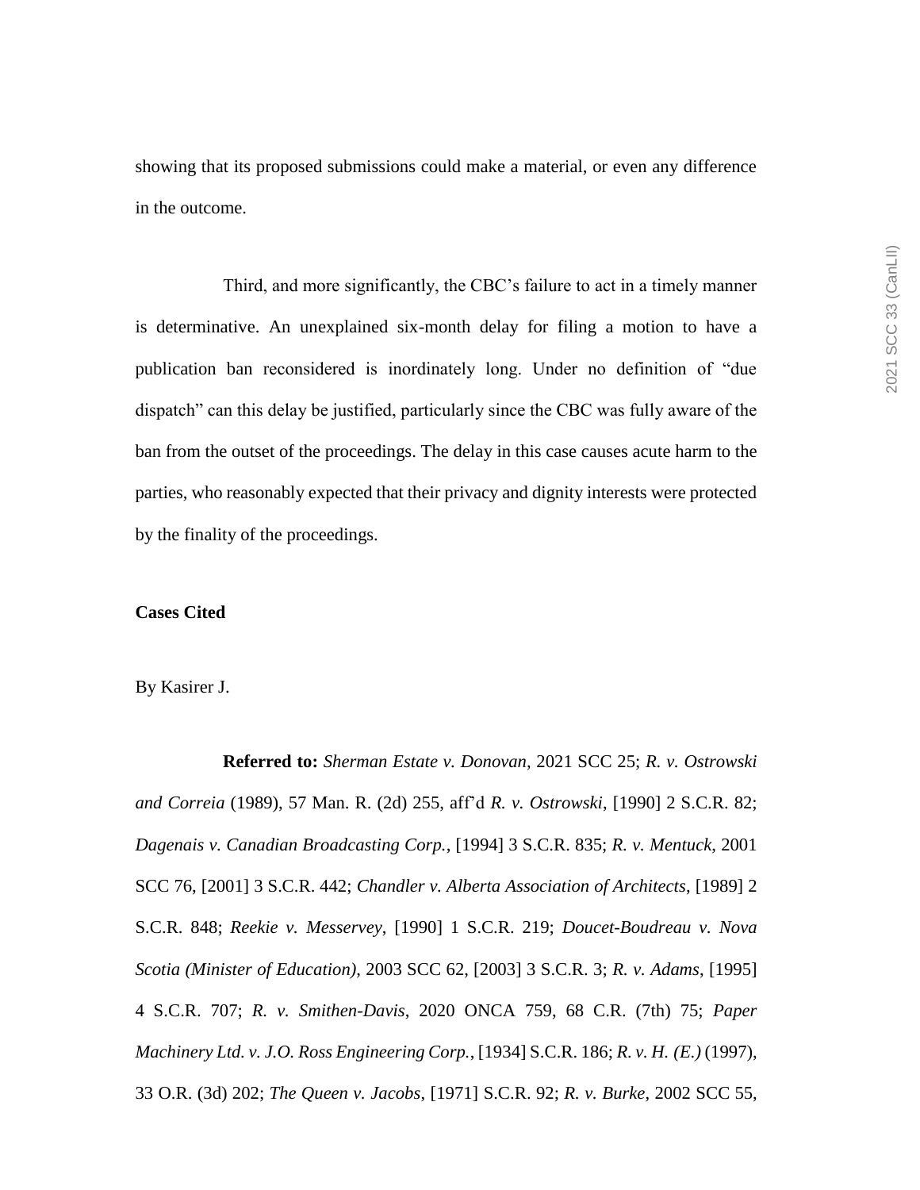showing that its proposed submissions could make a material, or even any difference in the outcome.

Third, and more significantly, the CBC's failure to act in a timely manner is determinative. An unexplained six-month delay for filing a motion to have a publication ban reconsidered is inordinately long. Under no definition of "due dispatch" can this delay be justified, particularly since the CBC was fully aware of the ban from the outset of the proceedings. The delay in this case causes acute harm to the parties, who reasonably expected that their privacy and dignity interests were protected by the finality of the proceedings.

**Cases Cited**

By Kasirer J.

**Referred to:** *Sherman Estate v. Donovan*, 2021 SCC 25; *R. v. Ostrowski and Correia* (1989), 57 Man. R. (2d) 255, aff'd *R. v. Ostrowski*, [1990] 2 S.C.R. 82; *Dagenais v. Canadian Broadcasting Corp.*, [1994] 3 S.C.R. 835; *R. v. Mentuck*, 2001 SCC 76, [2001] 3 S.C.R. 442; *Chandler v. Alberta Association of Architects*, [1989] 2 S.C.R. 848; *Reekie v. Messervey*, [1990] 1 S.C.R. 219; *Doucet-Boudreau v. Nova Scotia (Minister of Education)*, 2003 SCC 62, [2003] 3 S.C.R. 3; *R. v. Adams*, [1995] 4 S.C.R. 707; *R. v. Smithen-Davis*, 2020 ONCA 759, 68 C.R. (7th) 75; *Paper Machinery Ltd. v. J.O. Ross Engineering Corp.*, [1934] S.C.R. 186; *R. v. H. (E.)* (1997), 33 O.R. (3d) 202; *The Queen v. Jacobs*, [1971] S.C.R. 92; *R. v. Burke*, 2002 SCC 55,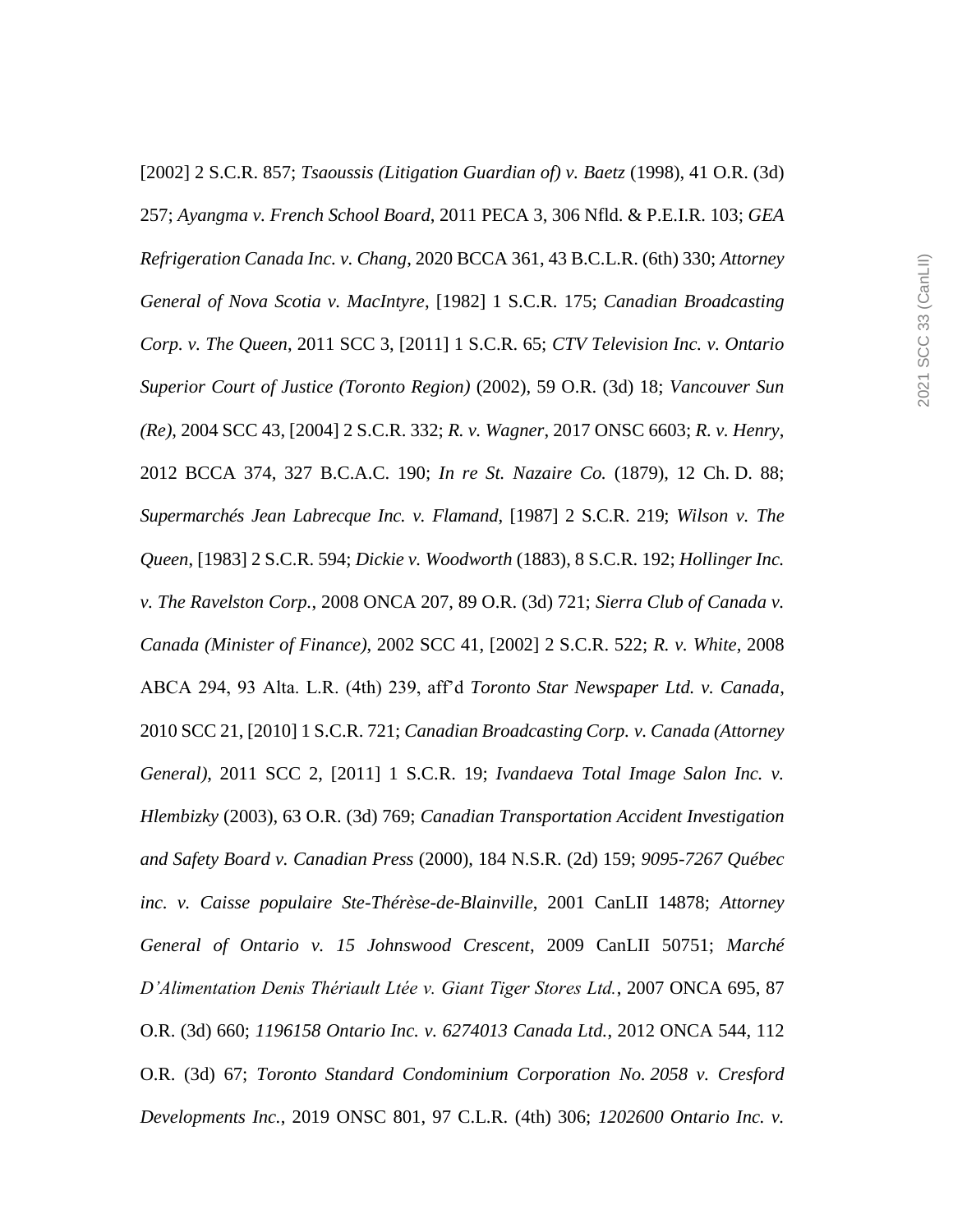[2002] 2 S.C.R. 857; *Tsaoussis (Litigation Guardian of) v. Baetz* (1998), 41 O.R. (3d) 257; *Ayangma v. French School Board*, 2011 PECA 3, 306 Nfld. & P.E.I.R. 103; *GEA Refrigeration Canada Inc. v. Chang*, 2020 BCCA 361, 43 B.C.L.R. (6th) 330; *Attorney General of Nova Scotia v. MacIntyre*, [1982] 1 S.C.R. 175; *Canadian Broadcasting Corp. v. The Queen*, 2011 SCC 3, [2011] 1 S.C.R. 65; *CTV Television Inc. v. Ontario Superior Court of Justice (Toronto Region)* (2002), 59 O.R. (3d) 18; *Vancouver Sun (Re)*, 2004 SCC 43, [2004] 2 S.C.R. 332; *R. v. Wagner*, 2017 ONSC 6603; *R. v. Henry*, 2012 BCCA 374, 327 B.C.A.C. 190; *In re St. Nazaire Co.* (1879), 12 Ch. D. 88; *Supermarchés Jean Labrecque Inc. v. Flamand*, [1987] 2 S.C.R. 219; *Wilson v. The Queen*, [1983] 2 S.C.R. 594; *Dickie v. Woodworth* (1883), 8 S.C.R. 192; *Hollinger Inc. v. The Ravelston Corp.*, 2008 ONCA 207, 89 O.R. (3d) 721; *Sierra Club of Canada v. Canada (Minister of Finance)*, 2002 SCC 41, [2002] 2 S.C.R. 522; *R. v. White*, 2008 ABCA 294, 93 Alta. L.R. (4th) 239, aff'd *Toronto Star Newspaper Ltd. v. Canada*, 2010 SCC 21, [2010] 1 S.C.R. 721; *Canadian Broadcasting Corp. v. Canada (Attorney General)*, 2011 SCC 2, [2011] 1 S.C.R. 19; *Ivandaeva Total Image Salon Inc. v. Hlembizky* (2003), 63 O.R. (3d) 769; *Canadian Transportation Accident Investigation and Safety Board v. Canadian Press* (2000), 184 N.S.R. (2d) 159; *9095-7267 Québec inc. v. Caisse populaire Ste-Thérèse-de-Blainville*, 2001 CanLII 14878; *Attorney General of Ontario v. 15 Johnswood Crescent*, 2009 CanLII 50751; *Marché D'Alimentation Denis Thériault Ltée v. Giant Tiger Stores Ltd.*, 2007 ONCA 695, 87 O.R. (3d) 660; *1196158 Ontario Inc. v. 6274013 Canada Ltd.*, 2012 ONCA 544, 112 O.R. (3d) 67; *Toronto Standard Condominium Corporation No. 2058 v. Cresford Developments Inc.*, 2019 ONSC 801, 97 C.L.R. (4th) 306; *1202600 Ontario Inc. v.*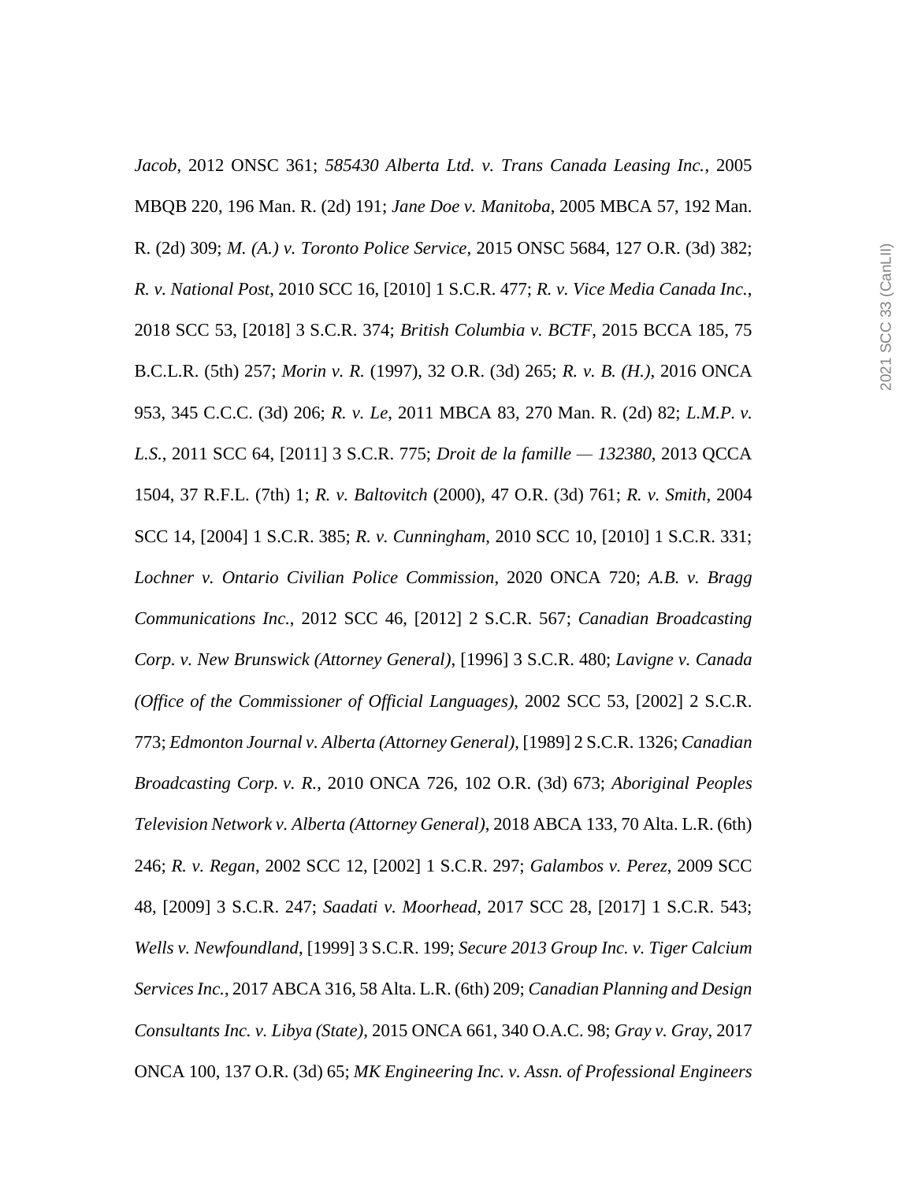*Jacob*, 2012 ONSC 361; *585430 Alberta Ltd. v. Trans Canada Leasing Inc.*, 2005 MBQB 220, 196 Man. R. (2d) 191; *Jane Doe v. Manitoba*, 2005 MBCA 57, 192 Man. R. (2d) 309; *M. (A.) v. Toronto Police Service*, 2015 ONSC 5684, 127 O.R. (3d) 382; *R. v. National Post*, 2010 SCC 16, [2010] 1 S.C.R. 477; *R. v. Vice Media Canada Inc.*, 2018 SCC 53, [2018] 3 S.C.R. 374; *British Columbia v. BCTF*, 2015 BCCA 185, 75 B.C.L.R. (5th) 257; *Morin v. R.* (1997), 32 O.R. (3d) 265; *R. v. B. (H.)*, 2016 ONCA 953, 345 C.C.C. (3d) 206; *R. v. Le*, 2011 MBCA 83, 270 Man. R. (2d) 82; *L.M.P. v. L.S.*, 2011 SCC 64, [2011] 3 S.C.R. 775; *Droit de la famille — 132380*, 2013 QCCA 1504, 37 R.F.L. (7th) 1; *R. v. Baltovitch* (2000), 47 O.R. (3d) 761; *R. v. Smith*, 2004 SCC 14, [2004] 1 S.C.R. 385; *R. v. Cunningham*, 2010 SCC 10, [2010] 1 S.C.R. 331; *Lochner v. Ontario Civilian Police Commission*, 2020 ONCA 720; *A.B. v. Bragg Communications Inc.*, 2012 SCC 46, [2012] 2 S.C.R. 567; *Canadian Broadcasting Corp. v. New Brunswick (Attorney General)*, [1996] 3 S.C.R. 480; *Lavigne v. Canada (Office of the Commissioner of Official Languages)*, 2002 SCC 53, [2002] 2 S.C.R. 773; *Edmonton Journal v. Alberta (Attorney General)*, [1989] 2 S.C.R. 1326; *Canadian Broadcasting Corp. v. R.*, 2010 ONCA 726, 102 O.R. (3d) 673; *Aboriginal Peoples Television Network v. Alberta (Attorney General)*, 2018 ABCA 133, 70 Alta. L.R. (6th) 246; *R. v. Regan*, 2002 SCC 12, [2002] 1 S.C.R. 297; *Galambos v. Perez*, 2009 SCC 48, [2009] 3 S.C.R. 247; *Saadati v. Moorhead*, 2017 SCC 28, [2017] 1 S.C.R. 543; *Wells v. Newfoundland*, [1999] 3 S.C.R. 199; *Secure 2013 Group Inc. v. Tiger Calcium Services Inc.*, 2017 ABCA 316, 58 Alta. L.R. (6th) 209; *Canadian Planning and Design Consultants Inc. v. Libya (State)*, 2015 ONCA 661, 340 O.A.C. 98; *Gray v. Gray*, 2017 ONCA 100, 137 O.R. (3d) 65; *MK Engineering Inc. v. Assn. of Professional Engineers*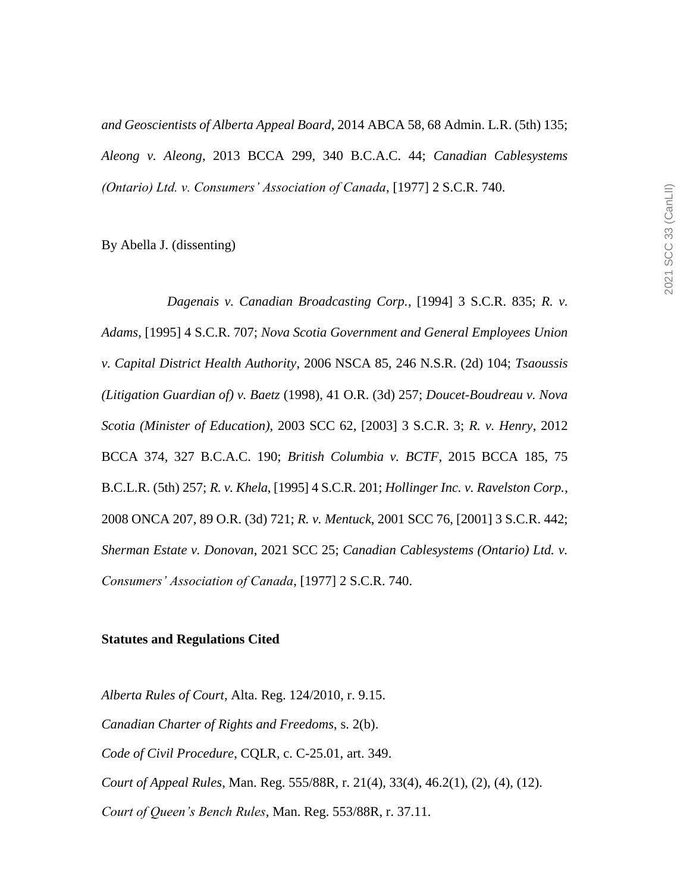*and Geoscientists of Alberta Appeal Board*, 2014 ABCA 58, 68 Admin. L.R. (5th) 135; *Aleong v. Aleong*, 2013 BCCA 299, 340 B.C.A.C. 44; *Canadian Cablesystems (Ontario) Ltd. v. Consumers' Association of Canada*, [1977] 2 S.C.R. 740.

By Abella J. (dissenting)

*Dagenais v. Canadian Broadcasting Corp.*, [1994] 3 S.C.R. 835; *R. v. Adams*, [1995] 4 S.C.R. 707; *Nova Scotia Government and General Employees Union v. Capital District Health Authority*, 2006 NSCA 85, 246 N.S.R. (2d) 104; *Tsaoussis (Litigation Guardian of) v. Baetz* (1998), 41 O.R. (3d) 257; *Doucet-Boudreau v. Nova Scotia (Minister of Education)*, 2003 SCC 62, [2003] 3 S.C.R. 3; *R. v. Henry*, 2012 BCCA 374, 327 B.C.A.C. 190; *British Columbia v. BCTF*, 2015 BCCA 185, 75 B.C.L.R. (5th) 257; *R. v. Khela*, [1995] 4 S.C.R. 201; *Hollinger Inc. v. Ravelston Corp.*, 2008 ONCA 207, 89 O.R. (3d) 721; *R. v. Mentuck*, 2001 SCC 76, [2001] 3 S.C.R. 442; *Sherman Estate v. Donovan*, 2021 SCC 25; *Canadian Cablesystems (Ontario) Ltd. v. Consumers' Association of Canada*, [1977] 2 S.C.R. 740.

**Statutes and Regulations Cited**

*Alberta Rules of Court*, Alta. Reg. 124/2010, r. 9.15.

*Canadian Charter of Rights and Freedoms*, s. 2(b).

*Code of Civil Procedure*, CQLR, c. C-25.01, art. 349.

*Court of Appeal Rules*, Man. Reg. 555/88R, r. 21(4), 33(4), 46.2(1), (2), (4), (12).

*Court of Queen's Bench Rules*, Man. Reg. 553/88R, r. 37.11.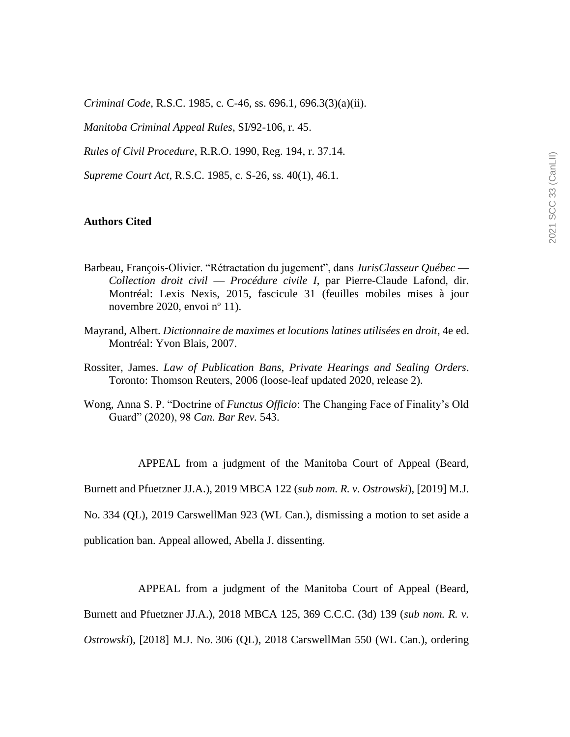*Criminal Code*, R.S.C. 1985, c. C-46, ss. 696.1, 696.3(3)(a)(ii).

*Manitoba Criminal Appeal Rules*, SI/92-106, r. 45.

*Rules of Civil Procedure*, R.R.O. 1990, Reg. 194, r. 37.14.

*Supreme Court Act*, R.S.C. 1985, c. S-26, ss. 40(1), 46.1.

**Authors Cited**

Barbeau, François-Olivier. "Rétractation du jugement", dans *JurisClasseur Québec — Collection droit civil — Procédure civile I*, par Pierre-Claude Lafond, dir. Montréal: Lexis Nexis, 2015, fascicule 31 (feuilles mobiles mises à jour novembre 2020, envoi nº 11).

Mayrand, Albert. *Dictionnaire de maximes et locutions latines utilisées en droit*, 4e ed. Montréal: Yvon Blais, 2007.

Rossiter, James. *Law of Publication Bans, Private Hearings and Sealing Orders*. Toronto: Thomson Reuters, 2006 (loose-leaf updated 2020, release 2).

Wong, Anna S. P. "Doctrine of *Functus Officio*: The Changing Face of Finality's Old Guard" (2020), 98 *Can. Bar Rev.* 543.

APPEAL from a judgment of the Manitoba Court of Appeal (Beard, Burnett and Pfuetzner JJ.A.), 2019 MBCA 122 (*sub nom. R. v. Ostrowski*), [2019] M.J. No. 334 (QL), 2019 CarswellMan 923 (WL Can.), dismissing a motion to set aside a publication ban. Appeal allowed, Abella J. dissenting.

APPEAL from a judgment of the Manitoba Court of Appeal (Beard, Burnett and Pfuetzner JJ.A.), 2018 MBCA 125, 369 C.C.C. (3d) 139 (*sub nom. R. v. Ostrowski*), [2018] M.J. No. 306 (QL), 2018 CarswellMan 550 (WL Can.), ordering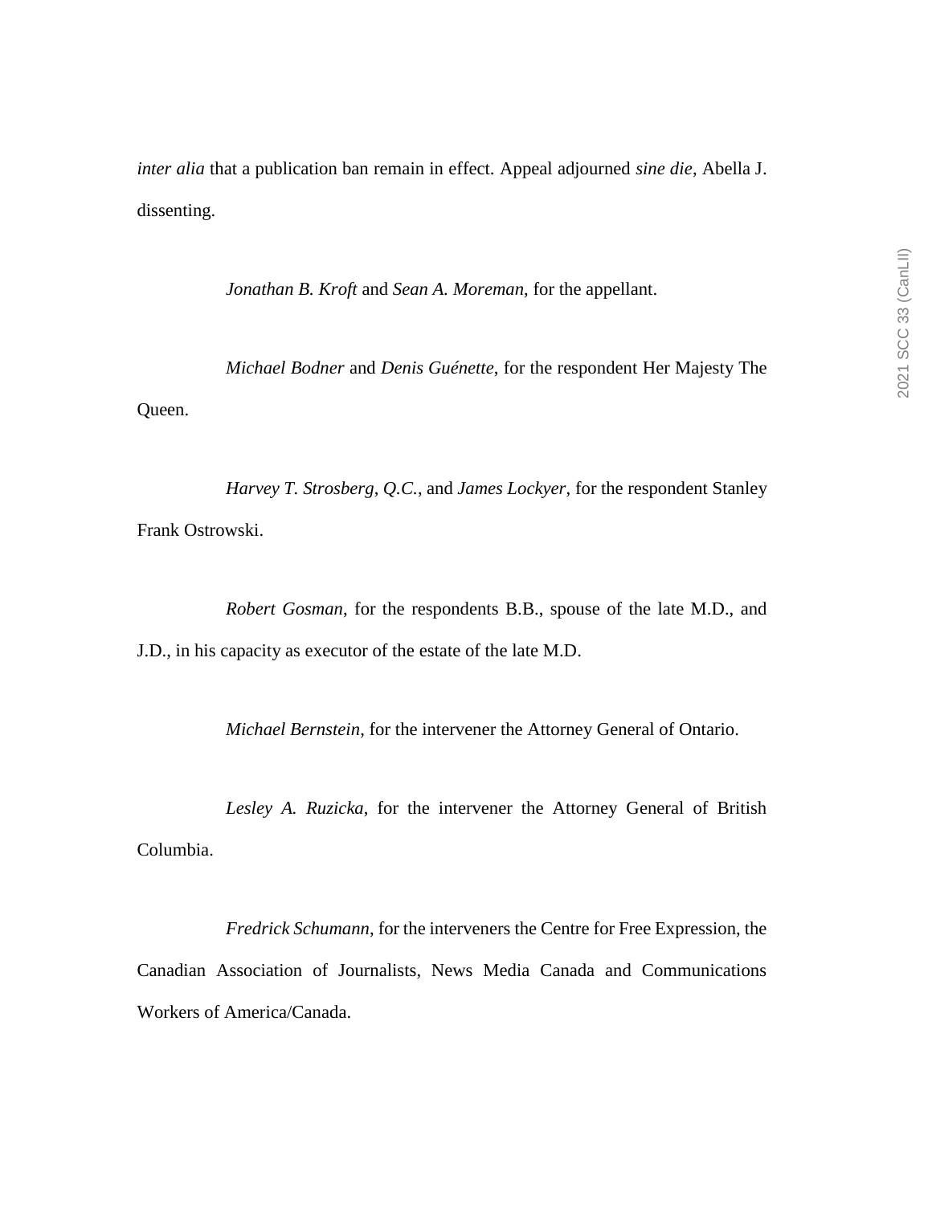*inter alia* that a publication ban remain in effect. Appeal adjourned *sine die*, Abella J. dissenting.

*Jonathan B. Kroft* and *Sean A. Moreman*, for the appellant.

*Michael Bodner* and *Denis Guénette*, for the respondent Her Majesty The Queen.

*Harvey T. Strosberg*, *Q.C.*, and *James Lockyer*, for the respondent Stanley Frank Ostrowski.

*Robert Gosman*, for the respondents B.B., spouse of the late M.D., and J.D., in his capacity as executor of the estate of the late M.D.

*Michael Bernstein*, for the intervener the Attorney General of Ontario.

*Lesley A. Ruzicka*, for the intervener the Attorney General of British Columbia.

*Fredrick Schumann*, for the interveners the Centre for Free Expression, the Canadian Association of Journalists, News Media Canada and Communications Workers of America/Canada.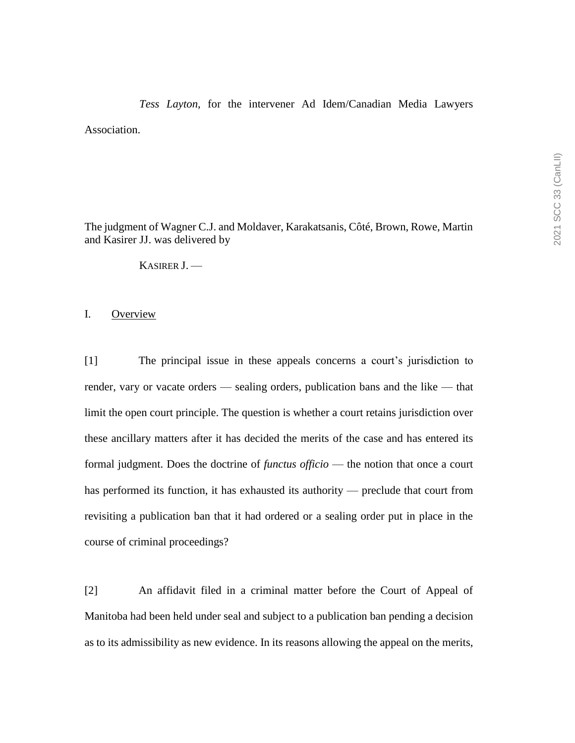*Tess Layton*, for the intervener Ad Idem/Canadian Media Lawyers Association.

The judgment of Wagner C.J. and Moldaver, Karakatsanis, Côté, Brown, Rowe, Martin and Kasirer JJ. was delivered by

KASIRER J. —

## I. Overview

[1] The principal issue in these appeals concerns a court's jurisdiction to render, vary or vacate orders — sealing orders, publication bans and the like — that limit the open court principle. The question is whether a court retains jurisdiction over these ancillary matters after it has decided the merits of the case and has entered its formal judgment. Does the doctrine of *functus officio* — the notion that once a court has performed its function, it has exhausted its authority — preclude that court from revisiting a publication ban that it had ordered or a sealing order put in place in the course of criminal proceedings?

[2] An affidavit filed in a criminal matter before the Court of Appeal of Manitoba had been held under seal and subject to a publication ban pending a decision as to its admissibility as new evidence. In its reasons allowing the appeal on the merits,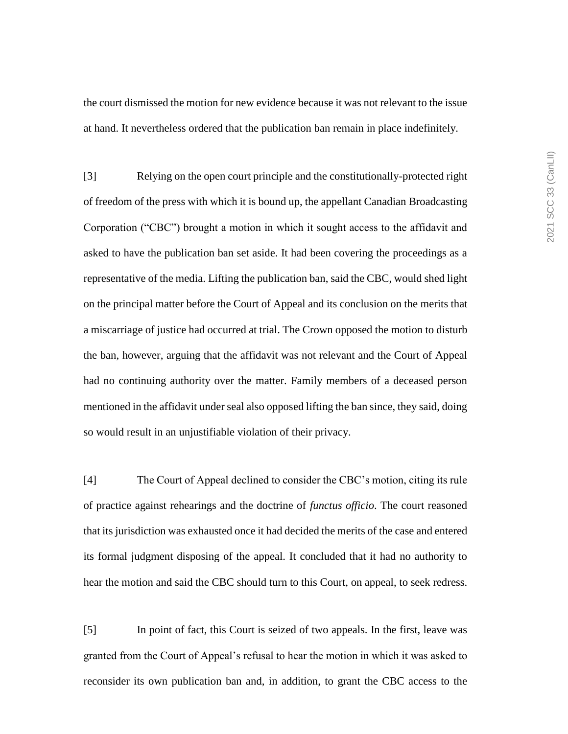the court dismissed the motion for new evidence because it was not relevant to the issue at hand. It nevertheless ordered that the publication ban remain in place indefinitely.

[3] Relying on the open court principle and the constitutionally-protected right of freedom of the press with which it is bound up, the appellant Canadian Broadcasting Corporation ("CBC") brought a motion in which it sought access to the affidavit and asked to have the publication ban set aside. It had been covering the proceedings as a representative of the media. Lifting the publication ban, said the CBC, would shed light on the principal matter before the Court of Appeal and its conclusion on the merits that a miscarriage of justice had occurred at trial. The Crown opposed the motion to disturb the ban, however, arguing that the affidavit was not relevant and the Court of Appeal had no continuing authority over the matter. Family members of a deceased person mentioned in the affidavit under seal also opposed lifting the ban since, they said, doing so would result in an unjustifiable violation of their privacy.

[4] The Court of Appeal declined to consider the CBC's motion, citing its rule of practice against rehearings and the doctrine of *functus officio*. The court reasoned that its jurisdiction was exhausted once it had decided the merits of the case and entered its formal judgment disposing of the appeal. It concluded that it had no authority to hear the motion and said the CBC should turn to this Court, on appeal, to seek redress.

[5] In point of fact, this Court is seized of two appeals. In the first, leave was granted from the Court of Appeal's refusal to hear the motion in which it was asked to reconsider its own publication ban and, in addition, to grant the CBC access to the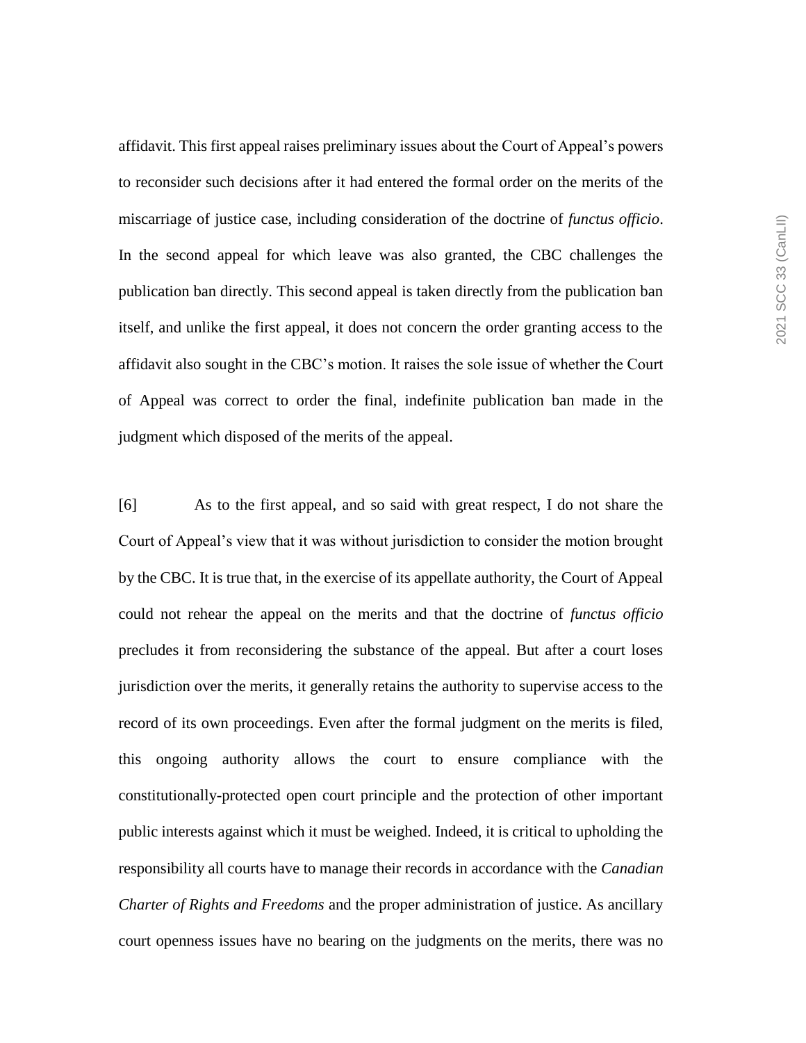affidavit. This first appeal raises preliminary issues about the Court of Appeal's powers to reconsider such decisions after it had entered the formal order on the merits of the miscarriage of justice case, including consideration of the doctrine of *functus officio*. In the second appeal for which leave was also granted, the CBC challenges the publication ban directly. This second appeal is taken directly from the publication ban itself, and unlike the first appeal, it does not concern the order granting access to the affidavit also sought in the CBC's motion. It raises the sole issue of whether the Court of Appeal was correct to order the final, indefinite publication ban made in the judgment which disposed of the merits of the appeal.

[6] As to the first appeal, and so said with great respect, I do not share the Court of Appeal's view that it was without jurisdiction to consider the motion brought by the CBC. It is true that, in the exercise of its appellate authority, the Court of Appeal could not rehear the appeal on the merits and that the doctrine of *functus officio* precludes it from reconsidering the substance of the appeal. But after a court loses jurisdiction over the merits, it generally retains the authority to supervise access to the record of its own proceedings. Even after the formal judgment on the merits is filed, this ongoing authority allows the court to ensure compliance with the constitutionally-protected open court principle and the protection of other important public interests against which it must be weighed. Indeed, it is critical to upholding the responsibility all courts have to manage their records in accordance with the *Canadian Charter of Rights and Freedoms* and the proper administration of justice. As ancillary court openness issues have no bearing on the judgments on the merits, there was no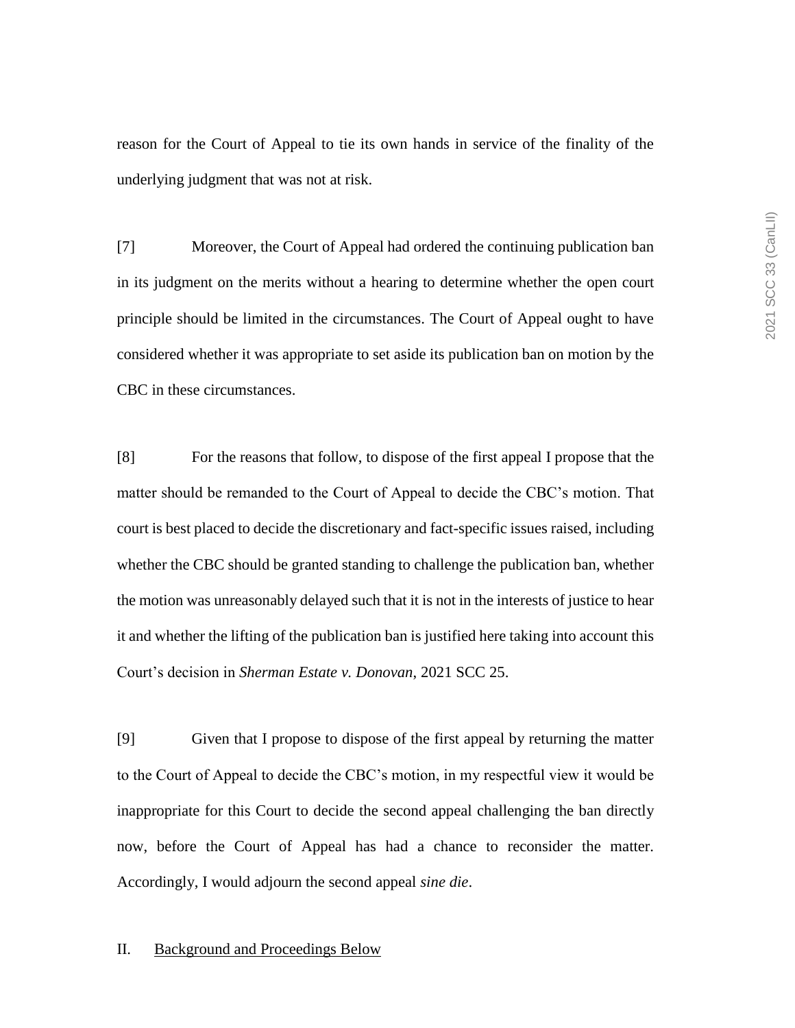reason for the Court of Appeal to tie its own hands in service of the finality of the underlying judgment that was not at risk.

[7] Moreover, the Court of Appeal had ordered the continuing publication ban in its judgment on the merits without a hearing to determine whether the open court principle should be limited in the circumstances. The Court of Appeal ought to have considered whether it was appropriate to set aside its publication ban on motion by the CBC in these circumstances.

[8] For the reasons that follow, to dispose of the first appeal I propose that the matter should be remanded to the Court of Appeal to decide the CBC's motion. That court is best placed to decide the discretionary and fact-specific issues raised, including whether the CBC should be granted standing to challenge the publication ban, whether the motion was unreasonably delayed such that it is not in the interests of justice to hear it and whether the lifting of the publication ban is justified here taking into account this Court's decision in *Sherman Estate v. Donovan*, 2021 SCC 25.

[9] Given that I propose to dispose of the first appeal by returning the matter to the Court of Appeal to decide the CBC's motion, in my respectful view it would be inappropriate for this Court to decide the second appeal challenging the ban directly now, before the Court of Appeal has had a chance to reconsider the matter. Accordingly, I would adjourn the second appeal *sine die*.

## II. Background and Proceedings Below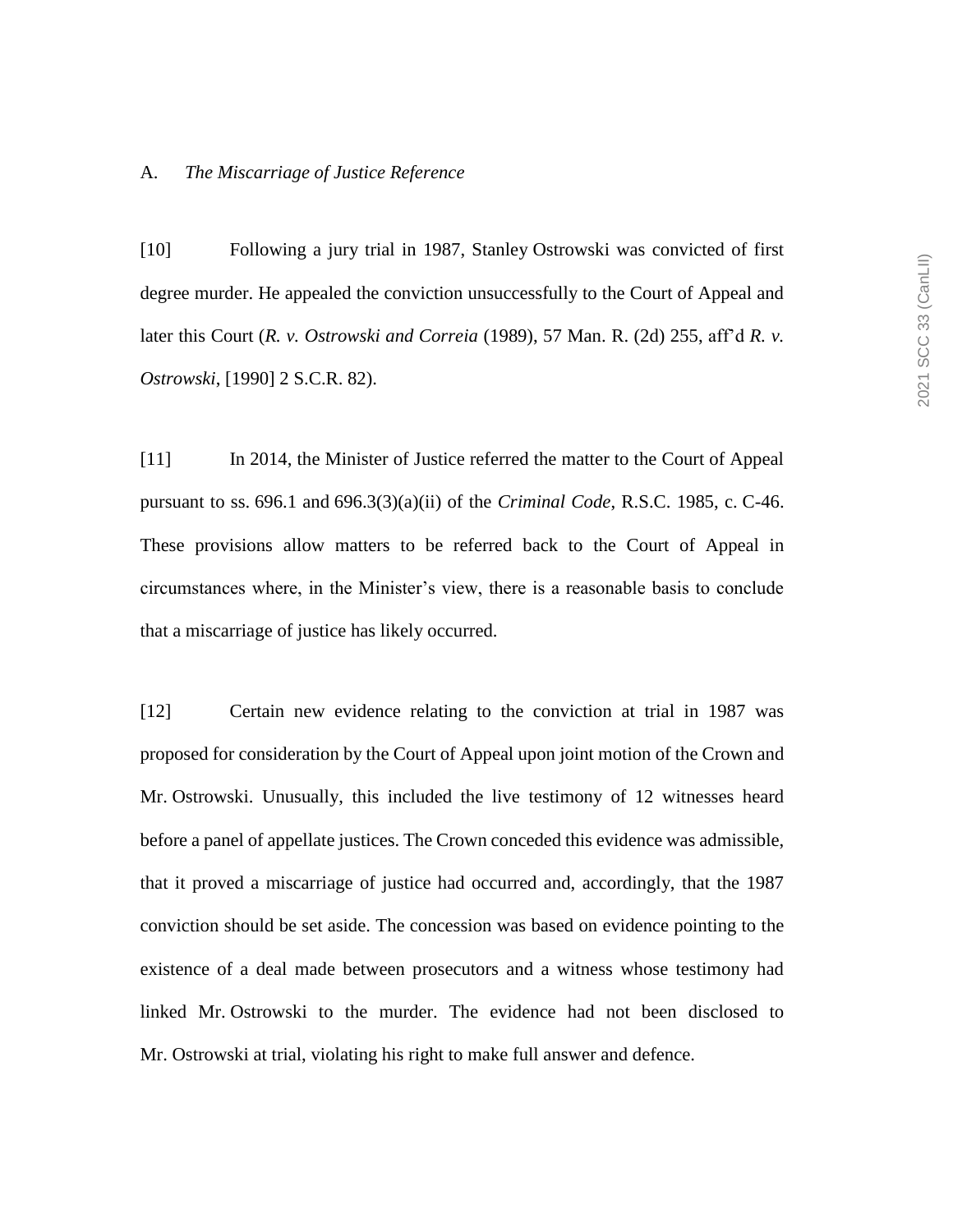### A. *The Miscarriage of Justice Reference*

[10] Following a jury trial in 1987, Stanley Ostrowski was convicted of first degree murder. He appealed the conviction unsuccessfully to the Court of Appeal and later this Court (*R. v. Ostrowski and Correia* (1989), 57 Man. R. (2d) 255, aff'd *R. v. Ostrowski*, [1990] 2 S.C.R. 82).

[11] In 2014, the Minister of Justice referred the matter to the Court of Appeal pursuant to ss. 696.1 and 696.3(3)(a)(ii) of the *Criminal Code*, R.S.C. 1985, c. C-46. These provisions allow matters to be referred back to the Court of Appeal in circumstances where, in the Minister's view, there is a reasonable basis to conclude that a miscarriage of justice has likely occurred.

[12] Certain new evidence relating to the conviction at trial in 1987 was proposed for consideration by the Court of Appeal upon joint motion of the Crown and Mr. Ostrowski. Unusually, this included the live testimony of 12 witnesses heard before a panel of appellate justices. The Crown conceded this evidence was admissible, that it proved a miscarriage of justice had occurred and, accordingly, that the 1987 conviction should be set aside. The concession was based on evidence pointing to the existence of a deal made between prosecutors and a witness whose testimony had linked Mr. Ostrowski to the murder. The evidence had not been disclosed to Mr. Ostrowski at trial, violating his right to make full answer and defence.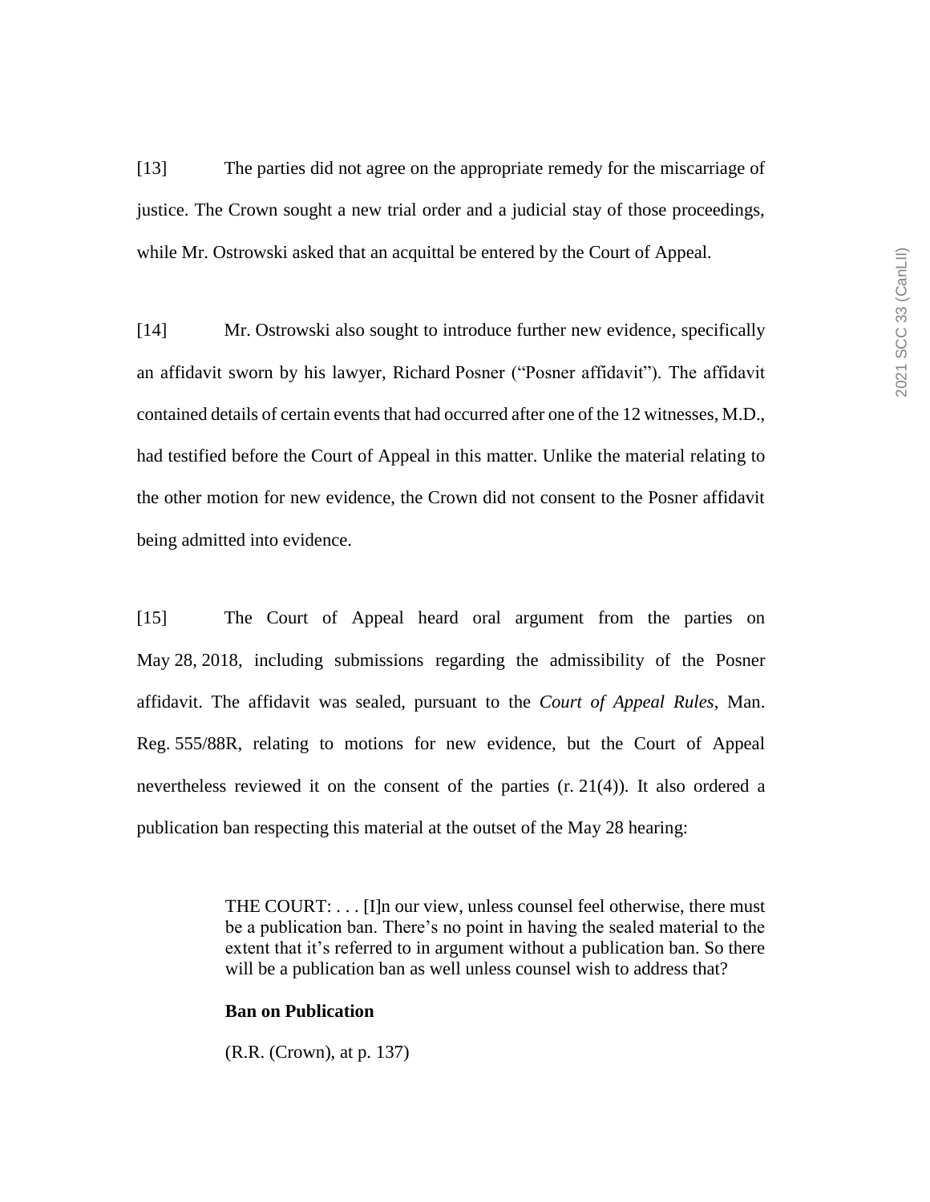[13] The parties did not agree on the appropriate remedy for the miscarriage of justice. The Crown sought a new trial order and a judicial stay of those proceedings, while Mr. Ostrowski asked that an acquittal be entered by the Court of Appeal.

[14] Mr. Ostrowski also sought to introduce further new evidence, specifically an affidavit sworn by his lawyer, Richard Posner ("Posner affidavit"). The affidavit contained details of certain events that had occurred after one of the 12 witnesses, M.D., had testified before the Court of Appeal in this matter. Unlike the material relating to the other motion for new evidence, the Crown did not consent to the Posner affidavit being admitted into evidence.

[15] The Court of Appeal heard oral argument from the parties on May 28, 2018, including submissions regarding the admissibility of the Posner affidavit. The affidavit was sealed, pursuant to the *Court of Appeal Rules*, Man. Reg. 555/88R, relating to motions for new evidence, but the Court of Appeal nevertheless reviewed it on the consent of the parties (r. 21(4)). It also ordered a publication ban respecting this material at the outset of the May 28 hearing:

> THE COURT: . . . [I]n our view, unless counsel feel otherwise, there must be a publication ban. There's no point in having the sealed material to the extent that it's referred to in argument without a publication ban. So there will be a publication ban as well unless counsel wish to address that?
>
> **Ban on Publication**
>
> (R.R. (Crown), at p. 137)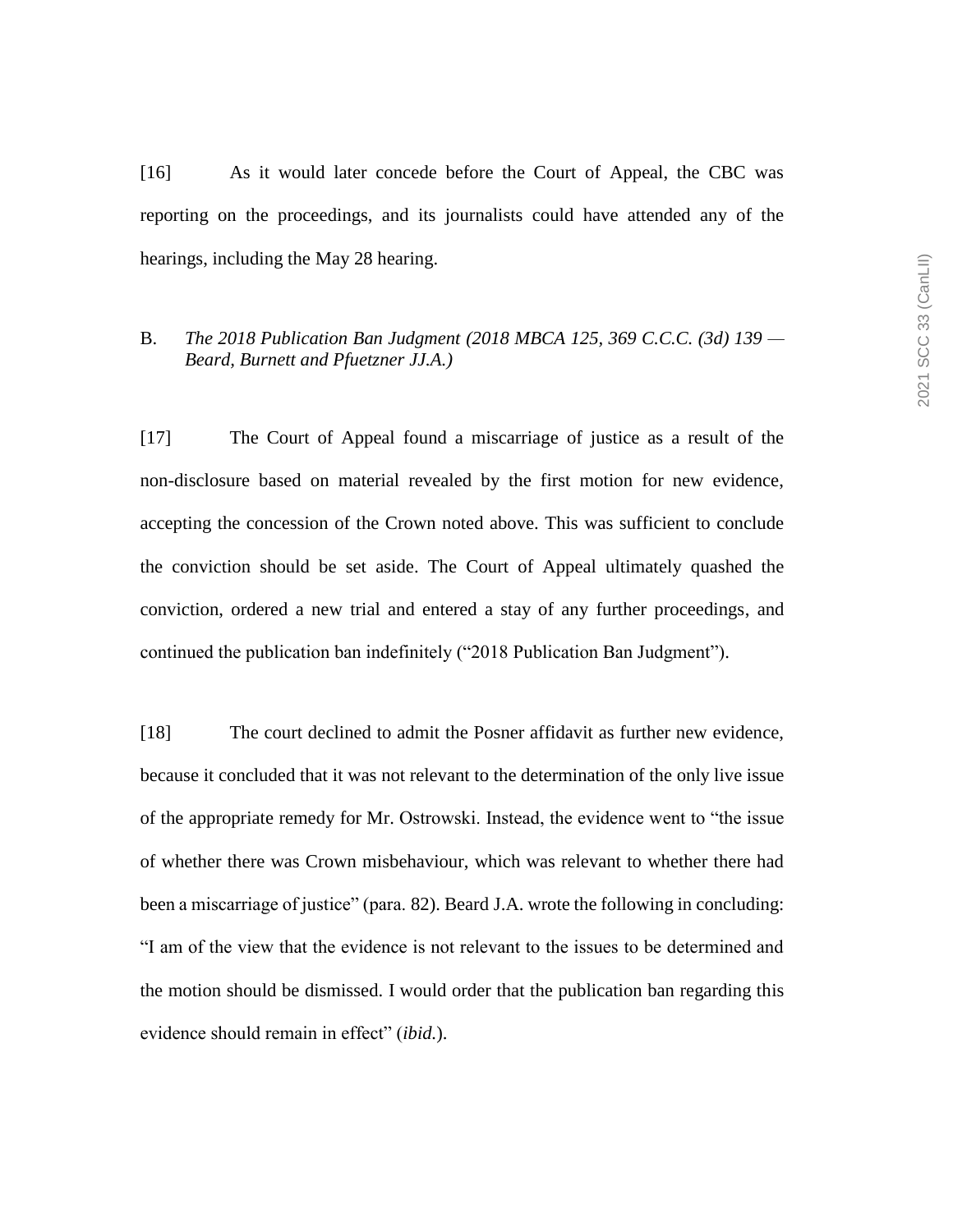[16] As it would later concede before the Court of Appeal, the CBC was reporting on the proceedings, and its journalists could have attended any of the hearings, including the May 28 hearing.

B. *The 2018 Publication Ban Judgment (2018 MBCA 125, 369 C.C.C. (3d) 139 — Beard, Burnett and Pfuetzner JJ.A.)*

[17] The Court of Appeal found a miscarriage of justice as a result of the non-disclosure based on material revealed by the first motion for new evidence, accepting the concession of the Crown noted above. This was sufficient to conclude the conviction should be set aside. The Court of Appeal ultimately quashed the conviction, ordered a new trial and entered a stay of any further proceedings, and continued the publication ban indefinitely ("2018 Publication Ban Judgment").

[18] The court declined to admit the Posner affidavit as further new evidence, because it concluded that it was not relevant to the determination of the only live issue of the appropriate remedy for Mr. Ostrowski. Instead, the evidence went to "the issue of whether there was Crown misbehaviour, which was relevant to whether there had been a miscarriage of justice" (para. 82). Beard J.A. wrote the following in concluding: "I am of the view that the evidence is not relevant to the issues to be determined and the motion should be dismissed. I would order that the publication ban regarding this evidence should remain in effect" (*ibid.*).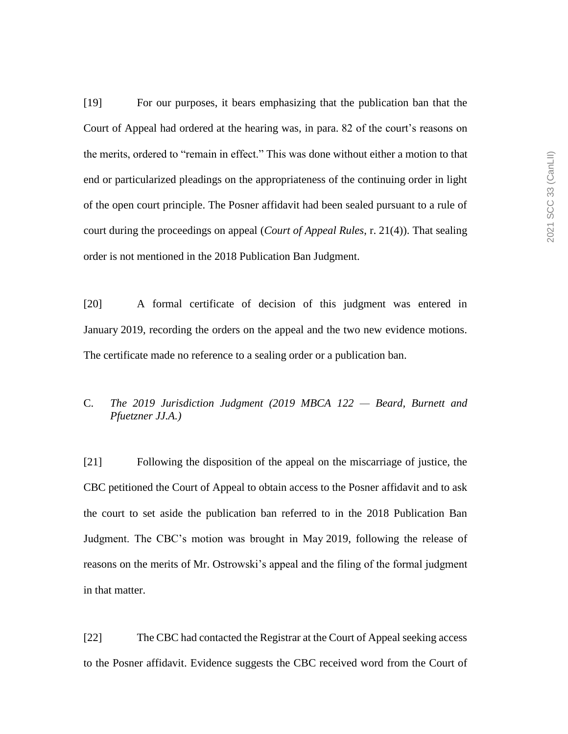[19] For our purposes, it bears emphasizing that the publication ban that the Court of Appeal had ordered at the hearing was, in para. 82 of the court's reasons on the merits, ordered to "remain in effect." This was done without either a motion to that end or particularized pleadings on the appropriateness of the continuing order in light of the open court principle. The Posner affidavit had been sealed pursuant to a rule of court during the proceedings on appeal (*Court of Appeal Rules*, r. 21(4)). That sealing order is not mentioned in the 2018 Publication Ban Judgment.

[20] A formal certificate of decision of this judgment was entered in January 2019, recording the orders on the appeal and the two new evidence motions. The certificate made no reference to a sealing order or a publication ban.

### C. *The 2019 Jurisdiction Judgment (2019 MBCA 122 — Beard, Burnett and Pfuetzner JJ.A.)*

[21] Following the disposition of the appeal on the miscarriage of justice, the CBC petitioned the Court of Appeal to obtain access to the Posner affidavit and to ask the court to set aside the publication ban referred to in the 2018 Publication Ban Judgment. The CBC's motion was brought in May 2019, following the release of reasons on the merits of Mr. Ostrowski's appeal and the filing of the formal judgment in that matter.

[22] The CBC had contacted the Registrar at the Court of Appeal seeking access to the Posner affidavit. Evidence suggests the CBC received word from the Court of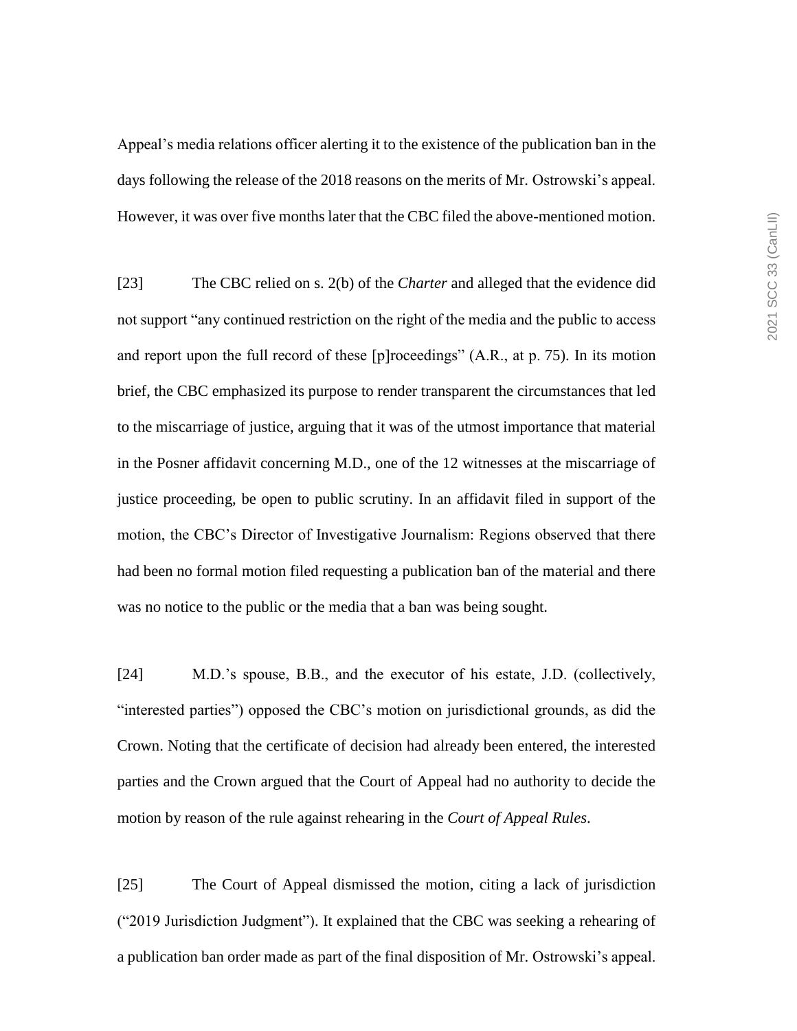Appeal's media relations officer alerting it to the existence of the publication ban in the days following the release of the 2018 reasons on the merits of Mr. Ostrowski's appeal. However, it was over five months later that the CBC filed the above-mentioned motion.

[23] The CBC relied on s. 2(b) of the *Charter* and alleged that the evidence did not support "any continued restriction on the right of the media and the public to access and report upon the full record of these [p]roceedings" (A.R., at p. 75). In its motion brief, the CBC emphasized its purpose to render transparent the circumstances that led to the miscarriage of justice, arguing that it was of the utmost importance that material in the Posner affidavit concerning M.D., one of the 12 witnesses at the miscarriage of justice proceeding, be open to public scrutiny. In an affidavit filed in support of the motion, the CBC's Director of Investigative Journalism: Regions observed that there had been no formal motion filed requesting a publication ban of the material and there was no notice to the public or the media that a ban was being sought.

[24] M.D.'s spouse, B.B., and the executor of his estate, J.D. (collectively, "interested parties") opposed the CBC's motion on jurisdictional grounds, as did the Crown. Noting that the certificate of decision had already been entered, the interested parties and the Crown argued that the Court of Appeal had no authority to decide the motion by reason of the rule against rehearing in the *Court of Appeal Rules*.

[25] The Court of Appeal dismissed the motion, citing a lack of jurisdiction ("2019 Jurisdiction Judgment"). It explained that the CBC was seeking a rehearing of a publication ban order made as part of the final disposition of Mr. Ostrowski's appeal.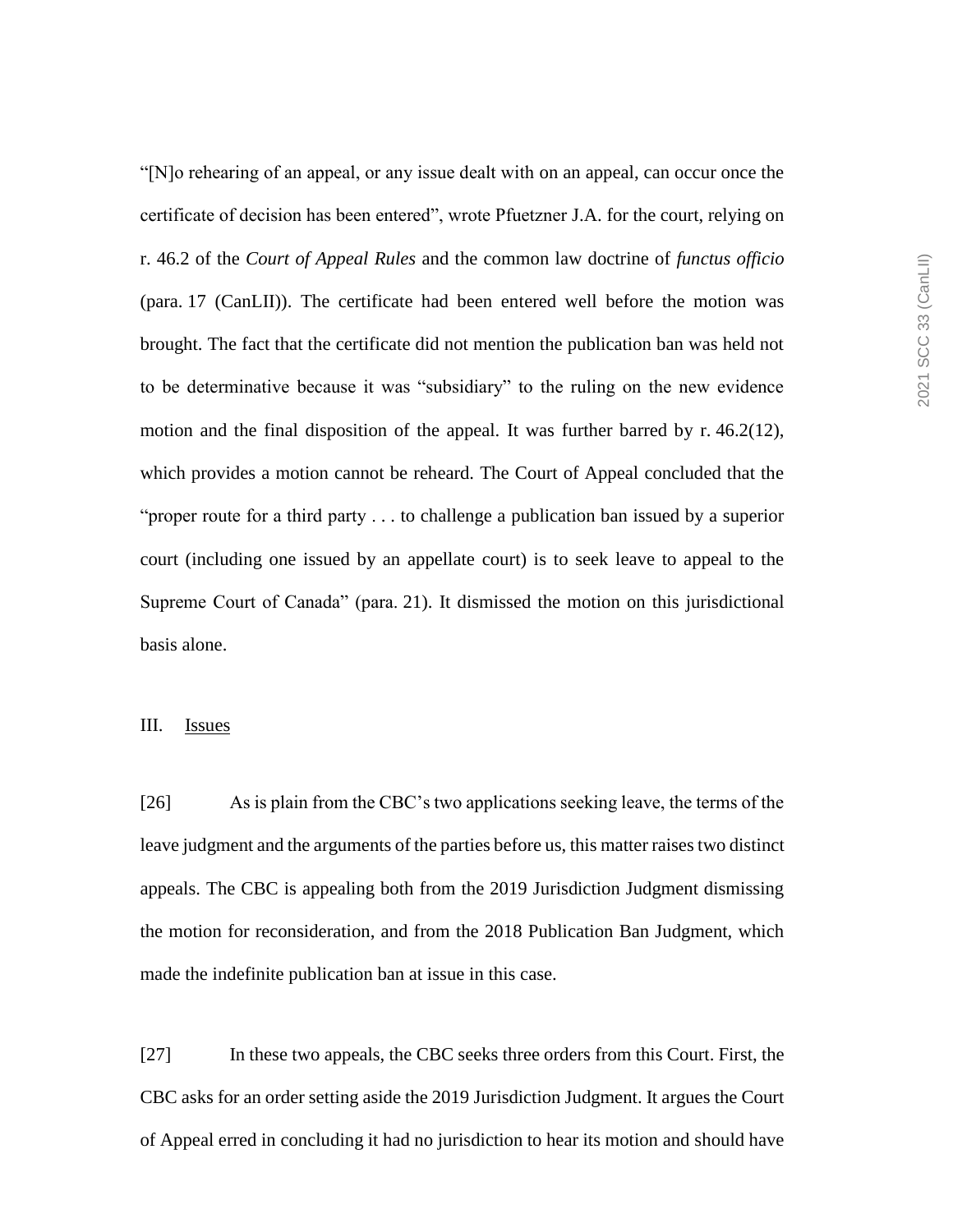"[N]o rehearing of an appeal, or any issue dealt with on an appeal, can occur once the certificate of decision has been entered", wrote Pfuetzner J.A. for the court, relying on r. 46.2 of the *Court of Appeal Rules* and the common law doctrine of *functus officio* (para. 17 (CanLII)). The certificate had been entered well before the motion was brought. The fact that the certificate did not mention the publication ban was held not to be determinative because it was "subsidiary" to the ruling on the new evidence motion and the final disposition of the appeal. It was further barred by r. 46.2(12), which provides a motion cannot be reheard. The Court of Appeal concluded that the "proper route for a third party . . . to challenge a publication ban issued by a superior court (including one issued by an appellate court) is to seek leave to appeal to the Supreme Court of Canada" (para. 21). It dismissed the motion on this jurisdictional basis alone.

## III. Issues

[26] As is plain from the CBC's two applications seeking leave, the terms of the leave judgment and the arguments of the parties before us, this matter raises two distinct appeals. The CBC is appealing both from the 2019 Jurisdiction Judgment dismissing the motion for reconsideration, and from the 2018 Publication Ban Judgment, which made the indefinite publication ban at issue in this case.

[27] In these two appeals, the CBC seeks three orders from this Court. First, the CBC asks for an order setting aside the 2019 Jurisdiction Judgment. It argues the Court of Appeal erred in concluding it had no jurisdiction to hear its motion and should have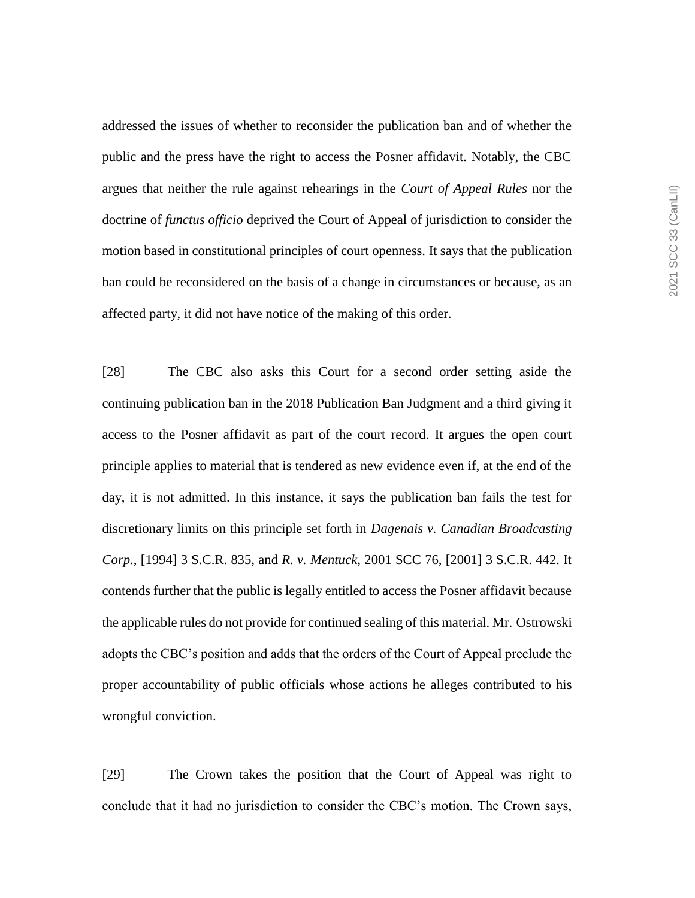addressed the issues of whether to reconsider the publication ban and of whether the public and the press have the right to access the Posner affidavit. Notably, the CBC argues that neither the rule against rehearings in the *Court of Appeal Rules* nor the doctrine of *functus officio* deprived the Court of Appeal of jurisdiction to consider the motion based in constitutional principles of court openness. It says that the publication ban could be reconsidered on the basis of a change in circumstances or because, as an affected party, it did not have notice of the making of this order.

[28] The CBC also asks this Court for a second order setting aside the continuing publication ban in the 2018 Publication Ban Judgment and a third giving it access to the Posner affidavit as part of the court record. It argues the open court principle applies to material that is tendered as new evidence even if, at the end of the day, it is not admitted. In this instance, it says the publication ban fails the test for discretionary limits on this principle set forth in *Dagenais v. Canadian Broadcasting Corp.*, [1994] 3 S.C.R. 835, and *R. v. Mentuck*, 2001 SCC 76, [2001] 3 S.C.R. 442. It contends further that the public is legally entitled to access the Posner affidavit because the applicable rules do not provide for continued sealing of this material. Mr. Ostrowski adopts the CBC's position and adds that the orders of the Court of Appeal preclude the proper accountability of public officials whose actions he alleges contributed to his wrongful conviction.

[29] The Crown takes the position that the Court of Appeal was right to conclude that it had no jurisdiction to consider the CBC's motion. The Crown says,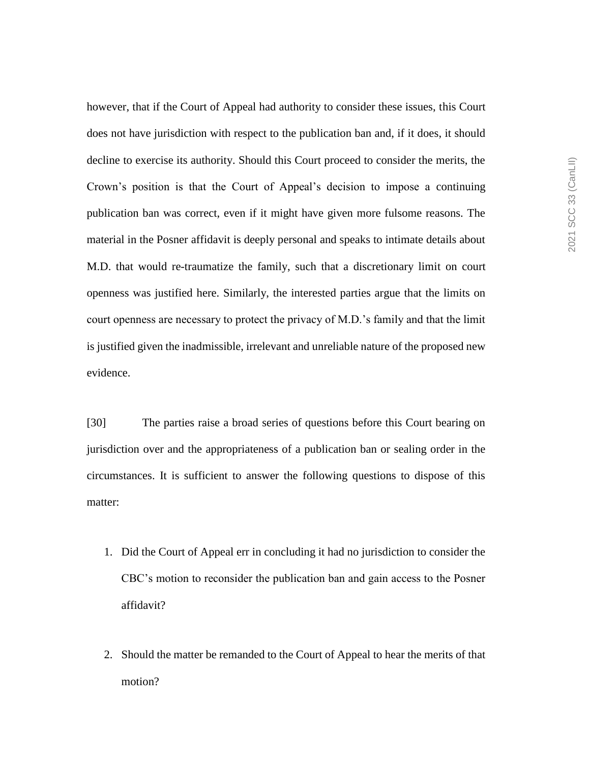however, that if the Court of Appeal had authority to consider these issues, this Court does not have jurisdiction with respect to the publication ban and, if it does, it should decline to exercise its authority. Should this Court proceed to consider the merits, the Crown's position is that the Court of Appeal's decision to impose a continuing publication ban was correct, even if it might have given more fulsome reasons. The material in the Posner affidavit is deeply personal and speaks to intimate details about M.D. that would re-traumatize the family, such that a discretionary limit on court openness was justified here. Similarly, the interested parties argue that the limits on court openness are necessary to protect the privacy of M.D.'s family and that the limit is justified given the inadmissible, irrelevant and unreliable nature of the proposed new evidence.

[30] The parties raise a broad series of questions before this Court bearing on jurisdiction over and the appropriateness of a publication ban or sealing order in the circumstances. It is sufficient to answer the following questions to dispose of this matter:

1. Did the Court of Appeal err in concluding it had no jurisdiction to consider the CBC's motion to reconsider the publication ban and gain access to the Posner affidavit?

2. Should the matter be remanded to the Court of Appeal to hear the merits of that motion?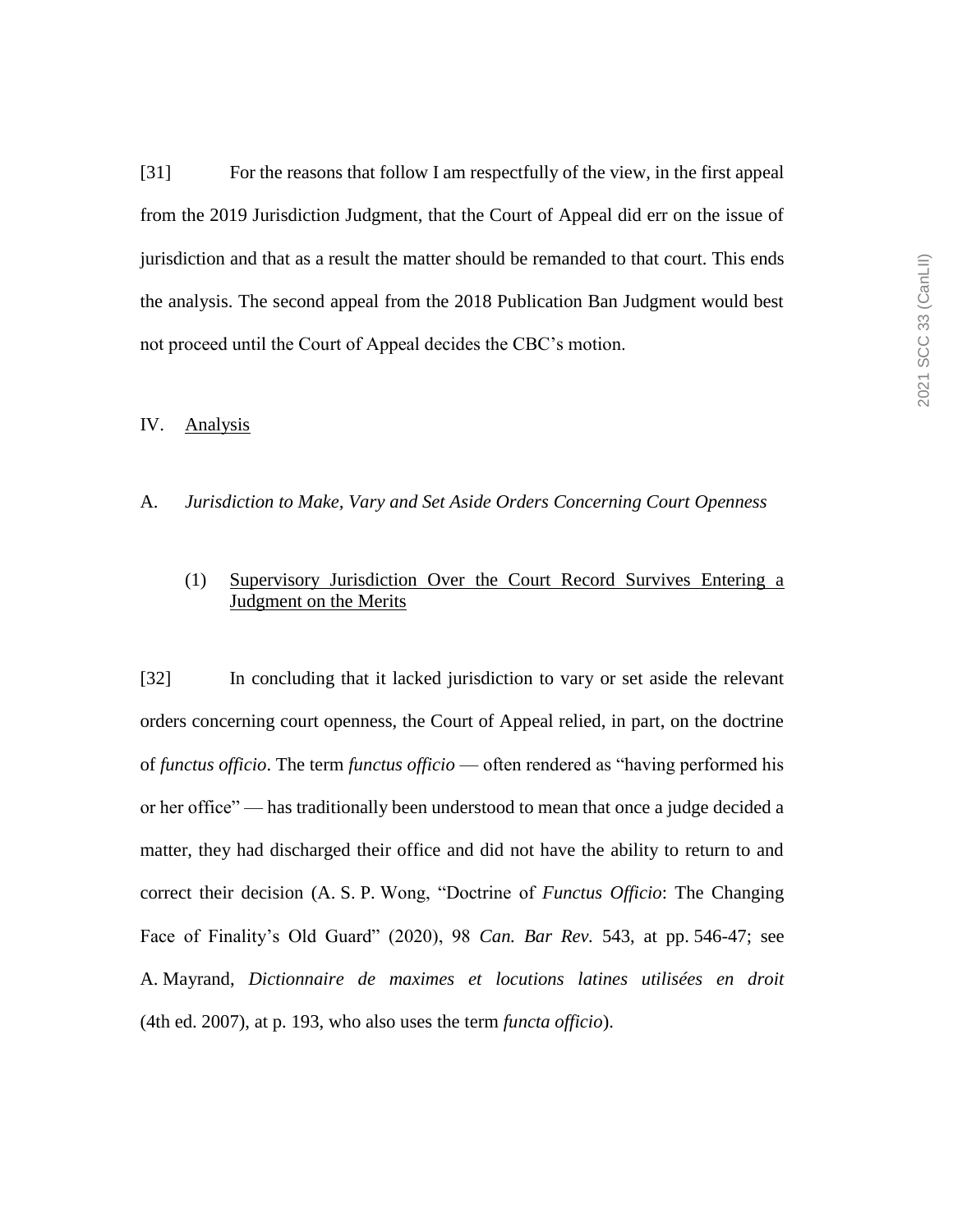[31] For the reasons that follow I am respectfully of the view, in the first appeal from the 2019 Jurisdiction Judgment, that the Court of Appeal did err on the issue of jurisdiction and that as a result the matter should be remanded to that court. This ends the analysis. The second appeal from the 2018 Publication Ban Judgment would best not proceed until the Court of Appeal decides the CBC's motion.

## IV. Analysis

### A. *Jurisdiction to Make, Vary and Set Aside Orders Concerning Court Openness*

#### (1) Supervisory Jurisdiction Over the Court Record Survives Entering a Judgment on the Merits

[32] In concluding that it lacked jurisdiction to vary or set aside the relevant orders concerning court openness, the Court of Appeal relied, in part, on the doctrine of *functus officio*. The term *functus officio* — often rendered as "having performed his or her office" — has traditionally been understood to mean that once a judge decided a matter, they had discharged their office and did not have the ability to return to and correct their decision (A. S. P. Wong, "Doctrine of *Functus Officio*: The Changing Face of Finality's Old Guard" (2020), 98 *Can. Bar Rev.* 543, at pp. 546-47; see A. Mayrand, *Dictionnaire de maximes et locutions latines utilisées en droit* (4th ed. 2007), at p. 193, who also uses the term *functa officio*).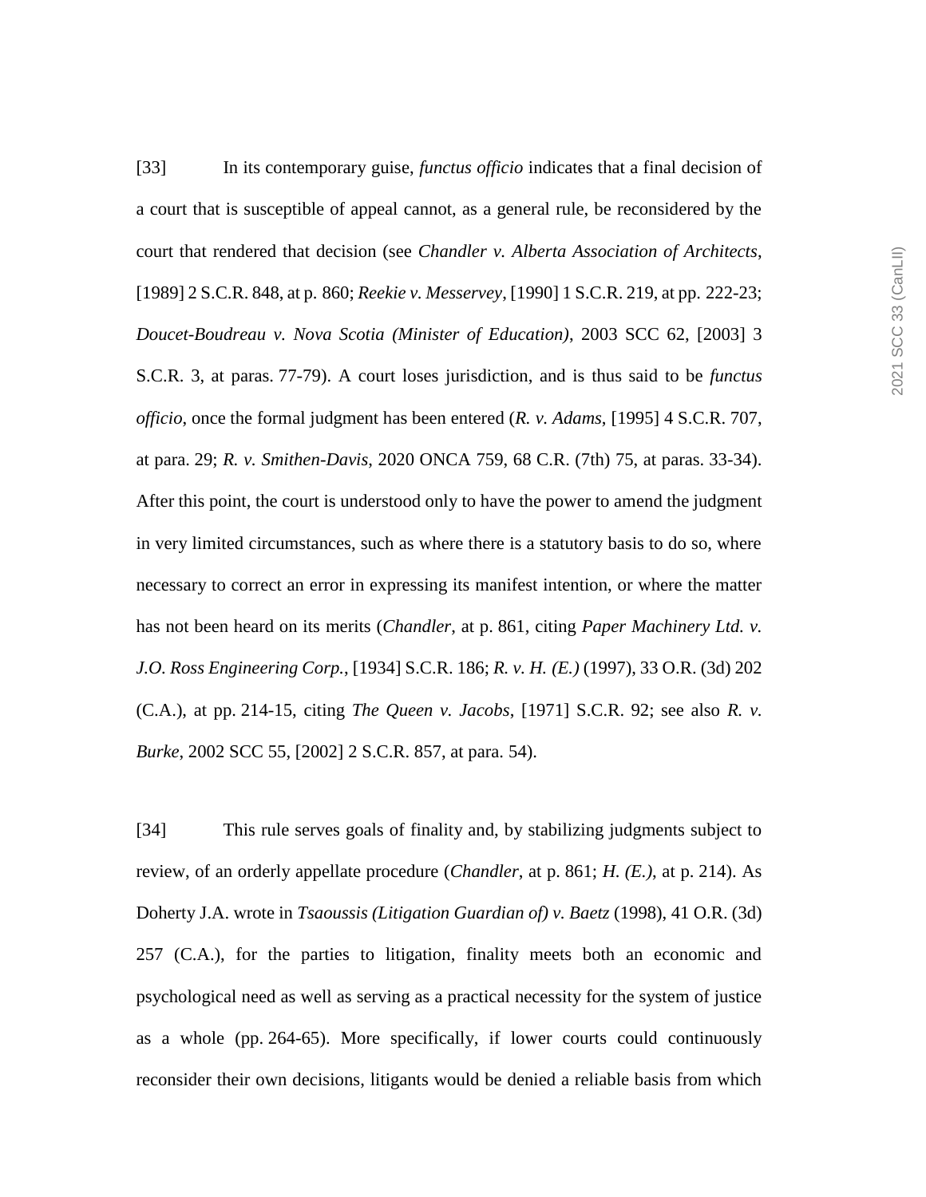[33] In its contemporary guise, *functus officio* indicates that a final decision of a court that is susceptible of appeal cannot, as a general rule, be reconsidered by the court that rendered that decision (see *Chandler v. Alberta Association of Architects*, [1989] 2 S.C.R. 848, at p. 860; *Reekie v. Messervey*, [1990] 1 S.C.R. 219, at pp. 222-23; *Doucet-Boudreau v. Nova Scotia (Minister of Education)*, 2003 SCC 62, [2003] 3 S.C.R. 3, at paras. 77-79). A court loses jurisdiction, and is thus said to be *functus officio*, once the formal judgment has been entered (*R. v. Adams*, [1995] 4 S.C.R. 707, at para. 29; *R. v. Smithen-Davis*, 2020 ONCA 759, 68 C.R. (7th) 75, at paras. 33-34). After this point, the court is understood only to have the power to amend the judgment in very limited circumstances, such as where there is a statutory basis to do so, where necessary to correct an error in expressing its manifest intention, or where the matter has not been heard on its merits (*Chandler*, at p. 861, citing *Paper Machinery Ltd. v. J.O. Ross Engineering Corp.*, [1934] S.C.R. 186; *R. v. H. (E.)* (1997), 33 O.R. (3d) 202 (C.A.), at pp. 214-15, citing *The Queen v. Jacobs*, [1971] S.C.R. 92; see also *R. v. Burke*, 2002 SCC 55, [2002] 2 S.C.R. 857, at para. 54).

[34] This rule serves goals of finality and, by stabilizing judgments subject to review, of an orderly appellate procedure (*Chandler*, at p. 861; *H. (E.)*, at p. 214). As Doherty J.A. wrote in *Tsaoussis (Litigation Guardian of) v. Baetz* (1998), 41 O.R. (3d) 257 (C.A.), for the parties to litigation, finality meets both an economic and psychological need as well as serving as a practical necessity for the system of justice as a whole (pp. 264-65). More specifically, if lower courts could continuously reconsider their own decisions, litigants would be denied a reliable basis from which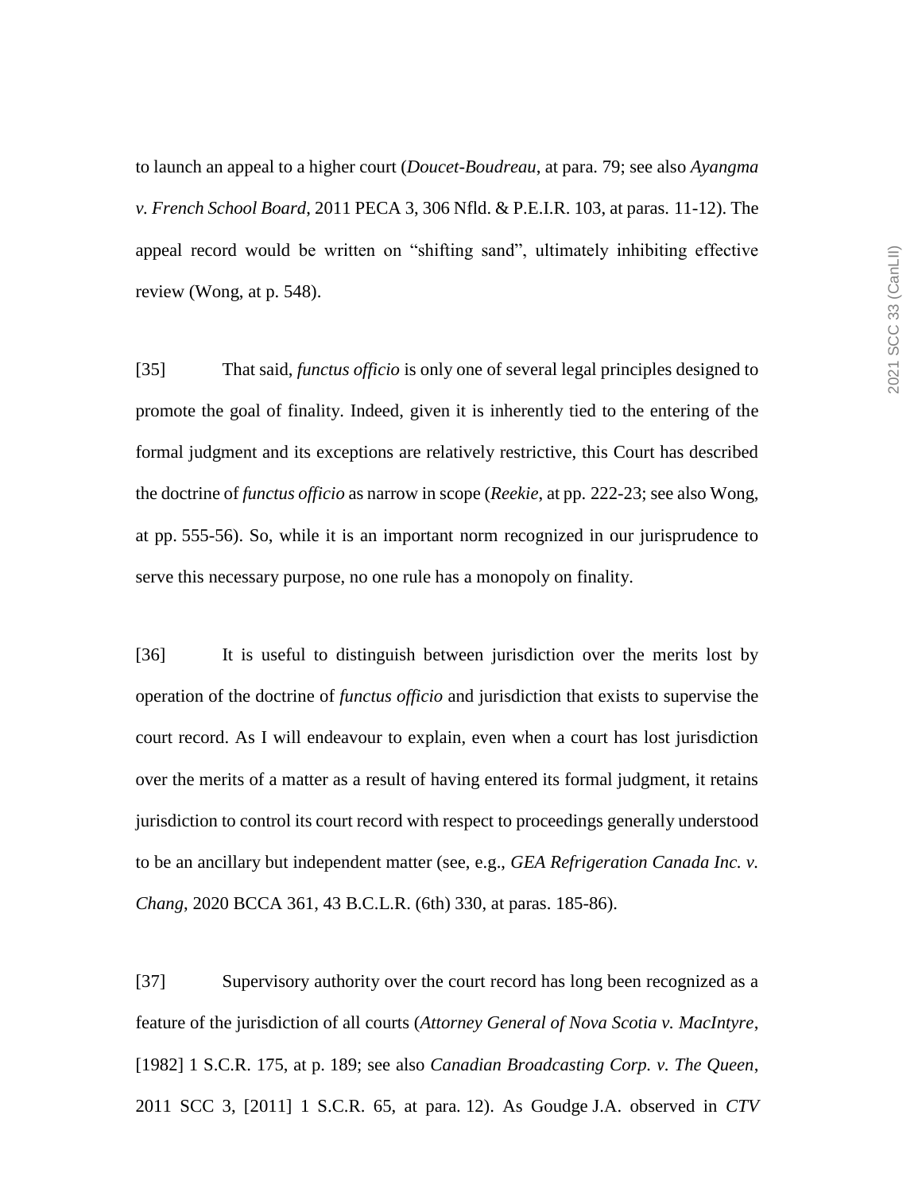to launch an appeal to a higher court (*Doucet-Boudreau*, at para. 79; see also *Ayangma v. French School Board*, 2011 PECA 3, 306 Nfld. & P.E.I.R. 103, at paras. 11-12). The appeal record would be written on "shifting sand", ultimately inhibiting effective review (Wong, at p. 548).

[35] That said, *functus officio* is only one of several legal principles designed to promote the goal of finality. Indeed, given it is inherently tied to the entering of the formal judgment and its exceptions are relatively restrictive, this Court has described the doctrine of *functus officio* as narrow in scope (*Reekie*, at pp. 222-23; see also Wong, at pp. 555-56). So, while it is an important norm recognized in our jurisprudence to serve this necessary purpose, no one rule has a monopoly on finality.

[36] It is useful to distinguish between jurisdiction over the merits lost by operation of the doctrine of *functus officio* and jurisdiction that exists to supervise the court record. As I will endeavour to explain, even when a court has lost jurisdiction over the merits of a matter as a result of having entered its formal judgment, it retains jurisdiction to control its court record with respect to proceedings generally understood to be an ancillary but independent matter (see, e.g., *GEA Refrigeration Canada Inc. v. Chang*, 2020 BCCA 361, 43 B.C.L.R. (6th) 330, at paras. 185-86).

[37] Supervisory authority over the court record has long been recognized as a feature of the jurisdiction of all courts (*Attorney General of Nova Scotia v. MacIntyre*, [1982] 1 S.C.R. 175, at p. 189; see also *Canadian Broadcasting Corp. v. The Queen*, 2011 SCC 3, [2011] 1 S.C.R. 65, at para. 12). As Goudge J.A. observed in *CTV*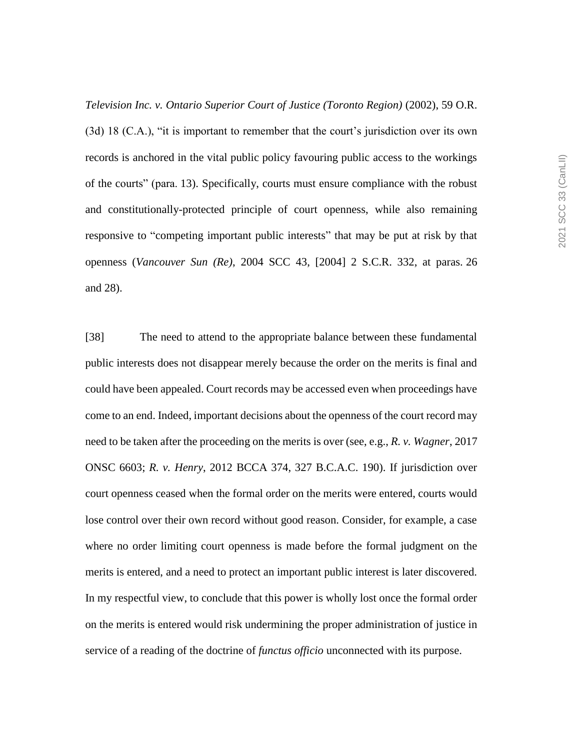*Television Inc. v. Ontario Superior Court of Justice (Toronto Region)* (2002), 59 O.R. (3d) 18 (C.A.), "it is important to remember that the court's jurisdiction over its own records is anchored in the vital public policy favouring public access to the workings of the courts" (para. 13). Specifically, courts must ensure compliance with the robust and constitutionally-protected principle of court openness, while also remaining responsive to "competing important public interests" that may be put at risk by that openness (*Vancouver Sun (Re)*, 2004 SCC 43, [2004] 2 S.C.R. 332, at paras. 26 and 28).

[38] The need to attend to the appropriate balance between these fundamental public interests does not disappear merely because the order on the merits is final and could have been appealed. Court records may be accessed even when proceedings have come to an end. Indeed, important decisions about the openness of the court record may need to be taken after the proceeding on the merits is over (see, e.g., *R. v. Wagner*, 2017 ONSC 6603; *R. v. Henry*, 2012 BCCA 374, 327 B.C.A.C. 190). If jurisdiction over court openness ceased when the formal order on the merits were entered, courts would lose control over their own record without good reason. Consider, for example, a case where no order limiting court openness is made before the formal judgment on the merits is entered, and a need to protect an important public interest is later discovered. In my respectful view, to conclude that this power is wholly lost once the formal order on the merits is entered would risk undermining the proper administration of justice in service of a reading of the doctrine of *functus officio* unconnected with its purpose.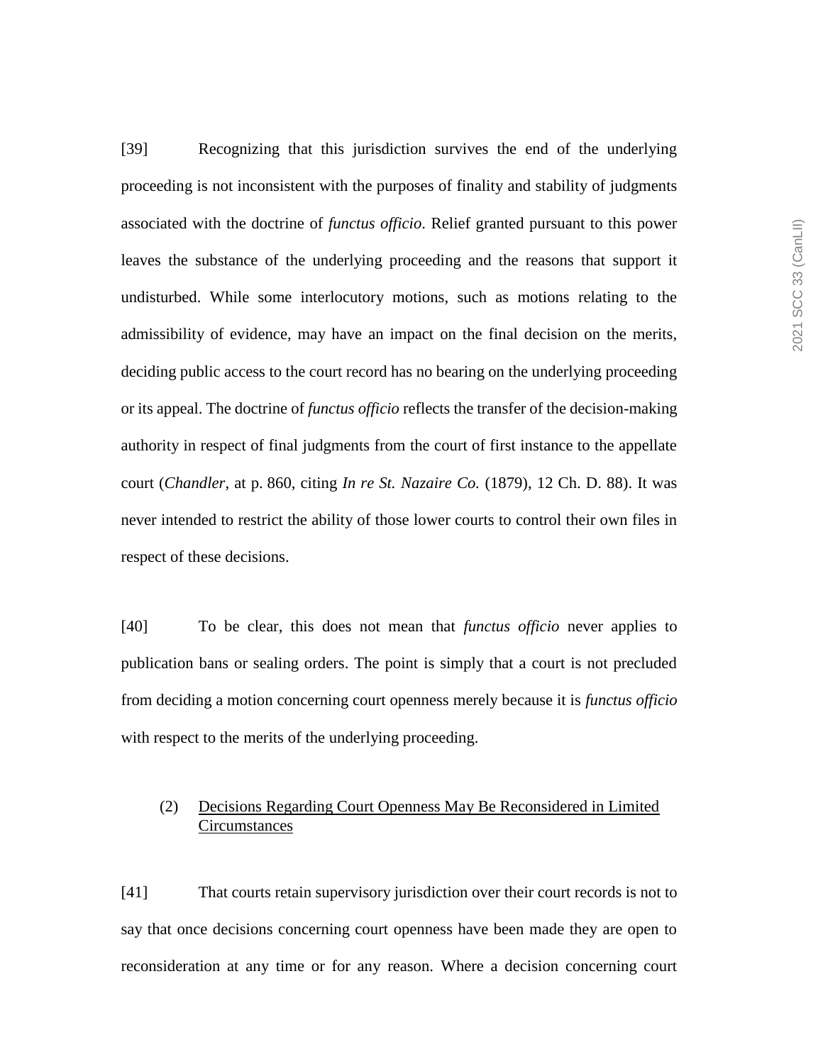[39] Recognizing that this jurisdiction survives the end of the underlying proceeding is not inconsistent with the purposes of finality and stability of judgments associated with the doctrine of *functus officio*. Relief granted pursuant to this power leaves the substance of the underlying proceeding and the reasons that support it undisturbed. While some interlocutory motions, such as motions relating to the admissibility of evidence, may have an impact on the final decision on the merits, deciding public access to the court record has no bearing on the underlying proceeding or its appeal. The doctrine of *functus officio* reflects the transfer of the decision-making authority in respect of final judgments from the court of first instance to the appellate court (*Chandler*, at p. 860, citing *In re St. Nazaire Co.* (1879), 12 Ch. D. 88). It was never intended to restrict the ability of those lower courts to control their own files in respect of these decisions.

[40] To be clear, this does not mean that *functus officio* never applies to publication bans or sealing orders. The point is simply that a court is not precluded from deciding a motion concerning court openness merely because it is *functus officio* with respect to the merits of the underlying proceeding.

(2) Decisions Regarding Court Openness May Be Reconsidered in Limited Circumstances

[41] That courts retain supervisory jurisdiction over their court records is not to say that once decisions concerning court openness have been made they are open to reconsideration at any time or for any reason. Where a decision concerning court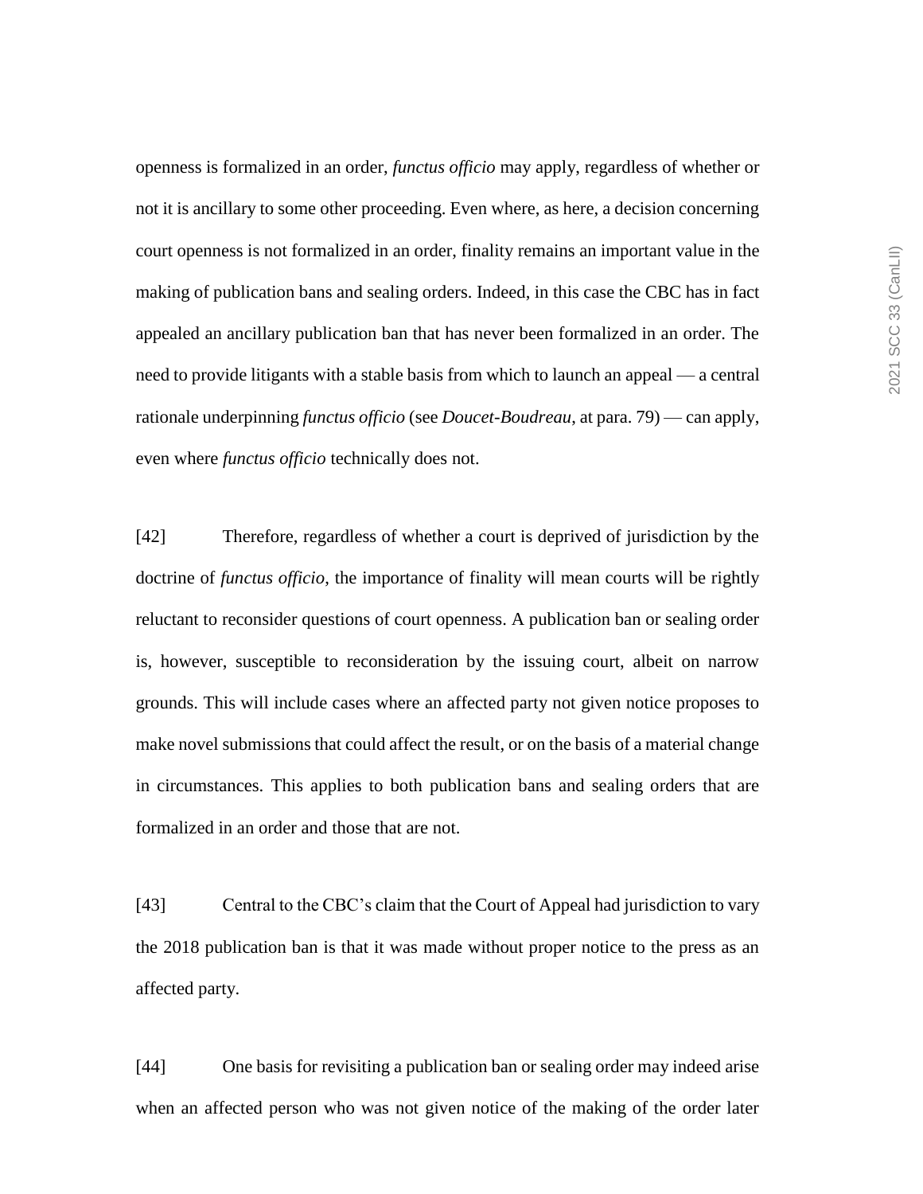openness is formalized in an order, *functus officio* may apply, regardless of whether or not it is ancillary to some other proceeding. Even where, as here, a decision concerning court openness is not formalized in an order, finality remains an important value in the making of publication bans and sealing orders. Indeed, in this case the CBC has in fact appealed an ancillary publication ban that has never been formalized in an order. The need to provide litigants with a stable basis from which to launch an appeal — a central rationale underpinning *functus officio* (see *Doucet-Boudreau*, at para. 79) — can apply, even where *functus officio* technically does not.

[42] Therefore, regardless of whether a court is deprived of jurisdiction by the doctrine of *functus officio*, the importance of finality will mean courts will be rightly reluctant to reconsider questions of court openness. A publication ban or sealing order is, however, susceptible to reconsideration by the issuing court, albeit on narrow grounds. This will include cases where an affected party not given notice proposes to make novel submissions that could affect the result, or on the basis of a material change in circumstances. This applies to both publication bans and sealing orders that are formalized in an order and those that are not.

[43] Central to the CBC's claim that the Court of Appeal had jurisdiction to vary the 2018 publication ban is that it was made without proper notice to the press as an affected party.

[44] One basis for revisiting a publication ban or sealing order may indeed arise when an affected person who was not given notice of the making of the order later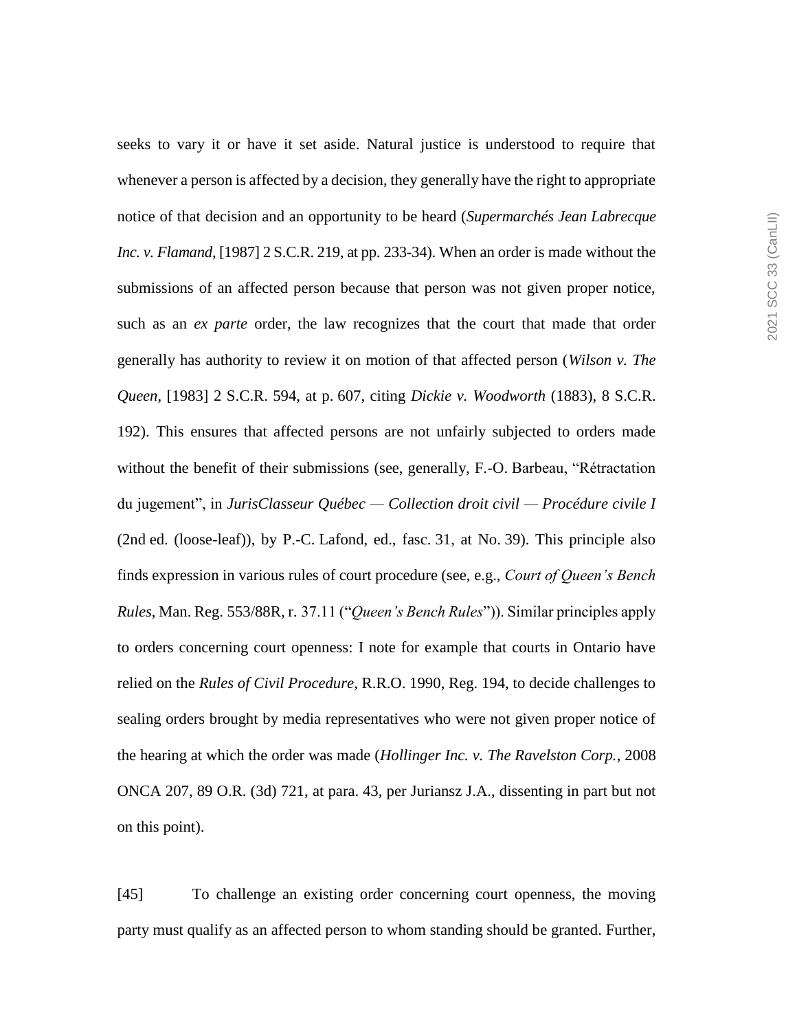seeks to vary it or have it set aside. Natural justice is understood to require that whenever a person is affected by a decision, they generally have the right to appropriate notice of that decision and an opportunity to be heard (*Supermarchés Jean Labrecque Inc. v. Flamand*, [1987] 2 S.C.R. 219, at pp. 233-34). When an order is made without the submissions of an affected person because that person was not given proper notice, such as an *ex parte* order, the law recognizes that the court that made that order generally has authority to review it on motion of that affected person (*Wilson v. The Queen*, [1983] 2 S.C.R. 594, at p. 607, citing *Dickie v. Woodworth* (1883), 8 S.C.R. 192). This ensures that affected persons are not unfairly subjected to orders made without the benefit of their submissions (see, generally, F.-O. Barbeau, "Rétractation du jugement", in *JurisClasseur Québec — Collection droit civil — Procédure civile I* (2nd ed. (loose-leaf)), by P.-C. Lafond, ed., fasc. 31, at No. 39). This principle also finds expression in various rules of court procedure (see, e.g., *Court of Queen's Bench Rules*, Man. Reg. 553/88R, r. 37.11 ("*Queen's Bench Rules*")). Similar principles apply to orders concerning court openness: I note for example that courts in Ontario have relied on the *Rules of Civil Procedure*, R.R.O. 1990, Reg. 194, to decide challenges to sealing orders brought by media representatives who were not given proper notice of the hearing at which the order was made (*Hollinger Inc. v. The Ravelston Corp.*, 2008 ONCA 207, 89 O.R. (3d) 721, at para. 43, per Juriansz J.A., dissenting in part but not on this point).

[45] To challenge an existing order concerning court openness, the moving party must qualify as an affected person to whom standing should be granted. Further,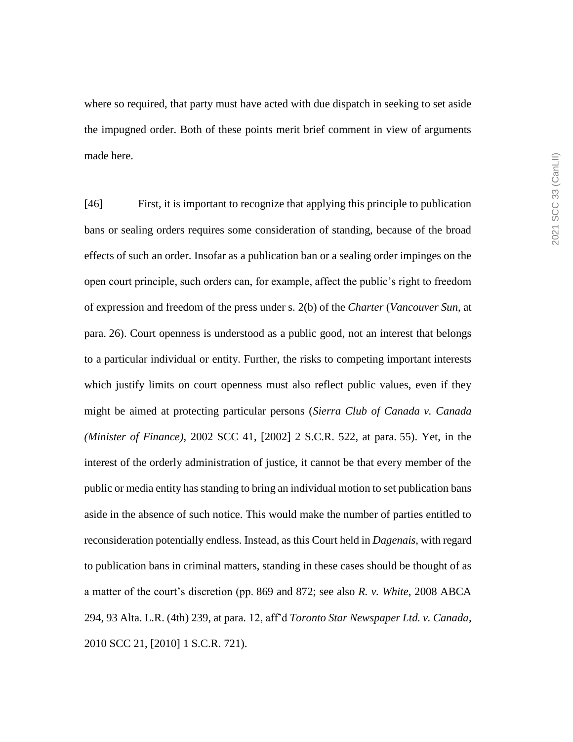where so required, that party must have acted with due dispatch in seeking to set aside the impugned order. Both of these points merit brief comment in view of arguments made here.

[46] First, it is important to recognize that applying this principle to publication bans or sealing orders requires some consideration of standing, because of the broad effects of such an order. Insofar as a publication ban or a sealing order impinges on the open court principle, such orders can, for example, affect the public's right to freedom of expression and freedom of the press under s. 2(b) of the *Charter* (*Vancouver Sun*, at para. 26). Court openness is understood as a public good, not an interest that belongs to a particular individual or entity. Further, the risks to competing important interests which justify limits on court openness must also reflect public values, even if they might be aimed at protecting particular persons (*Sierra Club of Canada v. Canada (Minister of Finance)*, 2002 SCC 41, [2002] 2 S.C.R. 522, at para. 55). Yet, in the interest of the orderly administration of justice, it cannot be that every member of the public or media entity has standing to bring an individual motion to set publication bans aside in the absence of such notice. This would make the number of parties entitled to reconsideration potentially endless. Instead, as this Court held in *Dagenais*, with regard to publication bans in criminal matters, standing in these cases should be thought of as a matter of the court's discretion (pp. 869 and 872; see also *R. v. White*, 2008 ABCA 294, 93 Alta. L.R. (4th) 239, at para. 12, aff'd *Toronto Star Newspaper Ltd. v. Canada*, 2010 SCC 21, [2010] 1 S.C.R. 721).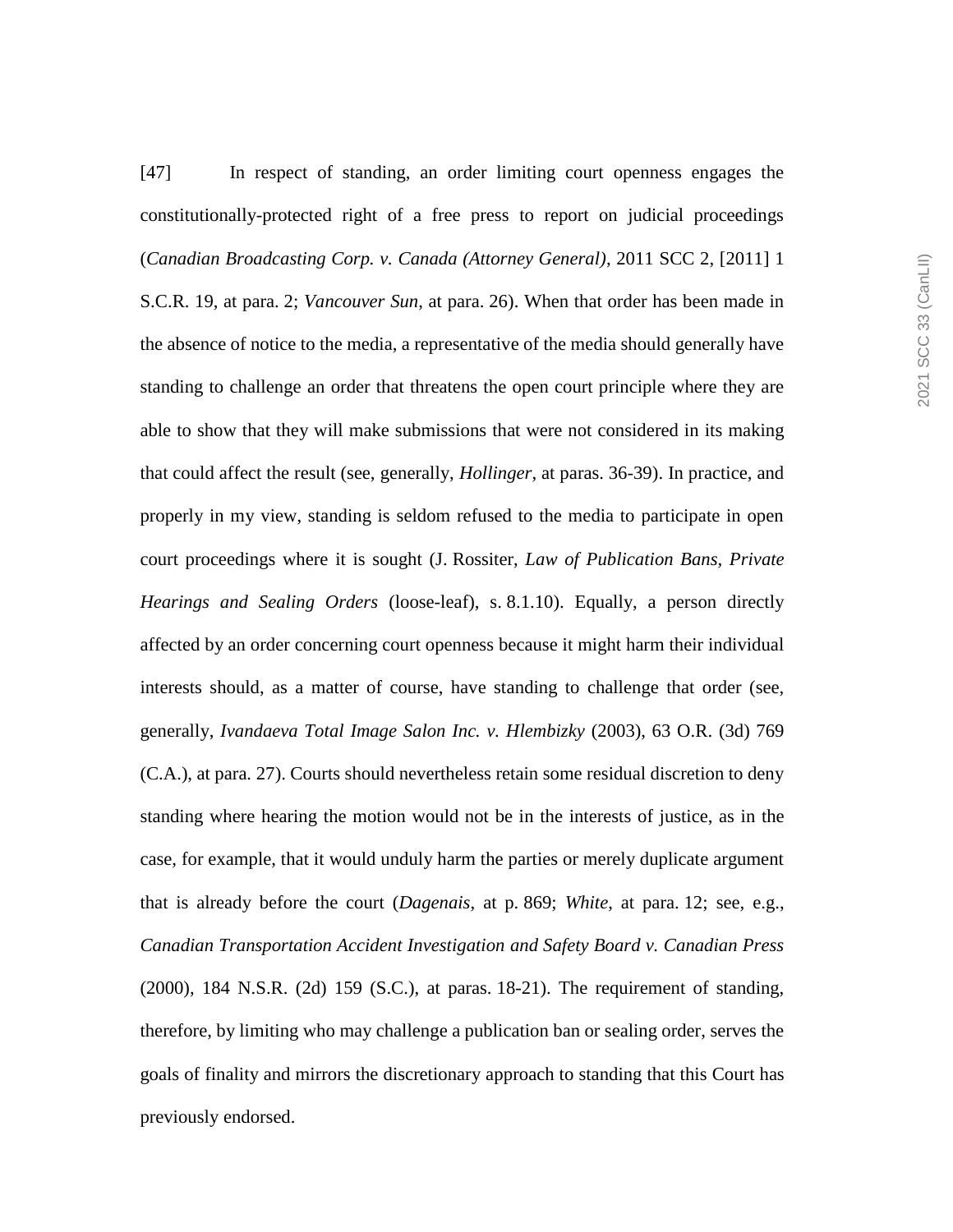[47] In respect of standing, an order limiting court openness engages the constitutionally-protected right of a free press to report on judicial proceedings (*Canadian Broadcasting Corp. v. Canada (Attorney General)*, 2011 SCC 2, [2011] 1 S.C.R. 19, at para. 2; *Vancouver Sun*, at para. 26). When that order has been made in the absence of notice to the media, a representative of the media should generally have standing to challenge an order that threatens the open court principle where they are able to show that they will make submissions that were not considered in its making that could affect the result (see, generally, *Hollinger*, at paras. 36-39). In practice, and properly in my view, standing is seldom refused to the media to participate in open court proceedings where it is sought (J. Rossiter, *Law of Publication Bans, Private Hearings and Sealing Orders* (loose-leaf), s. 8.1.10). Equally, a person directly affected by an order concerning court openness because it might harm their individual interests should, as a matter of course, have standing to challenge that order (see, generally, *Ivandaeva Total Image Salon Inc. v. Hlembizky* (2003), 63 O.R. (3d) 769 (C.A.), at para. 27). Courts should nevertheless retain some residual discretion to deny standing where hearing the motion would not be in the interests of justice, as in the case, for example, that it would unduly harm the parties or merely duplicate argument that is already before the court (*Dagenais*, at p. 869; *White*, at para. 12; see, e.g., *Canadian Transportation Accident Investigation and Safety Board v. Canadian Press* (2000), 184 N.S.R. (2d) 159 (S.C.), at paras. 18-21). The requirement of standing, therefore, by limiting who may challenge a publication ban or sealing order, serves the goals of finality and mirrors the discretionary approach to standing that this Court has previously endorsed.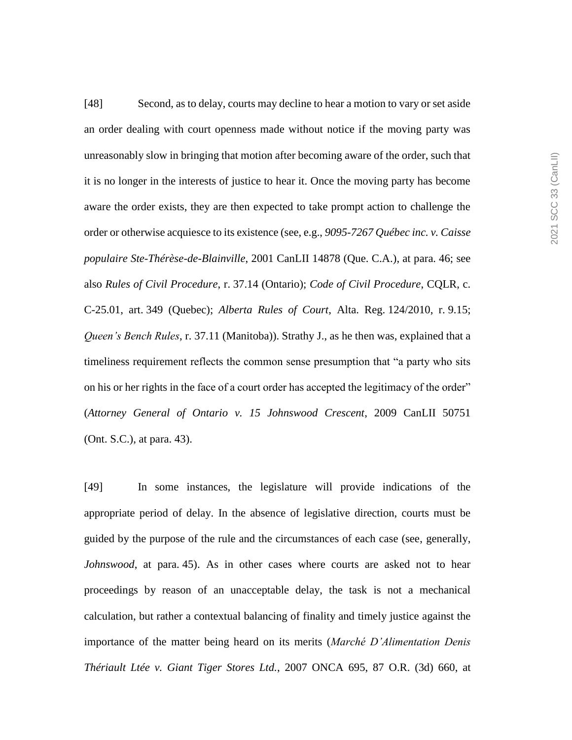[48] Second, as to delay, courts may decline to hear a motion to vary or set aside an order dealing with court openness made without notice if the moving party was unreasonably slow in bringing that motion after becoming aware of the order, such that it is no longer in the interests of justice to hear it. Once the moving party has become aware the order exists, they are then expected to take prompt action to challenge the order or otherwise acquiesce to its existence (see, e.g., *9095-7267 Québec inc. v. Caisse populaire Ste-Thérèse-de-Blainville*, 2001 CanLII 14878 (Que. C.A.), at para. 46; see also *Rules of Civil Procedure*, r. 37.14 (Ontario); *Code of Civil Procedure*, CQLR, c. C-25.01, art. 349 (Quebec); *Alberta Rules of Court*, Alta. Reg. 124/2010, r. 9.15; *Queen's Bench Rules*, r. 37.11 (Manitoba)). Strathy J., as he then was, explained that a timeliness requirement reflects the common sense presumption that "a party who sits on his or her rights in the face of a court order has accepted the legitimacy of the order" (*Attorney General of Ontario v. 15 Johnswood Crescent*, 2009 CanLII 50751 (Ont. S.C.), at para. 43).

[49] In some instances, the legislature will provide indications of the appropriate period of delay. In the absence of legislative direction, courts must be guided by the purpose of the rule and the circumstances of each case (see, generally, *Johnswood*, at para. 45). As in other cases where courts are asked not to hear proceedings by reason of an unacceptable delay, the task is not a mechanical calculation, but rather a contextual balancing of finality and timely justice against the importance of the matter being heard on its merits (*Marché D'Alimentation Denis Thériault Ltée v. Giant Tiger Stores Ltd.*, 2007 ONCA 695, 87 O.R. (3d) 660, at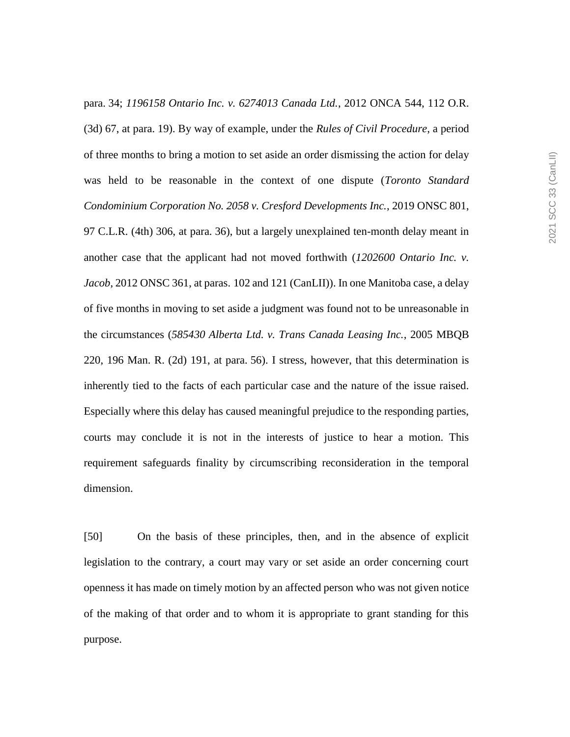para. 34; *1196158 Ontario Inc. v. 6274013 Canada Ltd.*, 2012 ONCA 544, 112 O.R. (3d) 67, at para. 19). By way of example, under the *Rules of Civil Procedure*, a period of three months to bring a motion to set aside an order dismissing the action for delay was held to be reasonable in the context of one dispute (*Toronto Standard Condominium Corporation No. 2058 v. Cresford Developments Inc.*, 2019 ONSC 801, 97 C.L.R. (4th) 306, at para. 36), but a largely unexplained ten-month delay meant in another case that the applicant had not moved forthwith (*1202600 Ontario Inc. v. Jacob*, 2012 ONSC 361, at paras. 102 and 121 (CanLII)). In one Manitoba case, a delay of five months in moving to set aside a judgment was found not to be unreasonable in the circumstances (*585430 Alberta Ltd. v. Trans Canada Leasing Inc.*, 2005 MBQB 220, 196 Man. R. (2d) 191, at para. 56). I stress, however, that this determination is inherently tied to the facts of each particular case and the nature of the issue raised. Especially where this delay has caused meaningful prejudice to the responding parties, courts may conclude it is not in the interests of justice to hear a motion. This requirement safeguards finality by circumscribing reconsideration in the temporal dimension.

[50] On the basis of these principles, then, and in the absence of explicit legislation to the contrary, a court may vary or set aside an order concerning court openness it has made on timely motion by an affected person who was not given notice of the making of that order and to whom it is appropriate to grant standing for this purpose.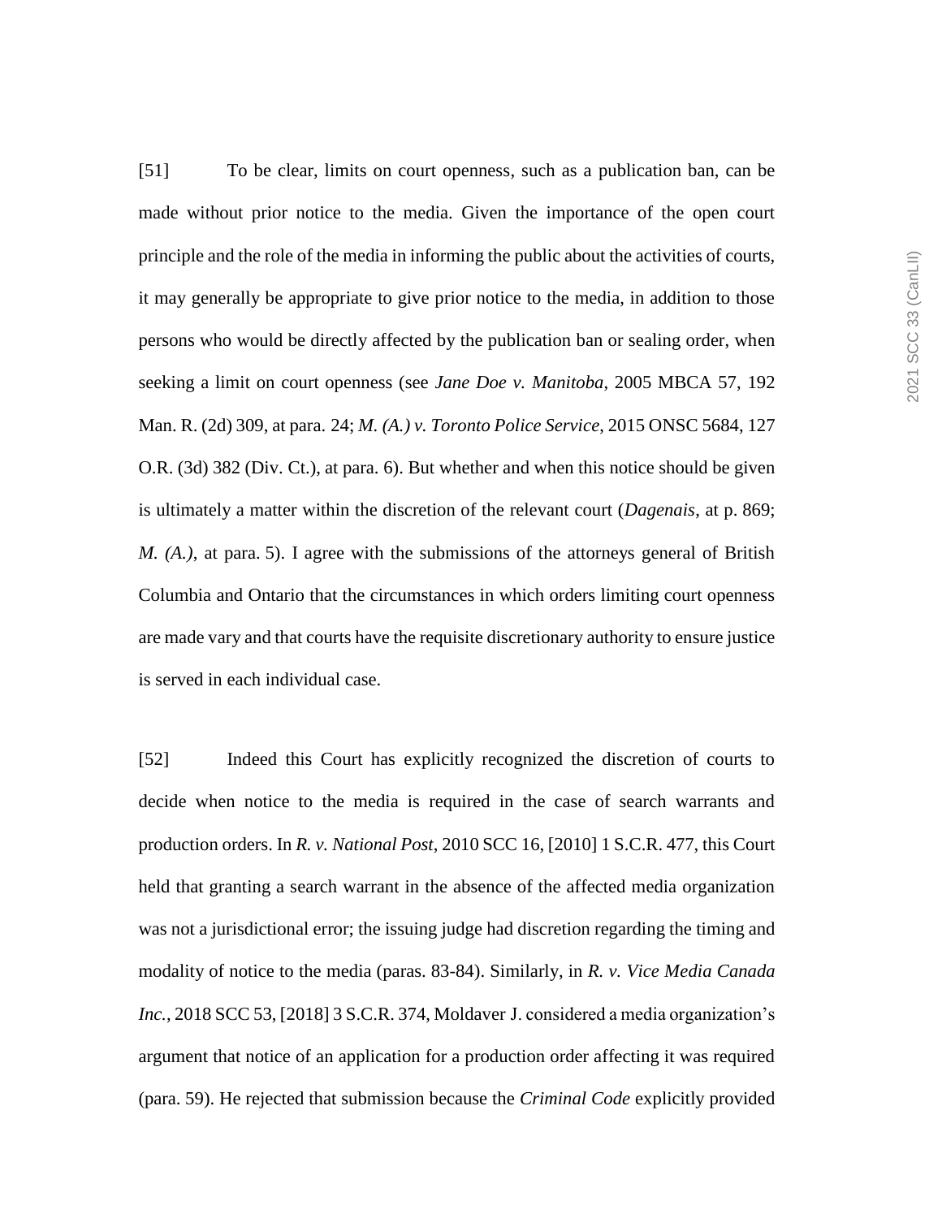[51] To be clear, limits on court openness, such as a publication ban, can be made without prior notice to the media. Given the importance of the open court principle and the role of the media in informing the public about the activities of courts, it may generally be appropriate to give prior notice to the media, in addition to those persons who would be directly affected by the publication ban or sealing order, when seeking a limit on court openness (see *Jane Doe v. Manitoba*, 2005 MBCA 57, 192 Man. R. (2d) 309, at para. 24; *M. (A.) v. Toronto Police Service*, 2015 ONSC 5684, 127 O.R. (3d) 382 (Div. Ct.), at para. 6). But whether and when this notice should be given is ultimately a matter within the discretion of the relevant court (*Dagenais*, at p. 869; *M. (A.)*, at para. 5). I agree with the submissions of the attorneys general of British Columbia and Ontario that the circumstances in which orders limiting court openness are made vary and that courts have the requisite discretionary authority to ensure justice is served in each individual case.

[52] Indeed this Court has explicitly recognized the discretion of courts to decide when notice to the media is required in the case of search warrants and production orders. In *R. v. National Post*, 2010 SCC 16, [2010] 1 S.C.R. 477, this Court held that granting a search warrant in the absence of the affected media organization was not a jurisdictional error; the issuing judge had discretion regarding the timing and modality of notice to the media (paras. 83-84). Similarly, in *R. v. Vice Media Canada Inc.*, 2018 SCC 53, [2018] 3 S.C.R. 374, Moldaver J. considered a media organization's argument that notice of an application for a production order affecting it was required (para. 59). He rejected that submission because the *Criminal Code* explicitly provided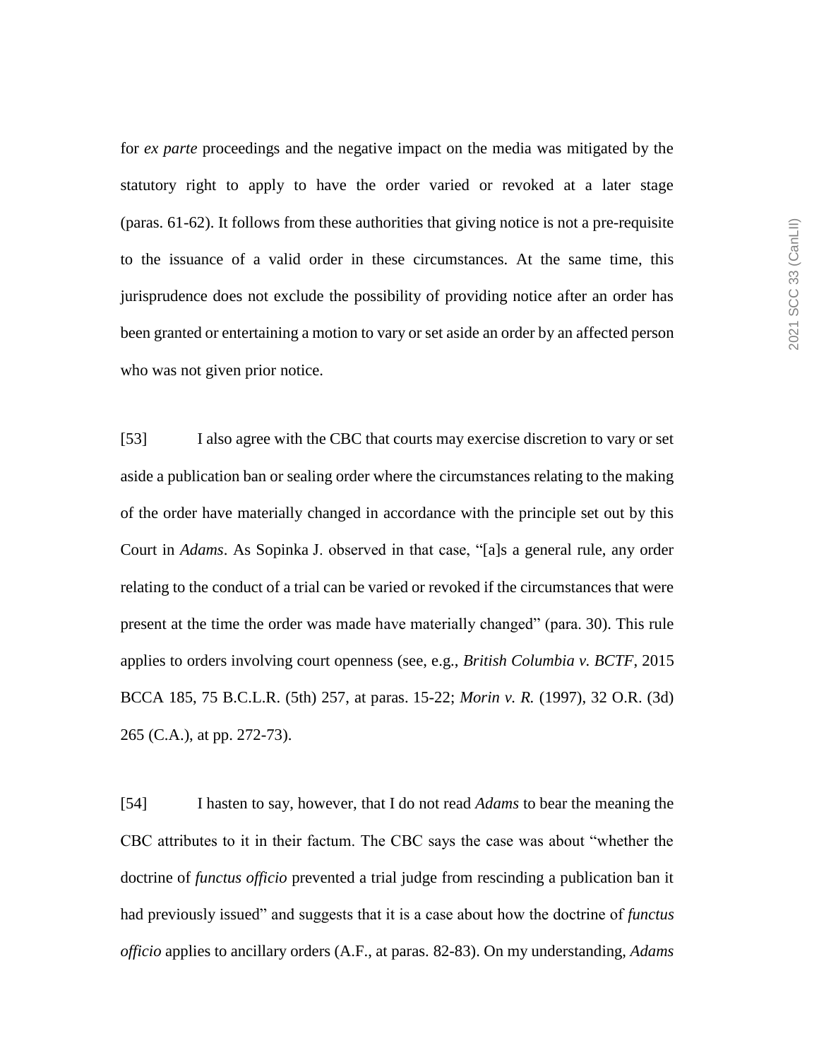for *ex parte* proceedings and the negative impact on the media was mitigated by the statutory right to apply to have the order varied or revoked at a later stage (paras. 61-62). It follows from these authorities that giving notice is not a pre-requisite to the issuance of a valid order in these circumstances. At the same time, this jurisprudence does not exclude the possibility of providing notice after an order has been granted or entertaining a motion to vary or set aside an order by an affected person who was not given prior notice.

[53] I also agree with the CBC that courts may exercise discretion to vary or set aside a publication ban or sealing order where the circumstances relating to the making of the order have materially changed in accordance with the principle set out by this Court in *Adams*. As Sopinka J. observed in that case, "[a]s a general rule, any order relating to the conduct of a trial can be varied or revoked if the circumstances that were present at the time the order was made have materially changed" (para. 30). This rule applies to orders involving court openness (see, e.g., *British Columbia v. BCTF*, 2015 BCCA 185, 75 B.C.L.R. (5th) 257, at paras. 15-22; *Morin v. R.* (1997), 32 O.R. (3d) 265 (C.A.), at pp. 272-73).

[54] I hasten to say, however, that I do not read *Adams* to bear the meaning the CBC attributes to it in their factum. The CBC says the case was about "whether the doctrine of *functus officio* prevented a trial judge from rescinding a publication ban it had previously issued" and suggests that it is a case about how the doctrine of *functus officio* applies to ancillary orders (A.F., at paras. 82-83). On my understanding, *Adams*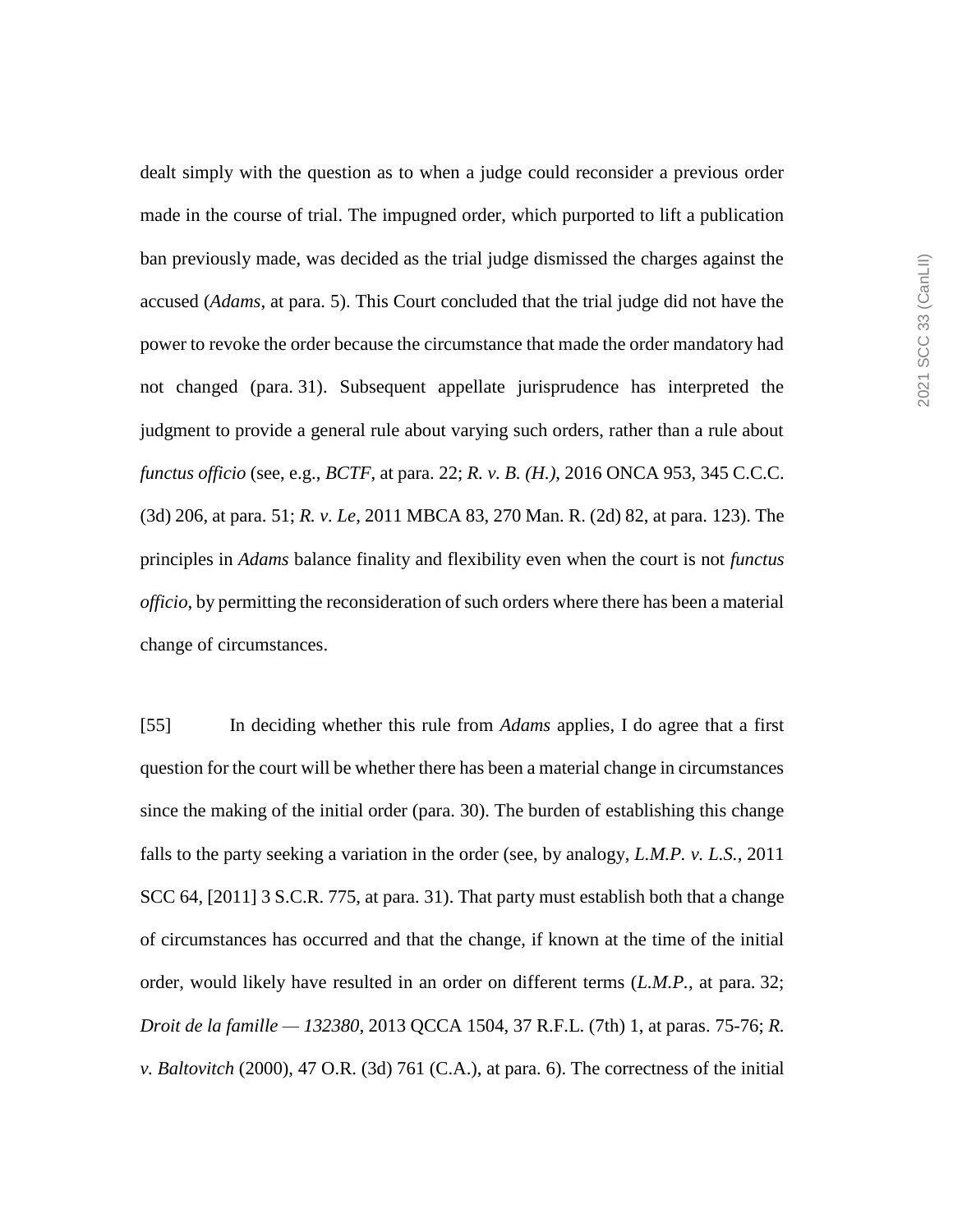dealt simply with the question as to when a judge could reconsider a previous order made in the course of trial. The impugned order, which purported to lift a publication ban previously made, was decided as the trial judge dismissed the charges against the accused (*Adams*, at para. 5). This Court concluded that the trial judge did not have the power to revoke the order because the circumstance that made the order mandatory had not changed (para. 31). Subsequent appellate jurisprudence has interpreted the judgment to provide a general rule about varying such orders, rather than a rule about *functus officio* (see, e.g., *BCTF*, at para. 22; *R. v. B. (H.)*, 2016 ONCA 953, 345 C.C.C. (3d) 206, at para. 51; *R. v. Le*, 2011 MBCA 83, 270 Man. R. (2d) 82, at para. 123). The principles in *Adams* balance finality and flexibility even when the court is not *functus officio*, by permitting the reconsideration of such orders where there has been a material change of circumstances.

[55] In deciding whether this rule from *Adams* applies, I do agree that a first question for the court will be whether there has been a material change in circumstances since the making of the initial order (para. 30). The burden of establishing this change falls to the party seeking a variation in the order (see, by analogy, *L.M.P. v. L.S.*, 2011 SCC 64, [2011] 3 S.C.R. 775, at para. 31). That party must establish both that a change of circumstances has occurred and that the change, if known at the time of the initial order, would likely have resulted in an order on different terms (*L.M.P.*, at para. 32; *Droit de la famille — 132380*, 2013 QCCA 1504, 37 R.F.L. (7th) 1, at paras. 75-76; *R. v. Baltovitch* (2000), 47 O.R. (3d) 761 (C.A.), at para. 6). The correctness of the initial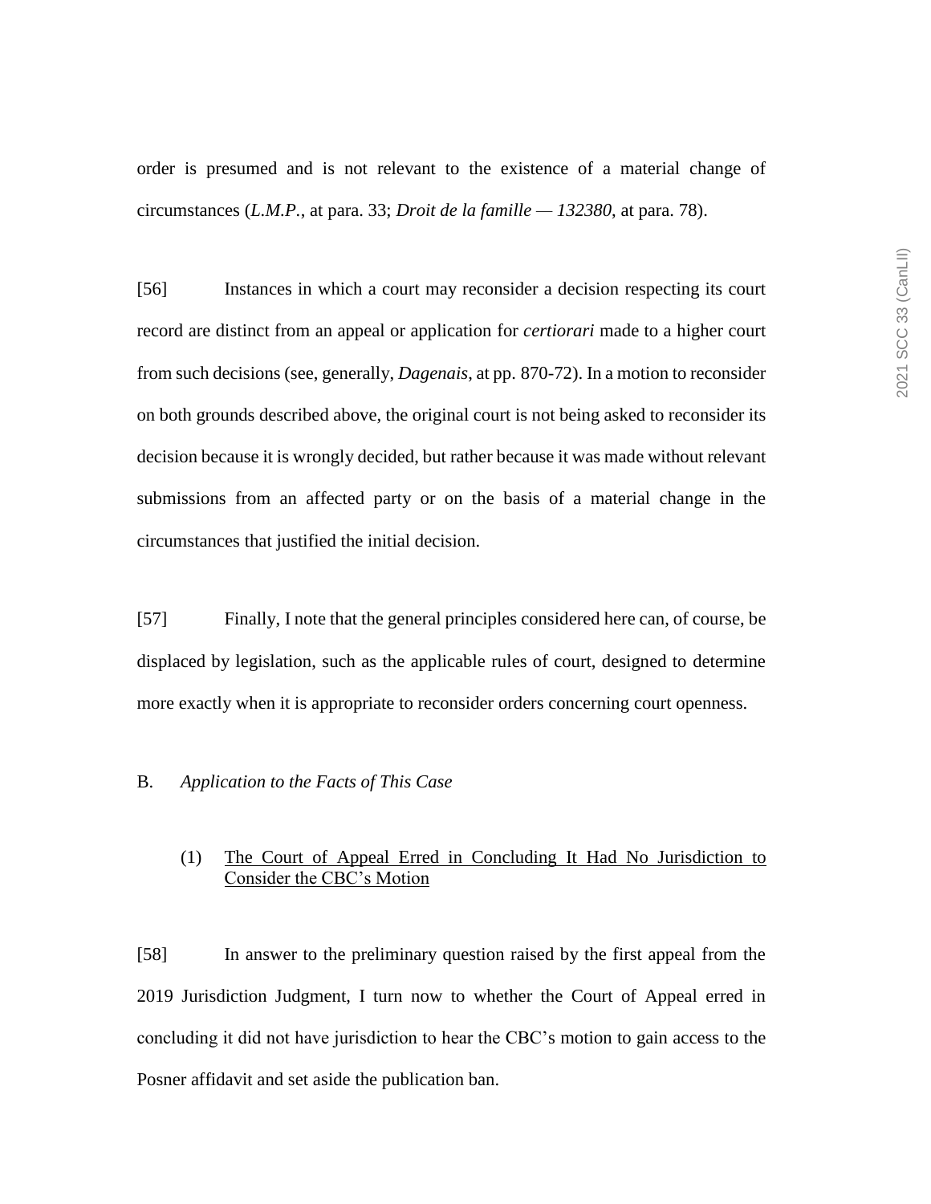order is presumed and is not relevant to the existence of a material change of circumstances (*L.M.P.*, at para. 33; *Droit de la famille — 132380*, at para. 78).

[56] Instances in which a court may reconsider a decision respecting its court record are distinct from an appeal or application for *certiorari* made to a higher court from such decisions (see, generally, *Dagenais*, at pp. 870-72). In a motion to reconsider on both grounds described above, the original court is not being asked to reconsider its decision because it is wrongly decided, but rather because it was made without relevant submissions from an affected party or on the basis of a material change in the circumstances that justified the initial decision.

[57] Finally, I note that the general principles considered here can, of course, be displaced by legislation, such as the applicable rules of court, designed to determine more exactly when it is appropriate to reconsider orders concerning court openness.

## B. *Application to the Facts of This Case*

### (1) The Court of Appeal Erred in Concluding It Had No Jurisdiction to Consider the CBC's Motion

[58] In answer to the preliminary question raised by the first appeal from the 2019 Jurisdiction Judgment, I turn now to whether the Court of Appeal erred in concluding it did not have jurisdiction to hear the CBC's motion to gain access to the Posner affidavit and set aside the publication ban.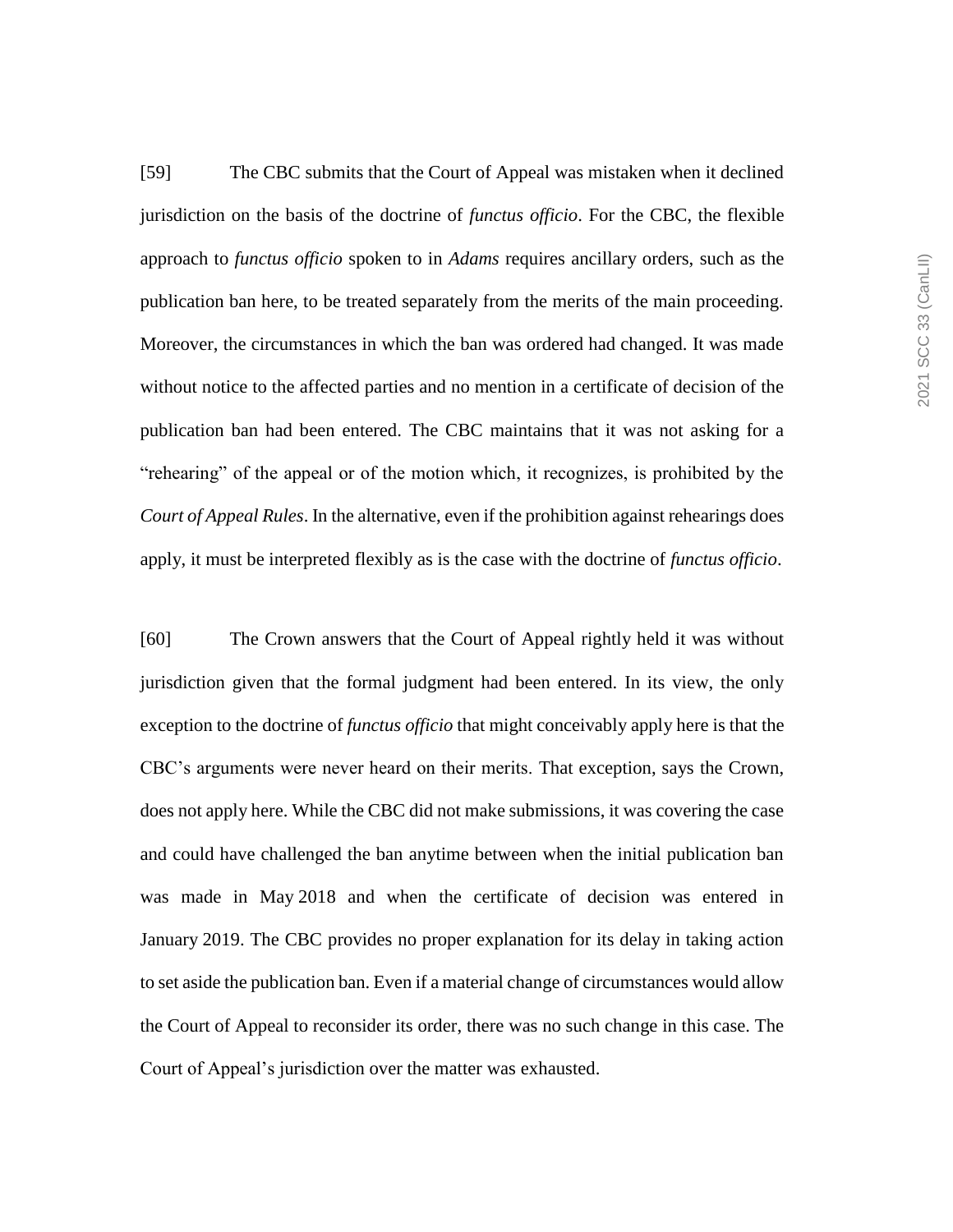[59] The CBC submits that the Court of Appeal was mistaken when it declined jurisdiction on the basis of the doctrine of *functus officio*. For the CBC, the flexible approach to *functus officio* spoken to in *Adams* requires ancillary orders, such as the publication ban here, to be treated separately from the merits of the main proceeding. Moreover, the circumstances in which the ban was ordered had changed. It was made without notice to the affected parties and no mention in a certificate of decision of the publication ban had been entered. The CBC maintains that it was not asking for a "rehearing" of the appeal or of the motion which, it recognizes, is prohibited by the *Court of Appeal Rules*. In the alternative, even if the prohibition against rehearings does apply, it must be interpreted flexibly as is the case with the doctrine of *functus officio*.

[60] The Crown answers that the Court of Appeal rightly held it was without jurisdiction given that the formal judgment had been entered. In its view, the only exception to the doctrine of *functus officio* that might conceivably apply here is that the CBC's arguments were never heard on their merits. That exception, says the Crown, does not apply here. While the CBC did not make submissions, it was covering the case and could have challenged the ban anytime between when the initial publication ban was made in May 2018 and when the certificate of decision was entered in January 2019. The CBC provides no proper explanation for its delay in taking action to set aside the publication ban. Even if a material change of circumstances would allow the Court of Appeal to reconsider its order, there was no such change in this case. The Court of Appeal's jurisdiction over the matter was exhausted.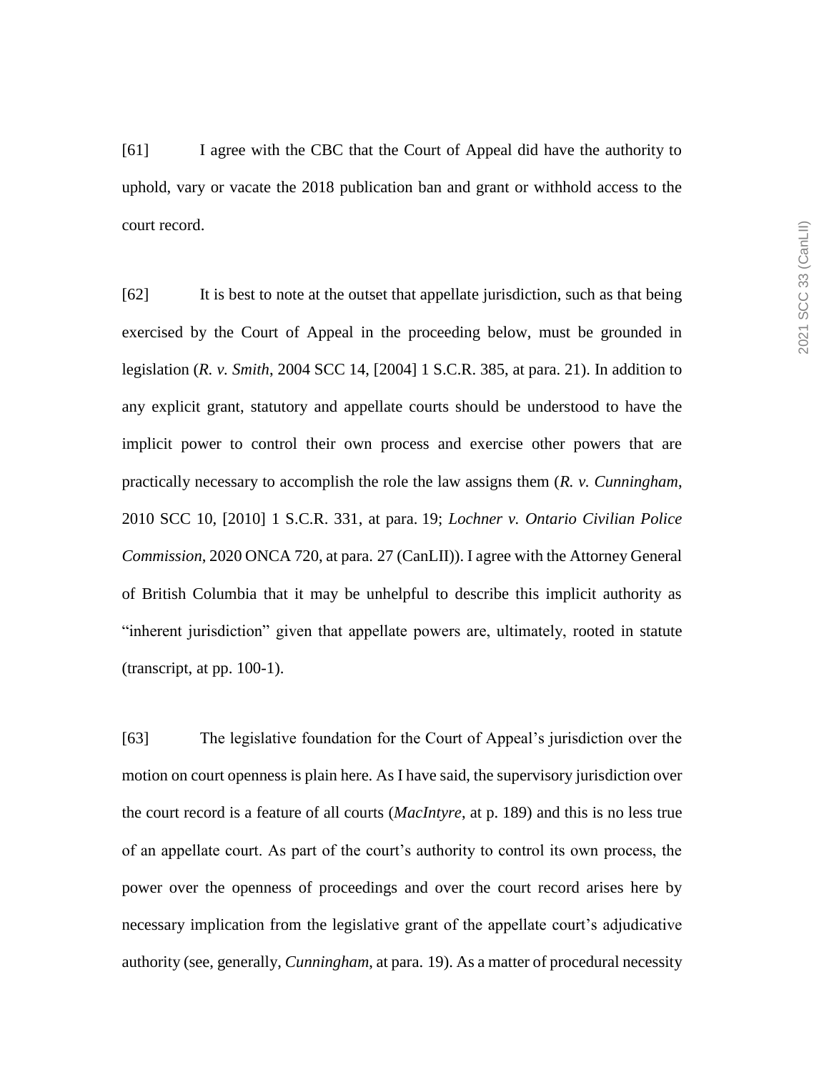[61] I agree with the CBC that the Court of Appeal did have the authority to uphold, vary or vacate the 2018 publication ban and grant or withhold access to the court record.

[62] It is best to note at the outset that appellate jurisdiction, such as that being exercised by the Court of Appeal in the proceeding below, must be grounded in legislation (*R. v. Smith*, 2004 SCC 14, [2004] 1 S.C.R. 385, at para. 21). In addition to any explicit grant, statutory and appellate courts should be understood to have the implicit power to control their own process and exercise other powers that are practically necessary to accomplish the role the law assigns them (*R. v. Cunningham*, 2010 SCC 10, [2010] 1 S.C.R. 331, at para. 19; *Lochner v. Ontario Civilian Police Commission*, 2020 ONCA 720, at para. 27 (CanLII)). I agree with the Attorney General of British Columbia that it may be unhelpful to describe this implicit authority as "inherent jurisdiction" given that appellate powers are, ultimately, rooted in statute (transcript, at pp. 100-1).

[63] The legislative foundation for the Court of Appeal's jurisdiction over the motion on court openness is plain here. As I have said, the supervisory jurisdiction over the court record is a feature of all courts (*MacIntyre*, at p. 189) and this is no less true of an appellate court. As part of the court's authority to control its own process, the power over the openness of proceedings and over the court record arises here by necessary implication from the legislative grant of the appellate court's adjudicative authority (see, generally, *Cunningham*, at para. 19). As a matter of procedural necessity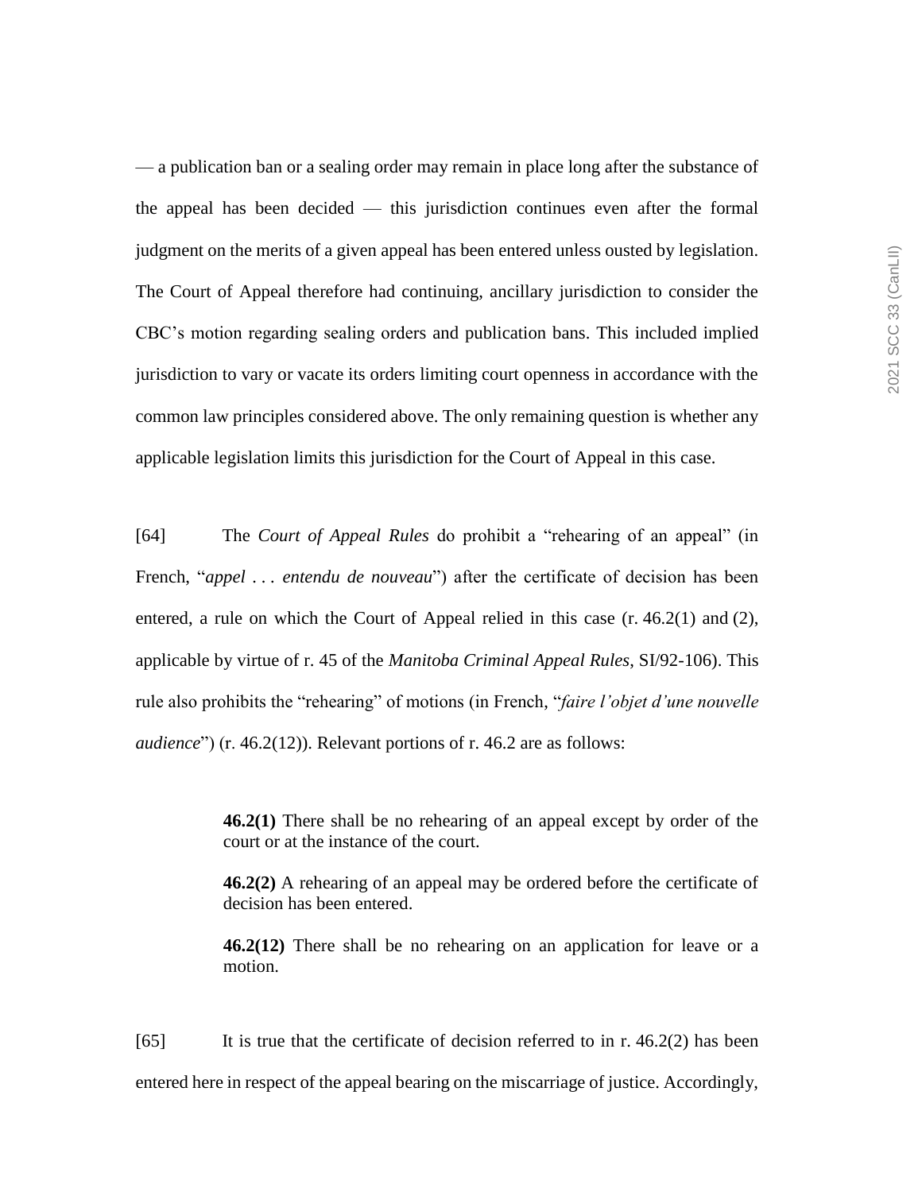— a publication ban or a sealing order may remain in place long after the substance of the appeal has been decided — this jurisdiction continues even after the formal judgment on the merits of a given appeal has been entered unless ousted by legislation. The Court of Appeal therefore had continuing, ancillary jurisdiction to consider the CBC's motion regarding sealing orders and publication bans. This included implied jurisdiction to vary or vacate its orders limiting court openness in accordance with the common law principles considered above. The only remaining question is whether any applicable legislation limits this jurisdiction for the Court of Appeal in this case.

[64] The *Court of Appeal Rules* do prohibit a "rehearing of an appeal" (in French, "*appel . . . entendu de nouveau*") after the certificate of decision has been entered, a rule on which the Court of Appeal relied in this case (r. 46.2(1) and (2), applicable by virtue of r. 45 of the *Manitoba Criminal Appeal Rules*, SI/92-106). This rule also prohibits the "rehearing" of motions (in French, "*faire l'objet d'une nouvelle audience*") (r. 46.2(12)). Relevant portions of r. 46.2 are as follows:

> **46.2(1)** There shall be no rehearing of an appeal except by order of the court or at the instance of the court.
>
> **46.2(2)** A rehearing of an appeal may be ordered before the certificate of decision has been entered.
>
> **46.2(12)** There shall be no rehearing on an application for leave or a motion.

[65] It is true that the certificate of decision referred to in r. 46.2(2) has been entered here in respect of the appeal bearing on the miscarriage of justice. Accordingly,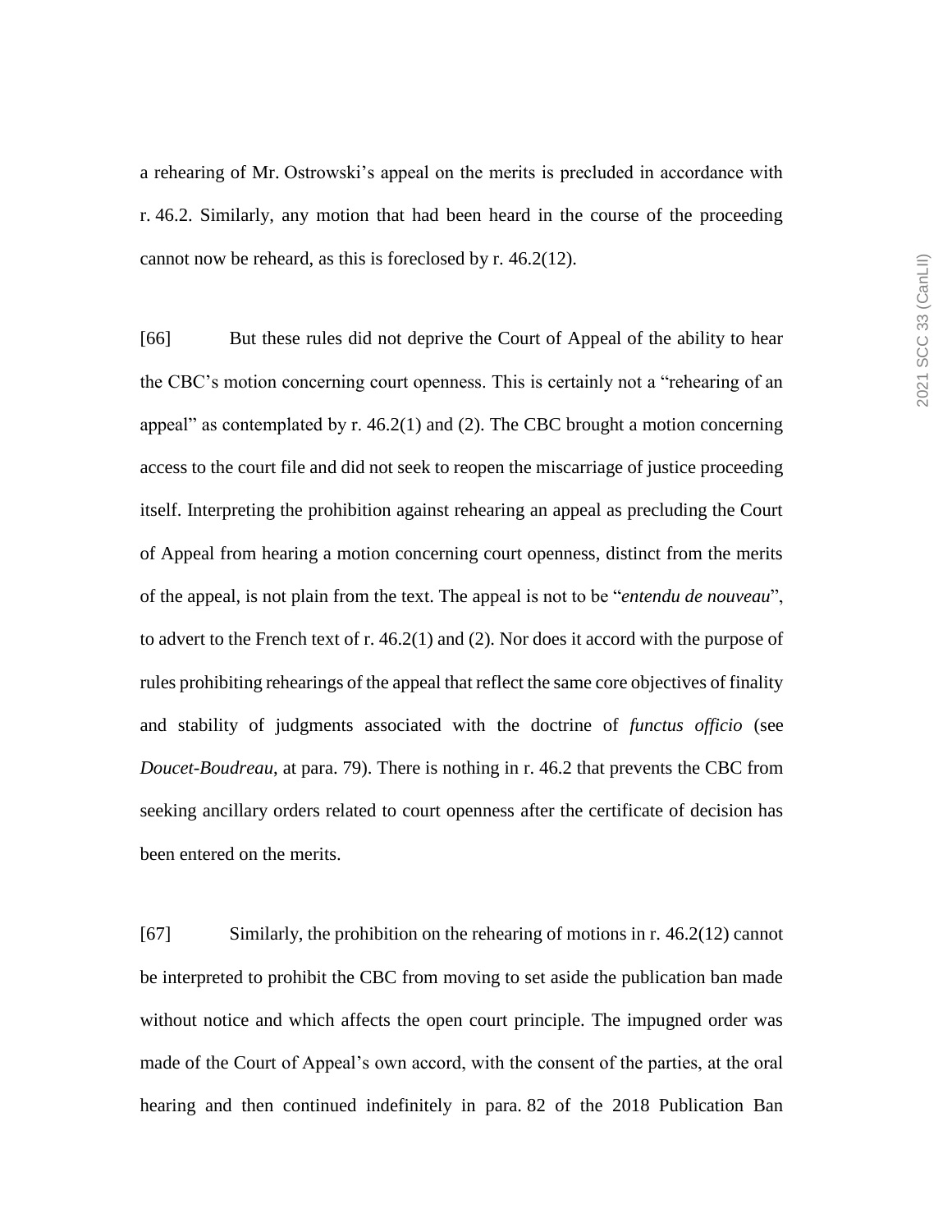a rehearing of Mr. Ostrowski's appeal on the merits is precluded in accordance with r. 46.2. Similarly, any motion that had been heard in the course of the proceeding cannot now be reheard, as this is foreclosed by r. 46.2(12).

[66] But these rules did not deprive the Court of Appeal of the ability to hear the CBC's motion concerning court openness. This is certainly not a "rehearing of an appeal" as contemplated by r. 46.2(1) and (2). The CBC brought a motion concerning access to the court file and did not seek to reopen the miscarriage of justice proceeding itself. Interpreting the prohibition against rehearing an appeal as precluding the Court of Appeal from hearing a motion concerning court openness, distinct from the merits of the appeal, is not plain from the text. The appeal is not to be "*entendu de nouveau*", to advert to the French text of r. 46.2(1) and (2). Nor does it accord with the purpose of rules prohibiting rehearings of the appeal that reflect the same core objectives of finality and stability of judgments associated with the doctrine of *functus officio* (see *Doucet-Boudreau*, at para. 79). There is nothing in r. 46.2 that prevents the CBC from seeking ancillary orders related to court openness after the certificate of decision has been entered on the merits.

[67] Similarly, the prohibition on the rehearing of motions in r. 46.2(12) cannot be interpreted to prohibit the CBC from moving to set aside the publication ban made without notice and which affects the open court principle. The impugned order was made of the Court of Appeal's own accord, with the consent of the parties, at the oral hearing and then continued indefinitely in para. 82 of the 2018 Publication Ban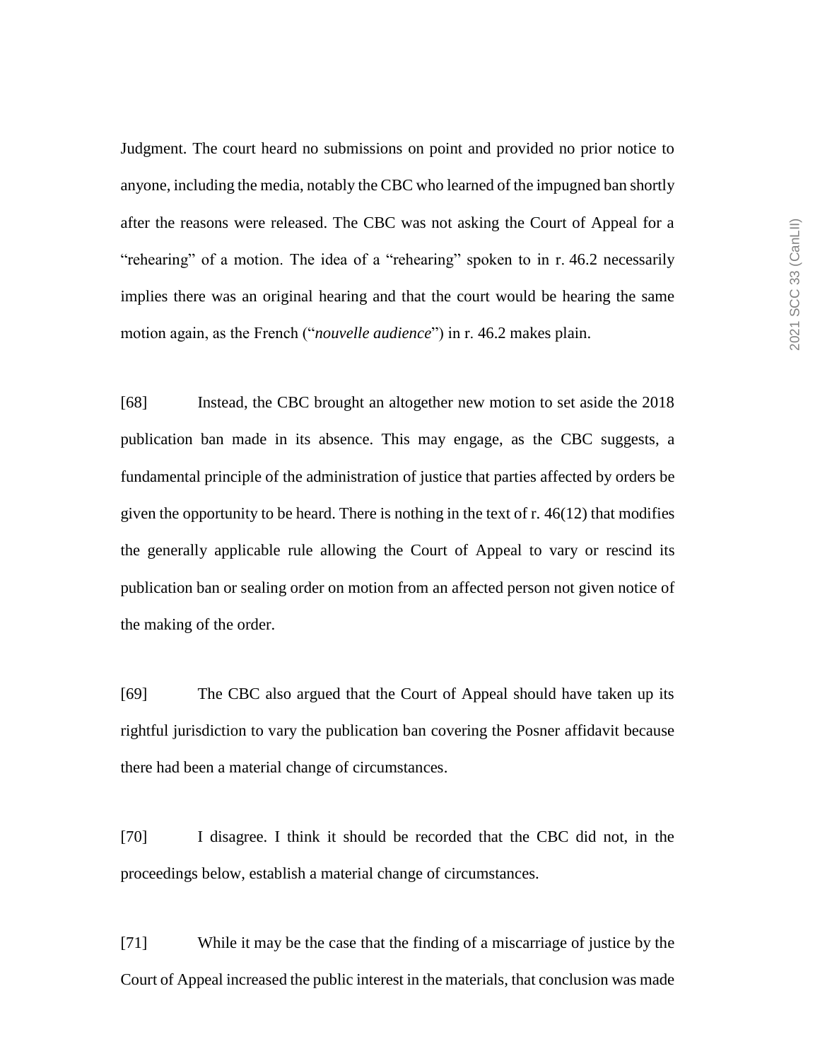Judgment. The court heard no submissions on point and provided no prior notice to anyone, including the media, notably the CBC who learned of the impugned ban shortly after the reasons were released. The CBC was not asking the Court of Appeal for a "rehearing" of a motion. The idea of a "rehearing" spoken to in r. 46.2 necessarily implies there was an original hearing and that the court would be hearing the same motion again, as the French ("*nouvelle audience*") in r. 46.2 makes plain.

[68] Instead, the CBC brought an altogether new motion to set aside the 2018 publication ban made in its absence. This may engage, as the CBC suggests, a fundamental principle of the administration of justice that parties affected by orders be given the opportunity to be heard. There is nothing in the text of r. 46(12) that modifies the generally applicable rule allowing the Court of Appeal to vary or rescind its publication ban or sealing order on motion from an affected person not given notice of the making of the order.

[69] The CBC also argued that the Court of Appeal should have taken up its rightful jurisdiction to vary the publication ban covering the Posner affidavit because there had been a material change of circumstances.

[70] I disagree. I think it should be recorded that the CBC did not, in the proceedings below, establish a material change of circumstances.

[71] While it may be the case that the finding of a miscarriage of justice by the Court of Appeal increased the public interest in the materials, that conclusion was made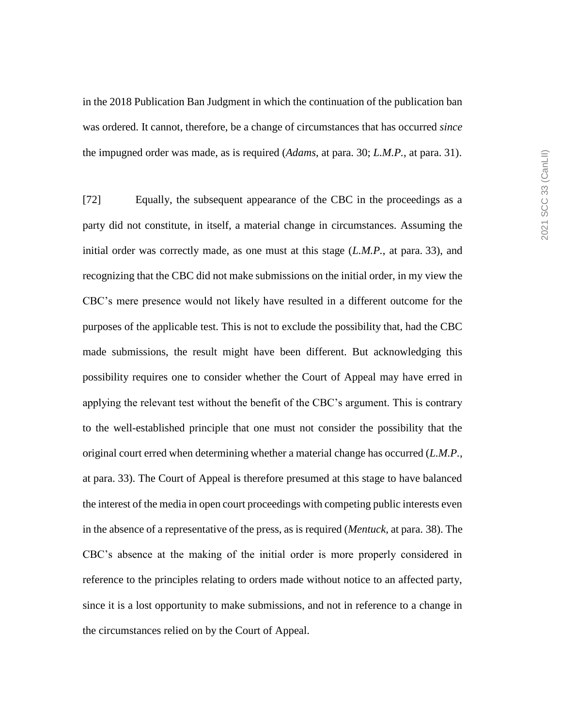in the 2018 Publication Ban Judgment in which the continuation of the publication ban was ordered. It cannot, therefore, be a change of circumstances that has occurred *since* the impugned order was made, as is required (*Adams*, at para. 30; *L.M.P.*, at para. 31).

[72] Equally, the subsequent appearance of the CBC in the proceedings as a party did not constitute, in itself, a material change in circumstances. Assuming the initial order was correctly made, as one must at this stage (*L.M.P.*, at para. 33), and recognizing that the CBC did not make submissions on the initial order, in my view the CBC's mere presence would not likely have resulted in a different outcome for the purposes of the applicable test. This is not to exclude the possibility that, had the CBC made submissions, the result might have been different. But acknowledging this possibility requires one to consider whether the Court of Appeal may have erred in applying the relevant test without the benefit of the CBC's argument. This is contrary to the well-established principle that one must not consider the possibility that the original court erred when determining whether a material change has occurred (*L.M.P.*, at para. 33). The Court of Appeal is therefore presumed at this stage to have balanced the interest of the media in open court proceedings with competing public interests even in the absence of a representative of the press, as is required (*Mentuck*, at para. 38). The CBC's absence at the making of the initial order is more properly considered in reference to the principles relating to orders made without notice to an affected party, since it is a lost opportunity to make submissions, and not in reference to a change in the circumstances relied on by the Court of Appeal.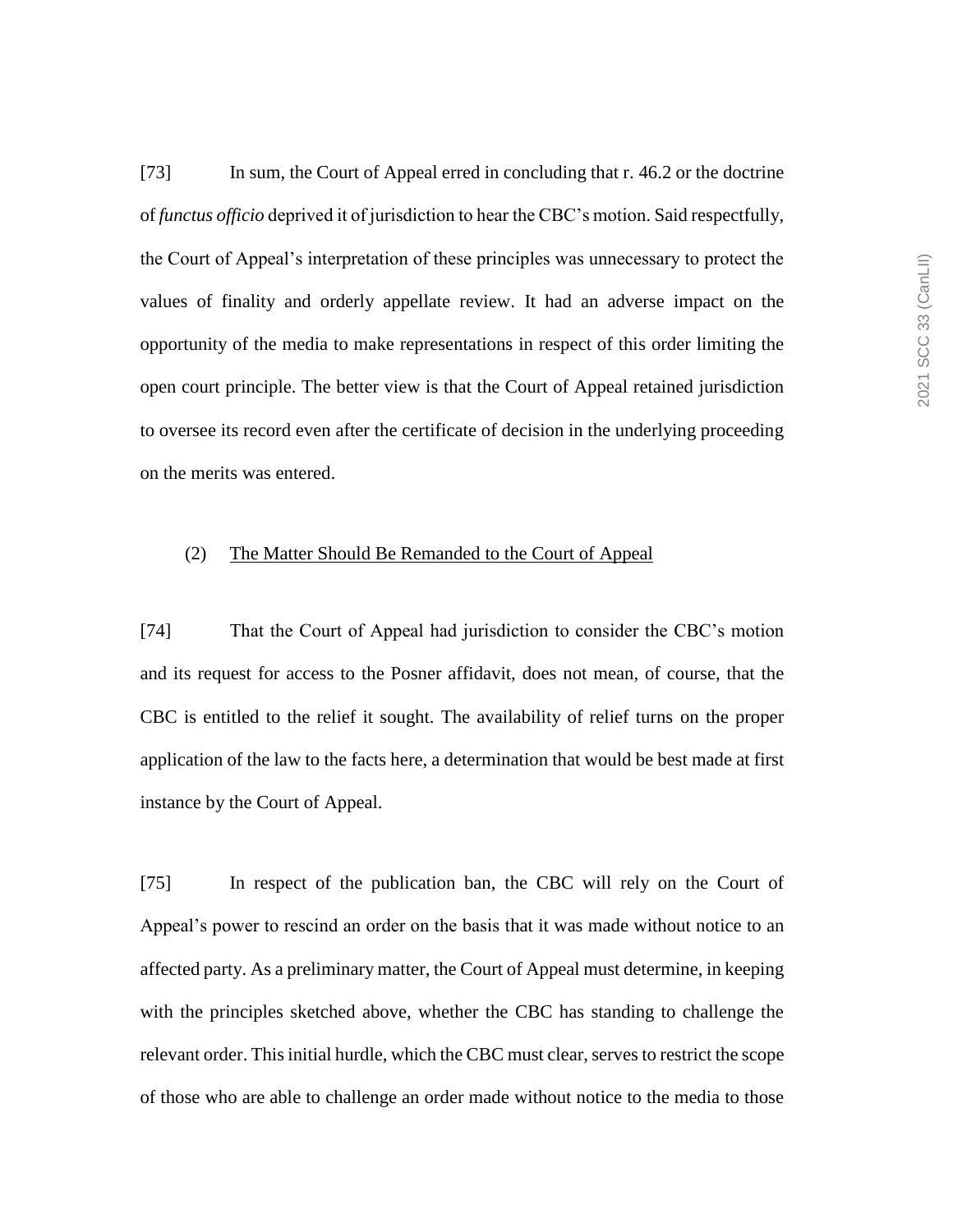[73] In sum, the Court of Appeal erred in concluding that r. 46.2 or the doctrine of *functus officio* deprived it of jurisdiction to hear the CBC's motion. Said respectfully, the Court of Appeal's interpretation of these principles was unnecessary to protect the values of finality and orderly appellate review. It had an adverse impact on the opportunity of the media to make representations in respect of this order limiting the open court principle. The better view is that the Court of Appeal retained jurisdiction to oversee its record even after the certificate of decision in the underlying proceeding on the merits was entered.

### (2) The Matter Should Be Remanded to the Court of Appeal

[74] That the Court of Appeal had jurisdiction to consider the CBC's motion and its request for access to the Posner affidavit, does not mean, of course, that the CBC is entitled to the relief it sought. The availability of relief turns on the proper application of the law to the facts here, a determination that would be best made at first instance by the Court of Appeal.

[75] In respect of the publication ban, the CBC will rely on the Court of Appeal's power to rescind an order on the basis that it was made without notice to an affected party. As a preliminary matter, the Court of Appeal must determine, in keeping with the principles sketched above, whether the CBC has standing to challenge the relevant order. This initial hurdle, which the CBC must clear, serves to restrict the scope of those who are able to challenge an order made without notice to the media to those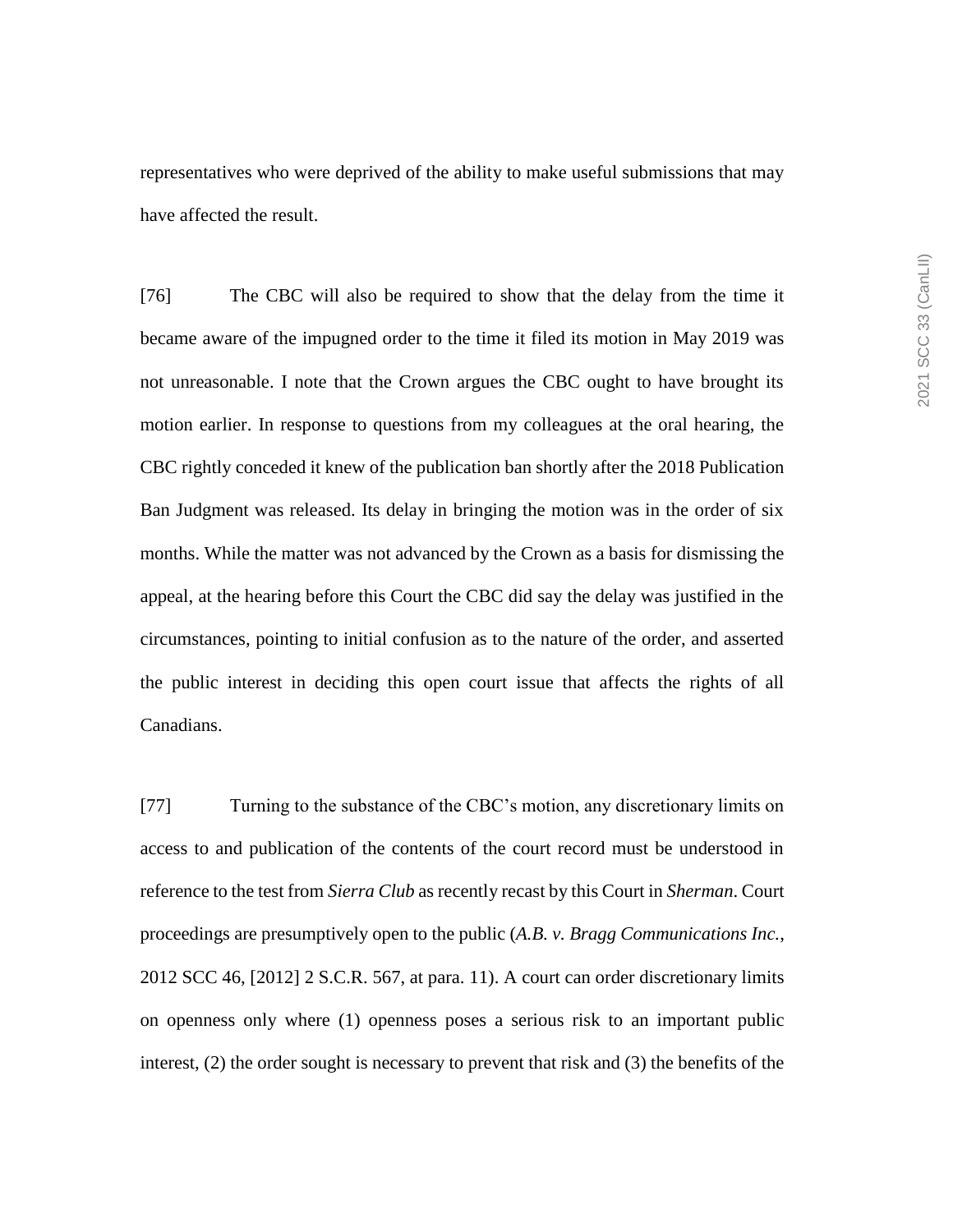representatives who were deprived of the ability to make useful submissions that may have affected the result.

[76] The CBC will also be required to show that the delay from the time it became aware of the impugned order to the time it filed its motion in May 2019 was not unreasonable. I note that the Crown argues the CBC ought to have brought its motion earlier. In response to questions from my colleagues at the oral hearing, the CBC rightly conceded it knew of the publication ban shortly after the 2018 Publication Ban Judgment was released. Its delay in bringing the motion was in the order of six months. While the matter was not advanced by the Crown as a basis for dismissing the appeal, at the hearing before this Court the CBC did say the delay was justified in the circumstances, pointing to initial confusion as to the nature of the order, and asserted the public interest in deciding this open court issue that affects the rights of all Canadians.

[77] Turning to the substance of the CBC's motion, any discretionary limits on access to and publication of the contents of the court record must be understood in reference to the test from *Sierra Club* as recently recast by this Court in *Sherman*. Court proceedings are presumptively open to the public (*A.B. v. Bragg Communications Inc.*, 2012 SCC 46, [2012] 2 S.C.R. 567, at para. 11). A court can order discretionary limits on openness only where (1) openness poses a serious risk to an important public interest, (2) the order sought is necessary to prevent that risk and (3) the benefits of the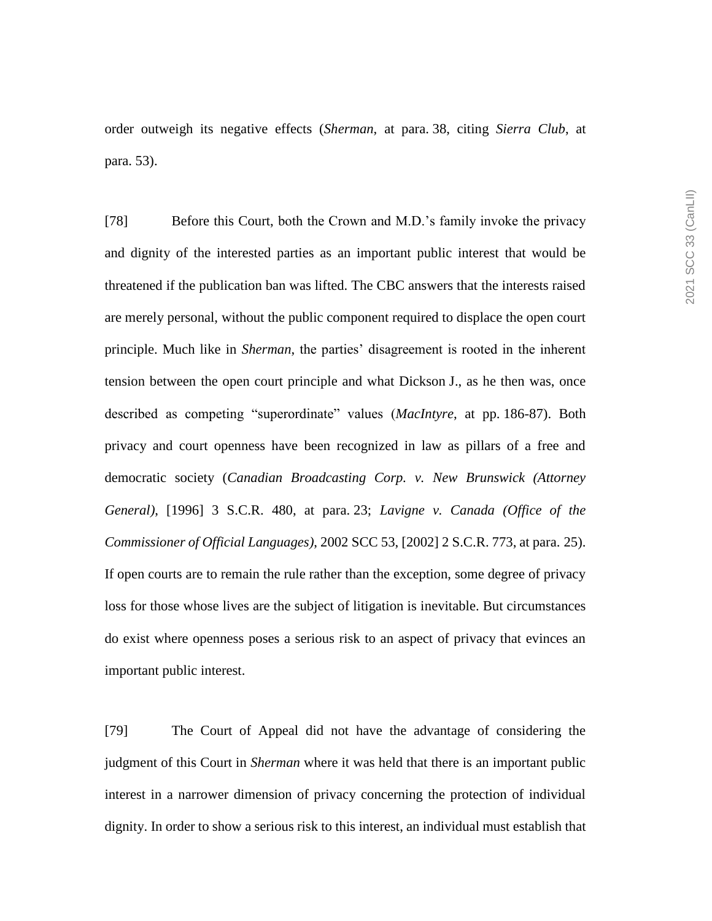order outweigh its negative effects (*Sherman*, at para. 38, citing *Sierra Club*, at para. 53).

[78] Before this Court, both the Crown and M.D.'s family invoke the privacy and dignity of the interested parties as an important public interest that would be threatened if the publication ban was lifted. The CBC answers that the interests raised are merely personal, without the public component required to displace the open court principle. Much like in *Sherman*, the parties' disagreement is rooted in the inherent tension between the open court principle and what Dickson J., as he then was, once described as competing "superordinate" values (*MacIntyre*, at pp. 186-87). Both privacy and court openness have been recognized in law as pillars of a free and democratic society (*Canadian Broadcasting Corp. v. New Brunswick (Attorney General)*, [1996] 3 S.C.R. 480, at para. 23; *Lavigne v. Canada (Office of the Commissioner of Official Languages)*, 2002 SCC 53, [2002] 2 S.C.R. 773, at para. 25). If open courts are to remain the rule rather than the exception, some degree of privacy loss for those whose lives are the subject of litigation is inevitable. But circumstances do exist where openness poses a serious risk to an aspect of privacy that evinces an important public interest.

[79] The Court of Appeal did not have the advantage of considering the judgment of this Court in *Sherman* where it was held that there is an important public interest in a narrower dimension of privacy concerning the protection of individual dignity. In order to show a serious risk to this interest, an individual must establish that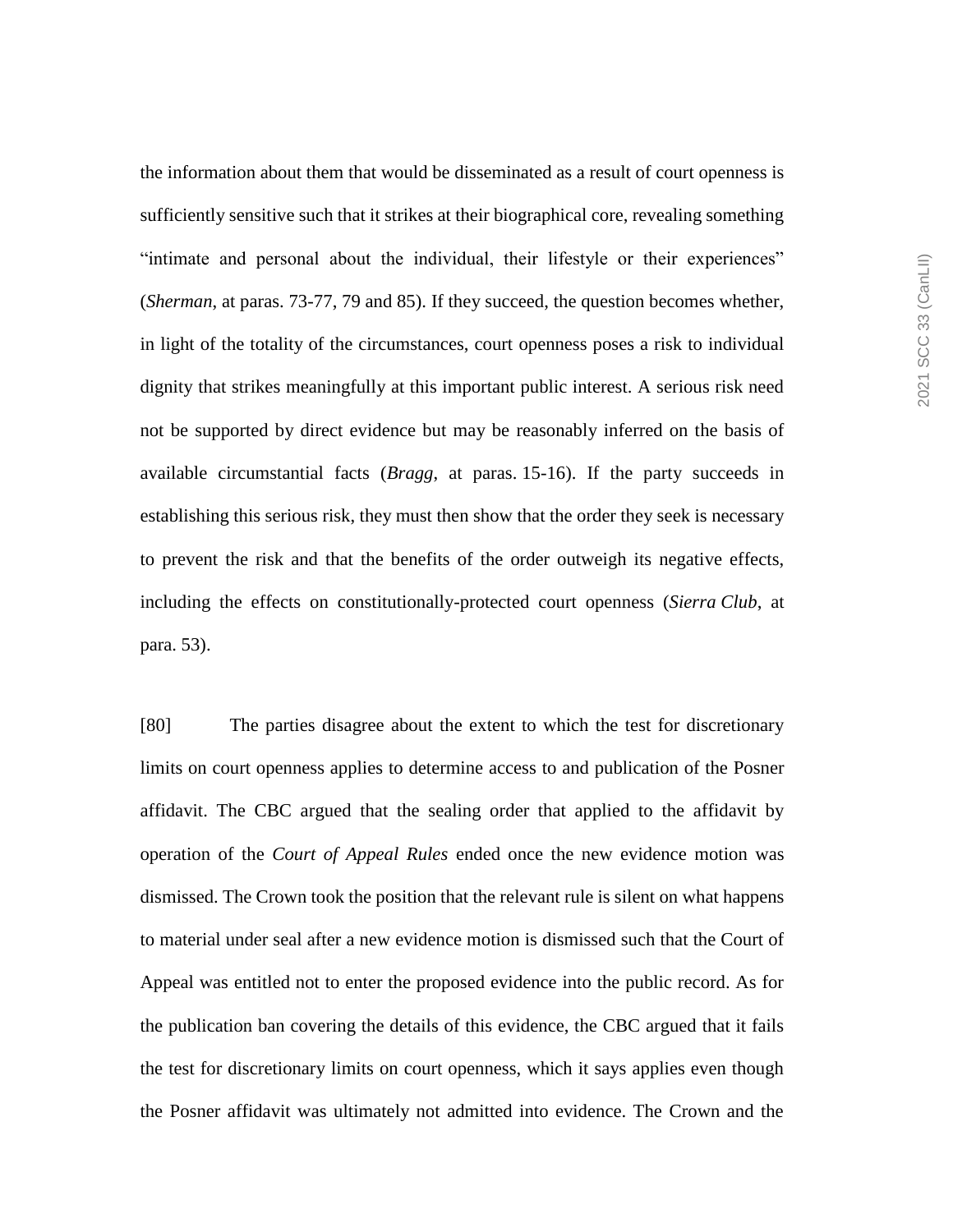the information about them that would be disseminated as a result of court openness is sufficiently sensitive such that it strikes at their biographical core, revealing something "intimate and personal about the individual, their lifestyle or their experiences" (*Sherman*, at paras. 73-77, 79 and 85). If they succeed, the question becomes whether, in light of the totality of the circumstances, court openness poses a risk to individual dignity that strikes meaningfully at this important public interest. A serious risk need not be supported by direct evidence but may be reasonably inferred on the basis of available circumstantial facts (*Bragg*, at paras. 15-16). If the party succeeds in establishing this serious risk, they must then show that the order they seek is necessary to prevent the risk and that the benefits of the order outweigh its negative effects, including the effects on constitutionally-protected court openness (*Sierra Club*, at para. 53).

[80] The parties disagree about the extent to which the test for discretionary limits on court openness applies to determine access to and publication of the Posner affidavit. The CBC argued that the sealing order that applied to the affidavit by operation of the *Court of Appeal Rules* ended once the new evidence motion was dismissed. The Crown took the position that the relevant rule is silent on what happens to material under seal after a new evidence motion is dismissed such that the Court of Appeal was entitled not to enter the proposed evidence into the public record. As for the publication ban covering the details of this evidence, the CBC argued that it fails the test for discretionary limits on court openness, which it says applies even though the Posner affidavit was ultimately not admitted into evidence. The Crown and the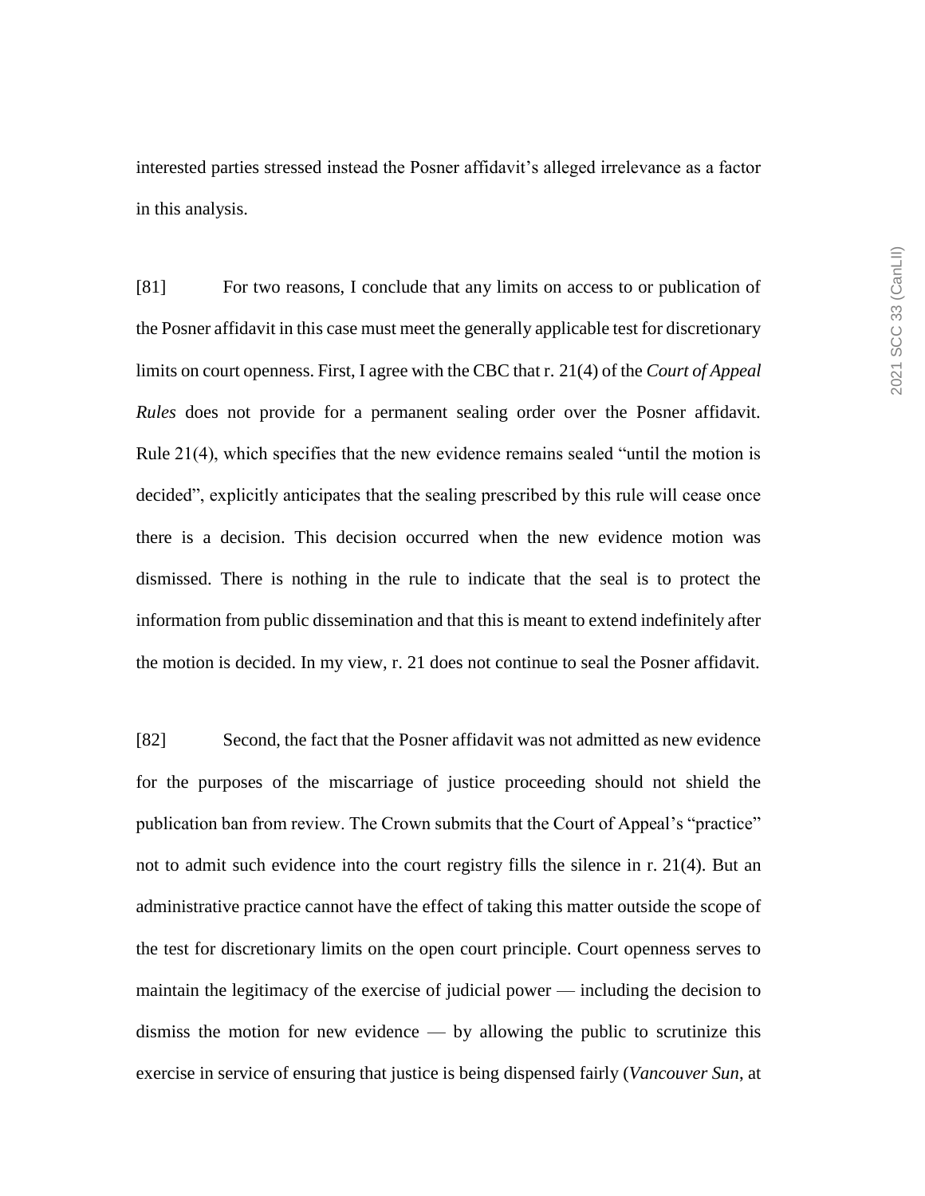interested parties stressed instead the Posner affidavit's alleged irrelevance as a factor in this analysis.

[81] For two reasons, I conclude that any limits on access to or publication of the Posner affidavit in this case must meet the generally applicable test for discretionary limits on court openness. First, I agree with the CBC that r. 21(4) of the *Court of Appeal Rules* does not provide for a permanent sealing order over the Posner affidavit. Rule 21(4), which specifies that the new evidence remains sealed "until the motion is decided", explicitly anticipates that the sealing prescribed by this rule will cease once there is a decision. This decision occurred when the new evidence motion was dismissed. There is nothing in the rule to indicate that the seal is to protect the information from public dissemination and that this is meant to extend indefinitely after the motion is decided. In my view, r. 21 does not continue to seal the Posner affidavit.

[82] Second, the fact that the Posner affidavit was not admitted as new evidence for the purposes of the miscarriage of justice proceeding should not shield the publication ban from review. The Crown submits that the Court of Appeal's "practice" not to admit such evidence into the court registry fills the silence in r. 21(4). But an administrative practice cannot have the effect of taking this matter outside the scope of the test for discretionary limits on the open court principle. Court openness serves to maintain the legitimacy of the exercise of judicial power — including the decision to dismiss the motion for new evidence — by allowing the public to scrutinize this exercise in service of ensuring that justice is being dispensed fairly (*Vancouver Sun*, at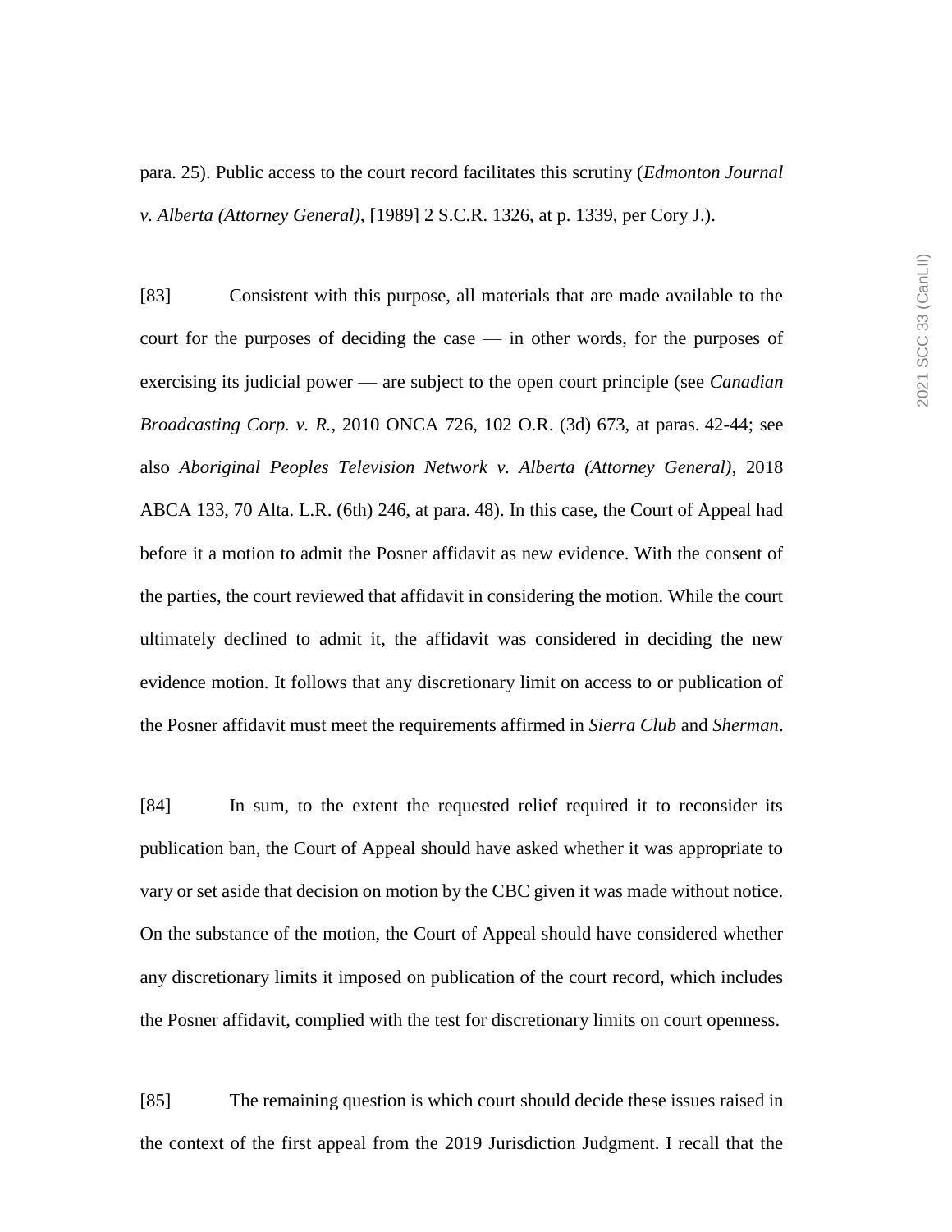para. 25). Public access to the court record facilitates this scrutiny (*Edmonton Journal v. Alberta (Attorney General)*, [1989] 2 S.C.R. 1326, at p. 1339, per Cory J.).

[83] Consistent with this purpose, all materials that are made available to the court for the purposes of deciding the case — in other words, for the purposes of exercising its judicial power — are subject to the open court principle (see *Canadian Broadcasting Corp. v. R.*, 2010 ONCA 726, 102 O.R. (3d) 673, at paras. 42-44; see also *Aboriginal Peoples Television Network v. Alberta (Attorney General)*, 2018 ABCA 133, 70 Alta. L.R. (6th) 246, at para. 48). In this case, the Court of Appeal had before it a motion to admit the Posner affidavit as new evidence. With the consent of the parties, the court reviewed that affidavit in considering the motion. While the court ultimately declined to admit it, the affidavit was considered in deciding the new evidence motion. It follows that any discretionary limit on access to or publication of the Posner affidavit must meet the requirements affirmed in *Sierra Club* and *Sherman*.

[84] In sum, to the extent the requested relief required it to reconsider its publication ban, the Court of Appeal should have asked whether it was appropriate to vary or set aside that decision on motion by the CBC given it was made without notice. On the substance of the motion, the Court of Appeal should have considered whether any discretionary limits it imposed on publication of the court record, which includes the Posner affidavit, complied with the test for discretionary limits on court openness.

[85] The remaining question is which court should decide these issues raised in the context of the first appeal from the 2019 Jurisdiction Judgment. I recall that the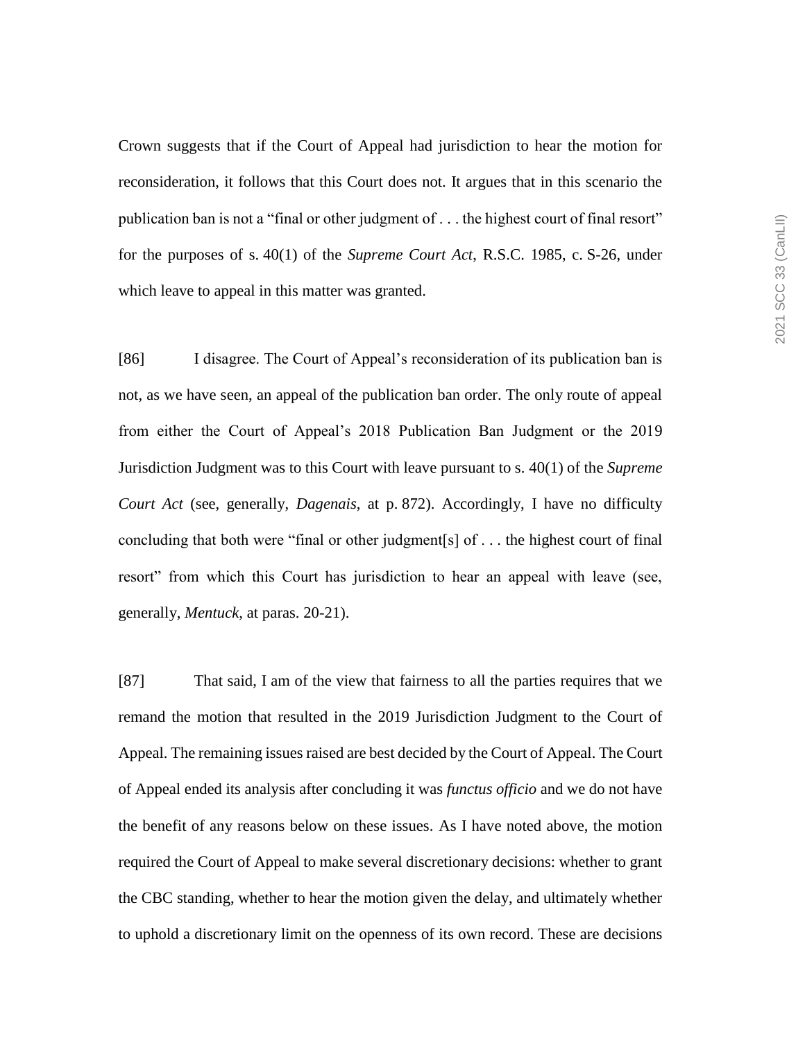Crown suggests that if the Court of Appeal had jurisdiction to hear the motion for reconsideration, it follows that this Court does not. It argues that in this scenario the publication ban is not a "final or other judgment of . . . the highest court of final resort" for the purposes of s. 40(1) of the *Supreme Court Act*, R.S.C. 1985, c. S-26, under which leave to appeal in this matter was granted.

[86] I disagree. The Court of Appeal's reconsideration of its publication ban is not, as we have seen, an appeal of the publication ban order. The only route of appeal from either the Court of Appeal's 2018 Publication Ban Judgment or the 2019 Jurisdiction Judgment was to this Court with leave pursuant to s. 40(1) of the *Supreme Court Act* (see, generally, *Dagenais*, at p. 872). Accordingly, I have no difficulty concluding that both were "final or other judgment[s] of . . . the highest court of final resort" from which this Court has jurisdiction to hear an appeal with leave (see, generally, *Mentuck*, at paras. 20-21).

[87] That said, I am of the view that fairness to all the parties requires that we remand the motion that resulted in the 2019 Jurisdiction Judgment to the Court of Appeal. The remaining issues raised are best decided by the Court of Appeal. The Court of Appeal ended its analysis after concluding it was *functus officio* and we do not have the benefit of any reasons below on these issues. As I have noted above, the motion required the Court of Appeal to make several discretionary decisions: whether to grant the CBC standing, whether to hear the motion given the delay, and ultimately whether to uphold a discretionary limit on the openness of its own record. These are decisions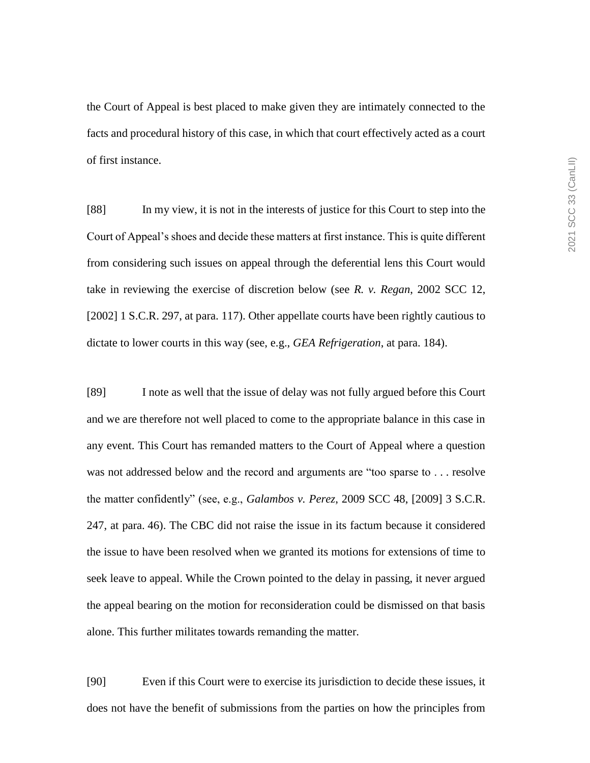the Court of Appeal is best placed to make given they are intimately connected to the facts and procedural history of this case, in which that court effectively acted as a court of first instance.

[88] In my view, it is not in the interests of justice for this Court to step into the Court of Appeal's shoes and decide these matters at first instance. This is quite different from considering such issues on appeal through the deferential lens this Court would take in reviewing the exercise of discretion below (see *R. v. Regan*, 2002 SCC 12, [2002] 1 S.C.R. 297, at para. 117). Other appellate courts have been rightly cautious to dictate to lower courts in this way (see, e.g., *GEA Refrigeration*, at para. 184).

[89] I note as well that the issue of delay was not fully argued before this Court and we are therefore not well placed to come to the appropriate balance in this case in any event. This Court has remanded matters to the Court of Appeal where a question was not addressed below and the record and arguments are "too sparse to . . . resolve the matter confidently" (see, e.g., *Galambos v. Perez*, 2009 SCC 48, [2009] 3 S.C.R. 247, at para. 46). The CBC did not raise the issue in its factum because it considered the issue to have been resolved when we granted its motions for extensions of time to seek leave to appeal. While the Crown pointed to the delay in passing, it never argued the appeal bearing on the motion for reconsideration could be dismissed on that basis alone. This further militates towards remanding the matter.

[90] Even if this Court were to exercise its jurisdiction to decide these issues, it does not have the benefit of submissions from the parties on how the principles from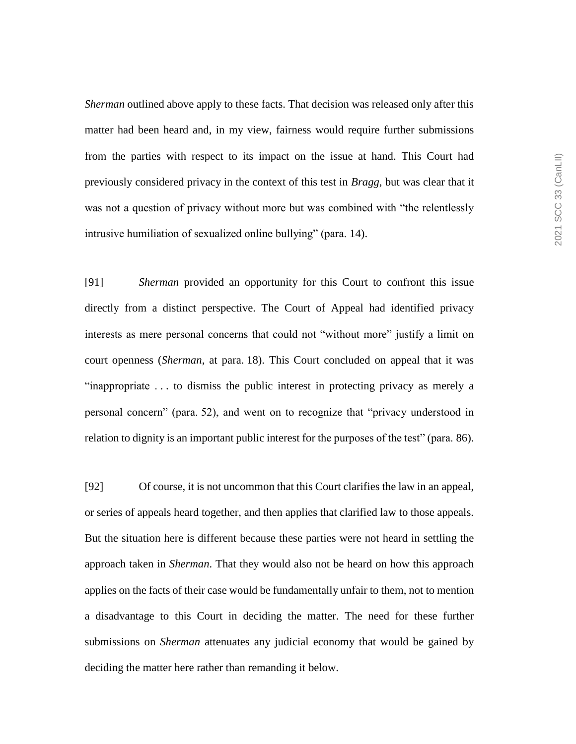*Sherman* outlined above apply to these facts. That decision was released only after this matter had been heard and, in my view, fairness would require further submissions from the parties with respect to its impact on the issue at hand. This Court had previously considered privacy in the context of this test in *Bragg*, but was clear that it was not a question of privacy without more but was combined with "the relentlessly intrusive humiliation of sexualized online bullying" (para. 14).

[91] *Sherman* provided an opportunity for this Court to confront this issue directly from a distinct perspective. The Court of Appeal had identified privacy interests as mere personal concerns that could not "without more" justify a limit on court openness (*Sherman*, at para. 18). This Court concluded on appeal that it was "inappropriate . . . to dismiss the public interest in protecting privacy as merely a personal concern" (para. 52), and went on to recognize that "privacy understood in relation to dignity is an important public interest for the purposes of the test" (para. 86).

[92] Of course, it is not uncommon that this Court clarifies the law in an appeal, or series of appeals heard together, and then applies that clarified law to those appeals. But the situation here is different because these parties were not heard in settling the approach taken in *Sherman*. That they would also not be heard on how this approach applies on the facts of their case would be fundamentally unfair to them, not to mention a disadvantage to this Court in deciding the matter. The need for these further submissions on *Sherman* attenuates any judicial economy that would be gained by deciding the matter here rather than remanding it below.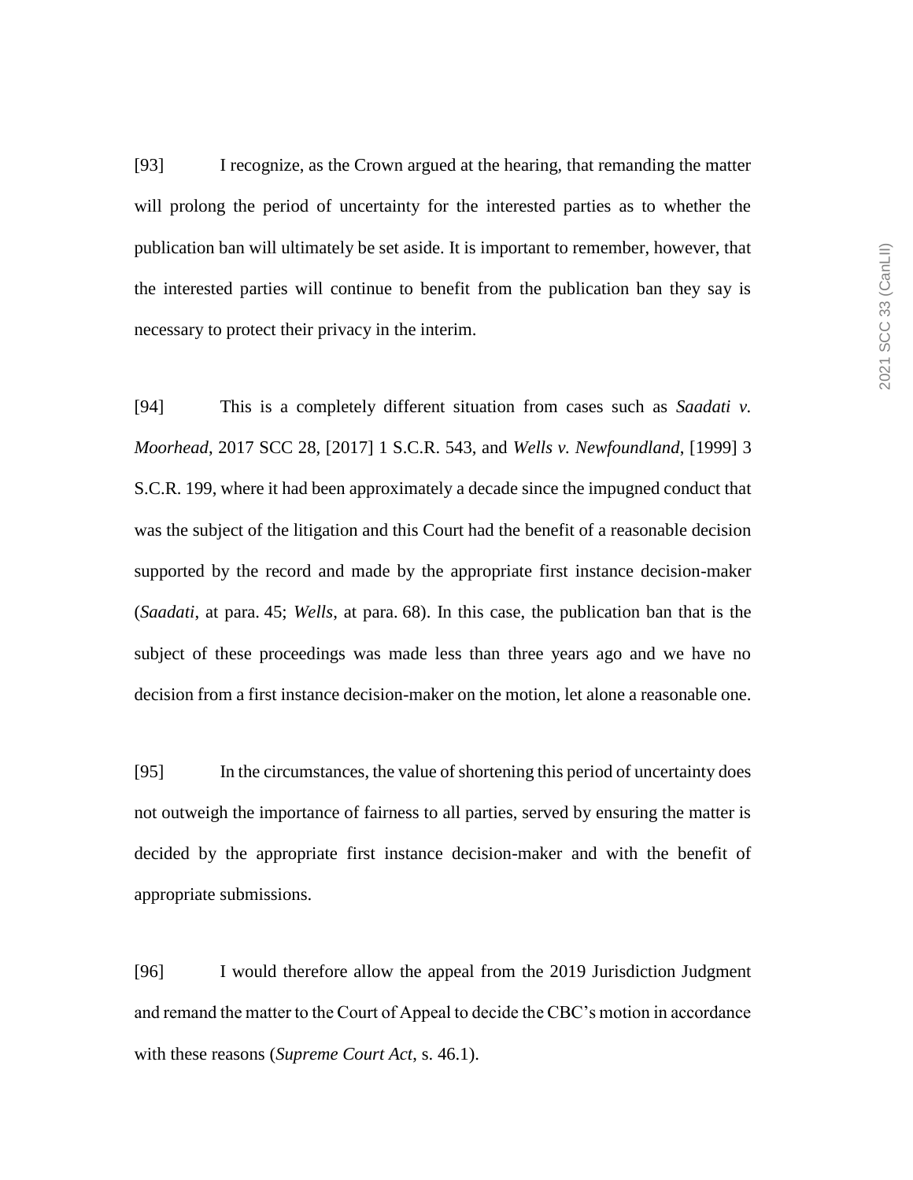[93] I recognize, as the Crown argued at the hearing, that remanding the matter will prolong the period of uncertainty for the interested parties as to whether the publication ban will ultimately be set aside. It is important to remember, however, that the interested parties will continue to benefit from the publication ban they say is necessary to protect their privacy in the interim.

[94] This is a completely different situation from cases such as *Saadati v. Moorhead*, 2017 SCC 28, [2017] 1 S.C.R. 543, and *Wells v. Newfoundland*, [1999] 3 S.C.R. 199, where it had been approximately a decade since the impugned conduct that was the subject of the litigation and this Court had the benefit of a reasonable decision supported by the record and made by the appropriate first instance decision-maker (*Saadati*, at para. 45; *Wells*, at para. 68). In this case, the publication ban that is the subject of these proceedings was made less than three years ago and we have no decision from a first instance decision-maker on the motion, let alone a reasonable one.

[95] In the circumstances, the value of shortening this period of uncertainty does not outweigh the importance of fairness to all parties, served by ensuring the matter is decided by the appropriate first instance decision-maker and with the benefit of appropriate submissions.

[96] I would therefore allow the appeal from the 2019 Jurisdiction Judgment and remand the matter to the Court of Appeal to decide the CBC's motion in accordance with these reasons (*Supreme Court Act*, s. 46.1).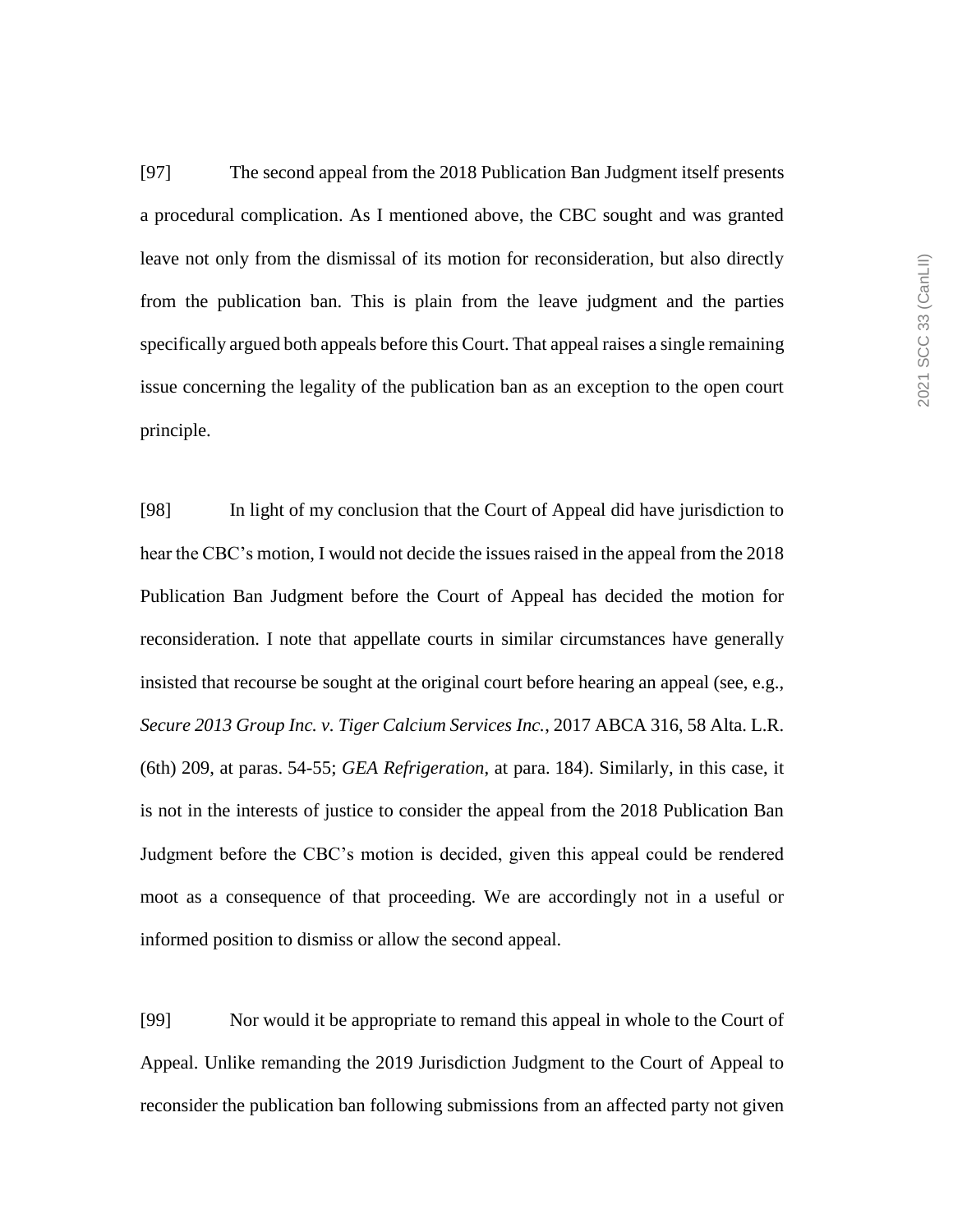[97] The second appeal from the 2018 Publication Ban Judgment itself presents a procedural complication. As I mentioned above, the CBC sought and was granted leave not only from the dismissal of its motion for reconsideration, but also directly from the publication ban. This is plain from the leave judgment and the parties specifically argued both appeals before this Court. That appeal raises a single remaining issue concerning the legality of the publication ban as an exception to the open court principle.

[98] In light of my conclusion that the Court of Appeal did have jurisdiction to hear the CBC's motion, I would not decide the issues raised in the appeal from the 2018 Publication Ban Judgment before the Court of Appeal has decided the motion for reconsideration. I note that appellate courts in similar circumstances have generally insisted that recourse be sought at the original court before hearing an appeal (see, e.g., *Secure 2013 Group Inc. v. Tiger Calcium Services Inc.*, 2017 ABCA 316, 58 Alta. L.R. (6th) 209, at paras. 54-55; *GEA Refrigeration*, at para. 184). Similarly, in this case, it is not in the interests of justice to consider the appeal from the 2018 Publication Ban Judgment before the CBC's motion is decided, given this appeal could be rendered moot as a consequence of that proceeding. We are accordingly not in a useful or informed position to dismiss or allow the second appeal.

[99] Nor would it be appropriate to remand this appeal in whole to the Court of Appeal. Unlike remanding the 2019 Jurisdiction Judgment to the Court of Appeal to reconsider the publication ban following submissions from an affected party not given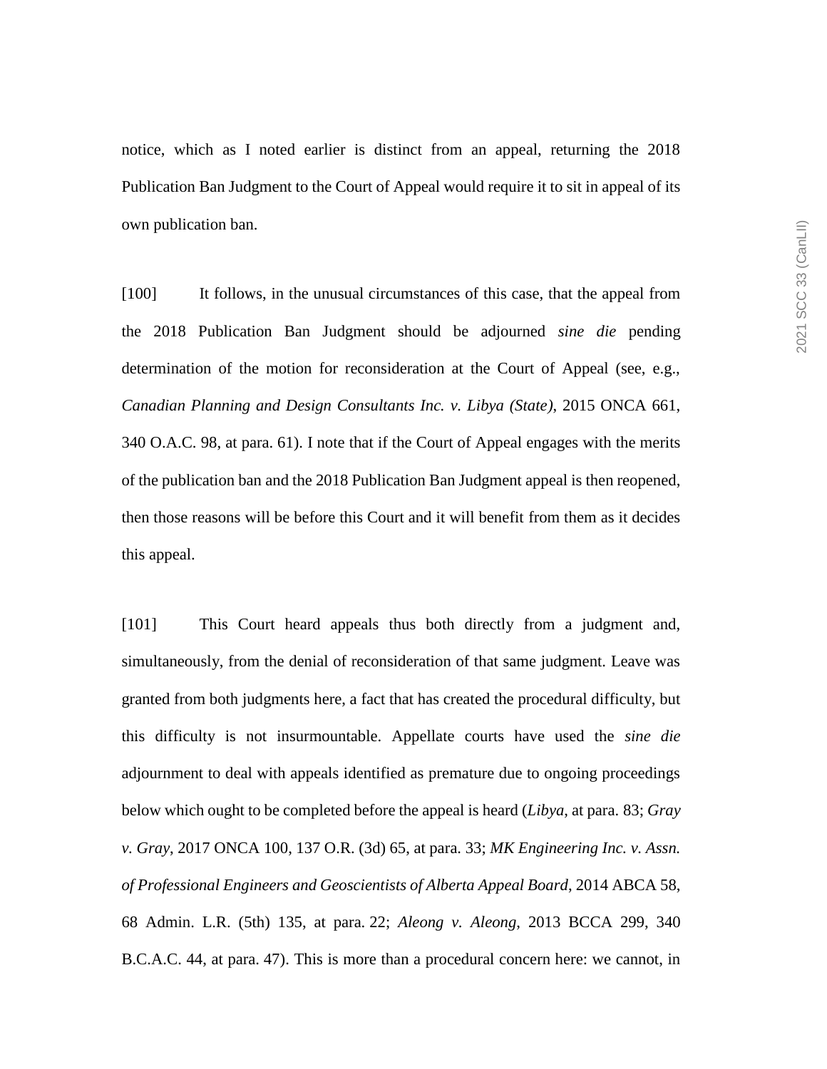notice, which as I noted earlier is distinct from an appeal, returning the 2018 Publication Ban Judgment to the Court of Appeal would require it to sit in appeal of its own publication ban.

[100] It follows, in the unusual circumstances of this case, that the appeal from the 2018 Publication Ban Judgment should be adjourned *sine die* pending determination of the motion for reconsideration at the Court of Appeal (see, e.g., *Canadian Planning and Design Consultants Inc. v. Libya (State)*, 2015 ONCA 661, 340 O.A.C. 98, at para. 61). I note that if the Court of Appeal engages with the merits of the publication ban and the 2018 Publication Ban Judgment appeal is then reopened, then those reasons will be before this Court and it will benefit from them as it decides this appeal.

[101] This Court heard appeals thus both directly from a judgment and, simultaneously, from the denial of reconsideration of that same judgment. Leave was granted from both judgments here, a fact that has created the procedural difficulty, but this difficulty is not insurmountable. Appellate courts have used the *sine die* adjournment to deal with appeals identified as premature due to ongoing proceedings below which ought to be completed before the appeal is heard (*Libya*, at para. 83; *Gray v. Gray*, 2017 ONCA 100, 137 O.R. (3d) 65, at para. 33; *MK Engineering Inc. v. Assn. of Professional Engineers and Geoscientists of Alberta Appeal Board*, 2014 ABCA 58, 68 Admin. L.R. (5th) 135, at para. 22; *Aleong v. Aleong*, 2013 BCCA 299, 340 B.C.A.C. 44, at para. 47). This is more than a procedural concern here: we cannot, in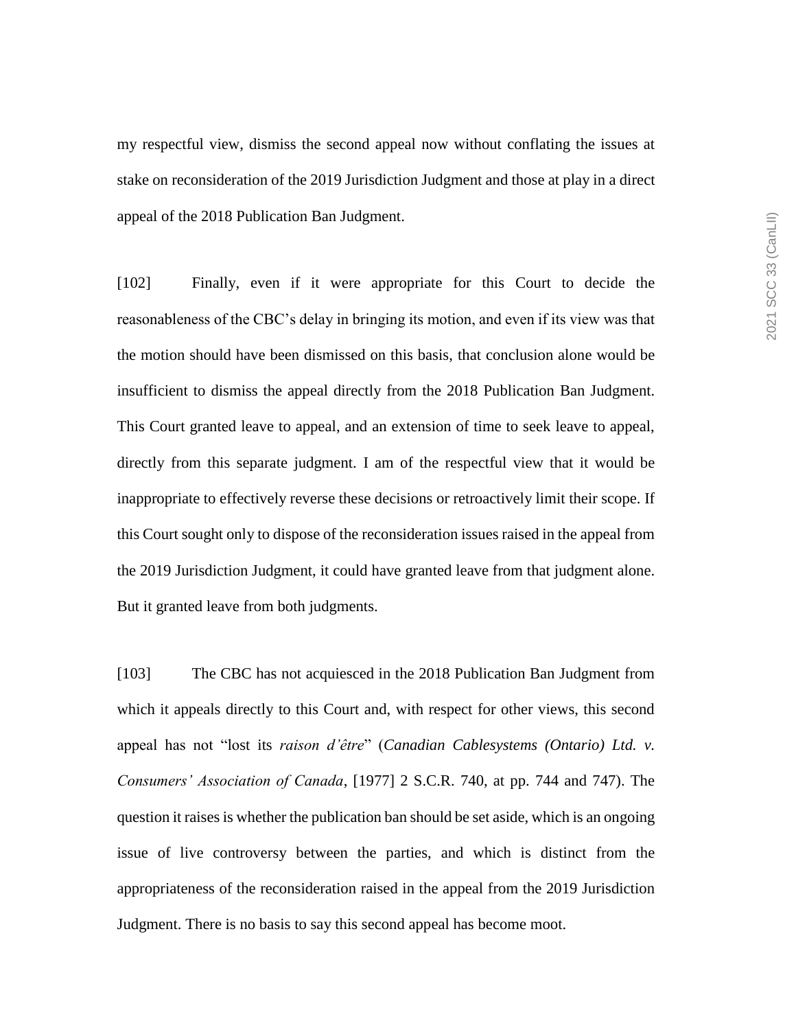my respectful view, dismiss the second appeal now without conflating the issues at stake on reconsideration of the 2019 Jurisdiction Judgment and those at play in a direct appeal of the 2018 Publication Ban Judgment.

[102] Finally, even if it were appropriate for this Court to decide the reasonableness of the CBC's delay in bringing its motion, and even if its view was that the motion should have been dismissed on this basis, that conclusion alone would be insufficient to dismiss the appeal directly from the 2018 Publication Ban Judgment. This Court granted leave to appeal, and an extension of time to seek leave to appeal, directly from this separate judgment. I am of the respectful view that it would be inappropriate to effectively reverse these decisions or retroactively limit their scope. If this Court sought only to dispose of the reconsideration issues raised in the appeal from the 2019 Jurisdiction Judgment, it could have granted leave from that judgment alone. But it granted leave from both judgments.

[103] The CBC has not acquiesced in the 2018 Publication Ban Judgment from which it appeals directly to this Court and, with respect for other views, this second appeal has not "lost its *raison d'être*" (*Canadian Cablesystems (Ontario) Ltd. v. Consumers' Association of Canada*, [1977] 2 S.C.R. 740, at pp. 744 and 747). The question it raises is whether the publication ban should be set aside, which is an ongoing issue of live controversy between the parties, and which is distinct from the appropriateness of the reconsideration raised in the appeal from the 2019 Jurisdiction Judgment. There is no basis to say this second appeal has become moot.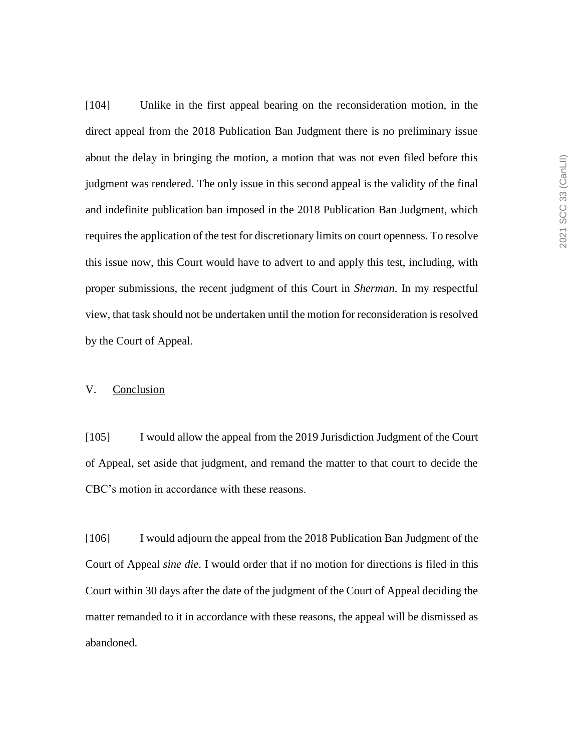[104] Unlike in the first appeal bearing on the reconsideration motion, in the direct appeal from the 2018 Publication Ban Judgment there is no preliminary issue about the delay in bringing the motion, a motion that was not even filed before this judgment was rendered. The only issue in this second appeal is the validity of the final and indefinite publication ban imposed in the 2018 Publication Ban Judgment, which requires the application of the test for discretionary limits on court openness. To resolve this issue now, this Court would have to advert to and apply this test, including, with proper submissions, the recent judgment of this Court in *Sherman*. In my respectful view, that task should not be undertaken until the motion for reconsideration is resolved by the Court of Appeal.

## V. Conclusion

[105] I would allow the appeal from the 2019 Jurisdiction Judgment of the Court of Appeal, set aside that judgment, and remand the matter to that court to decide the CBC's motion in accordance with these reasons.

[106] I would adjourn the appeal from the 2018 Publication Ban Judgment of the Court of Appeal *sine die*. I would order that if no motion for directions is filed in this Court within 30 days after the date of the judgment of the Court of Appeal deciding the matter remanded to it in accordance with these reasons, the appeal will be dismissed as abandoned.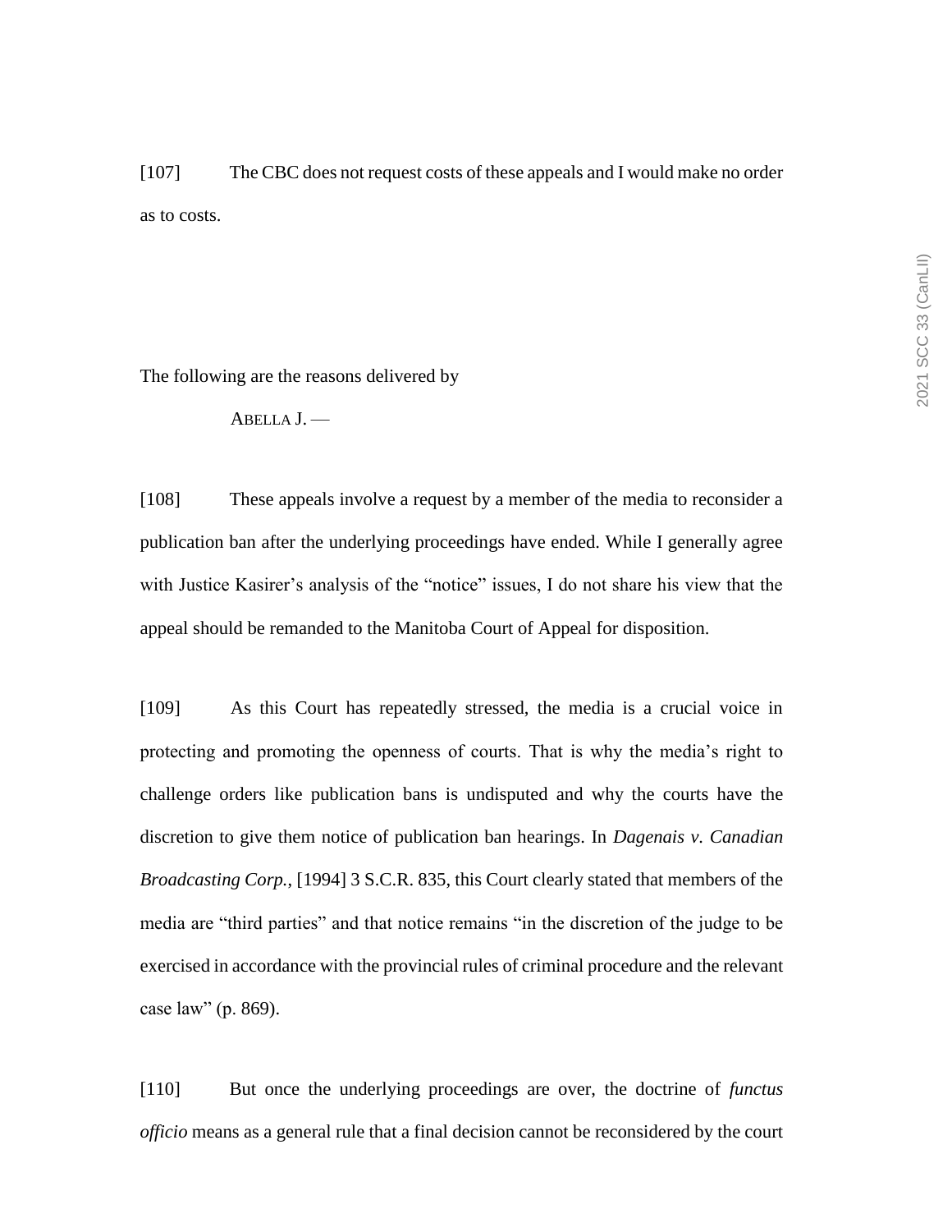[107] The CBC does not request costs of these appeals and I would make no order as to costs.

The following are the reasons delivered by

ABELLA J. —

[108] These appeals involve a request by a member of the media to reconsider a publication ban after the underlying proceedings have ended. While I generally agree with Justice Kasirer's analysis of the "notice" issues, I do not share his view that the appeal should be remanded to the Manitoba Court of Appeal for disposition.

[109] As this Court has repeatedly stressed, the media is a crucial voice in protecting and promoting the openness of courts. That is why the media's right to challenge orders like publication bans is undisputed and why the courts have the discretion to give them notice of publication ban hearings. In *Dagenais v. Canadian Broadcasting Corp.*, [1994] 3 S.C.R. 835, this Court clearly stated that members of the media are "third parties" and that notice remains "in the discretion of the judge to be exercised in accordance with the provincial rules of criminal procedure and the relevant case law" (p. 869).

[110] But once the underlying proceedings are over, the doctrine of *functus officio* means as a general rule that a final decision cannot be reconsidered by the court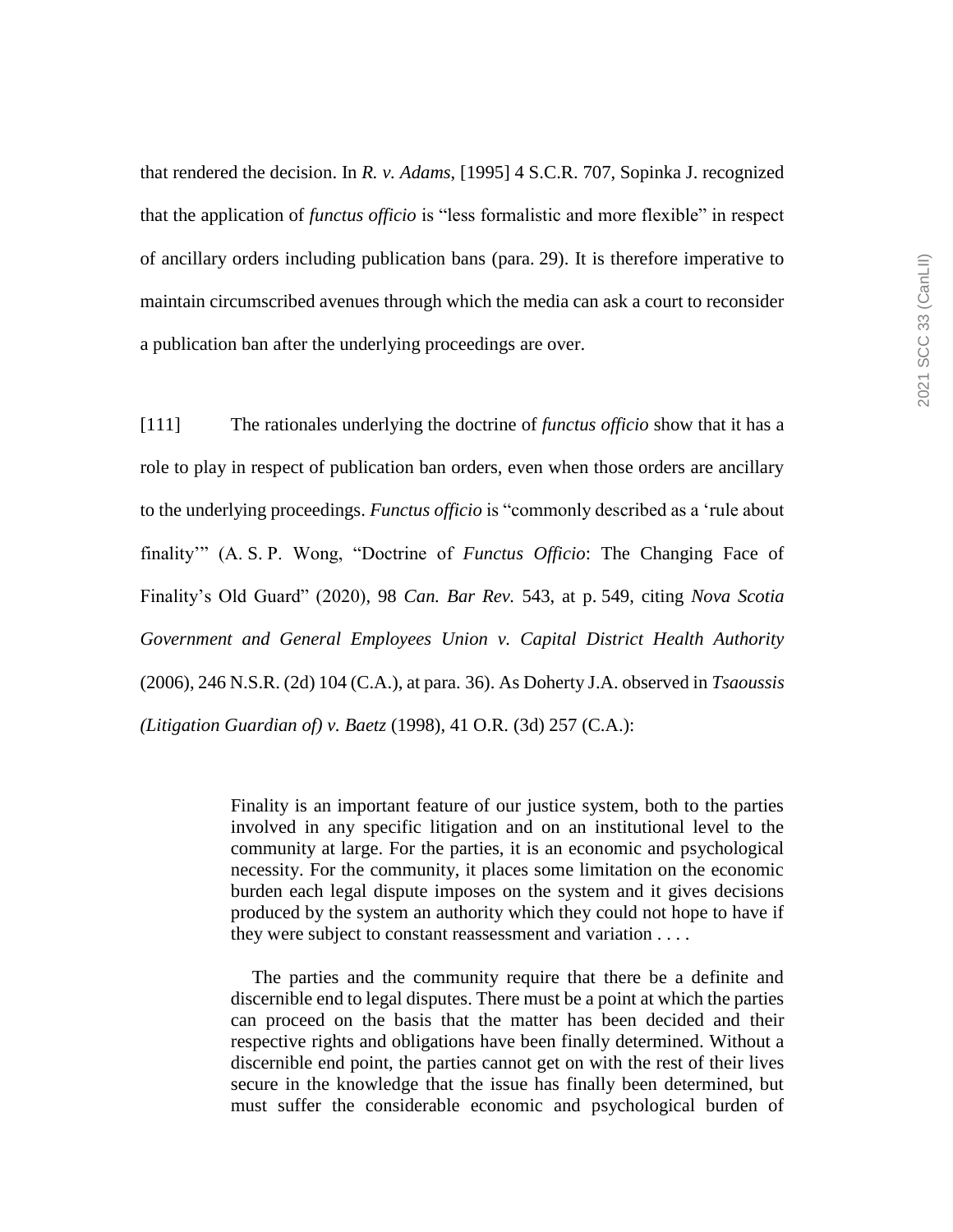that rendered the decision. In *R. v. Adams*, [1995] 4 S.C.R. 707, Sopinka J. recognized that the application of *functus officio* is "less formalistic and more flexible" in respect of ancillary orders including publication bans (para. 29). It is therefore imperative to maintain circumscribed avenues through which the media can ask a court to reconsider a publication ban after the underlying proceedings are over.

[111] The rationales underlying the doctrine of *functus officio* show that it has a role to play in respect of publication ban orders, even when those orders are ancillary to the underlying proceedings. *Functus officio* is "commonly described as a 'rule about finality'" (A. S. P. Wong, "Doctrine of *Functus Officio*: The Changing Face of Finality's Old Guard" (2020), 98 *Can. Bar Rev.* 543, at p. 549, citing *Nova Scotia Government and General Employees Union v. Capital District Health Authority* (2006), 246 N.S.R. (2d) 104 (C.A.), at para. 36). As Doherty J.A. observed in *Tsaoussis (Litigation Guardian of) v. Baetz* (1998), 41 O.R. (3d) 257 (C.A.):

> Finality is an important feature of our justice system, both to the parties involved in any specific litigation and on an institutional level to the community at large. For the parties, it is an economic and psychological necessity. For the community, it places some limitation on the economic burden each legal dispute imposes on the system and it gives decisions produced by the system an authority which they could not hope to have if they were subject to constant reassessment and variation . . . .
>
> The parties and the community require that there be a definite and discernible end to legal disputes. There must be a point at which the parties can proceed on the basis that the matter has been decided and their respective rights and obligations have been finally determined. Without a discernible end point, the parties cannot get on with the rest of their lives secure in the knowledge that the issue has finally been determined, but must suffer the considerable economic and psychological burden of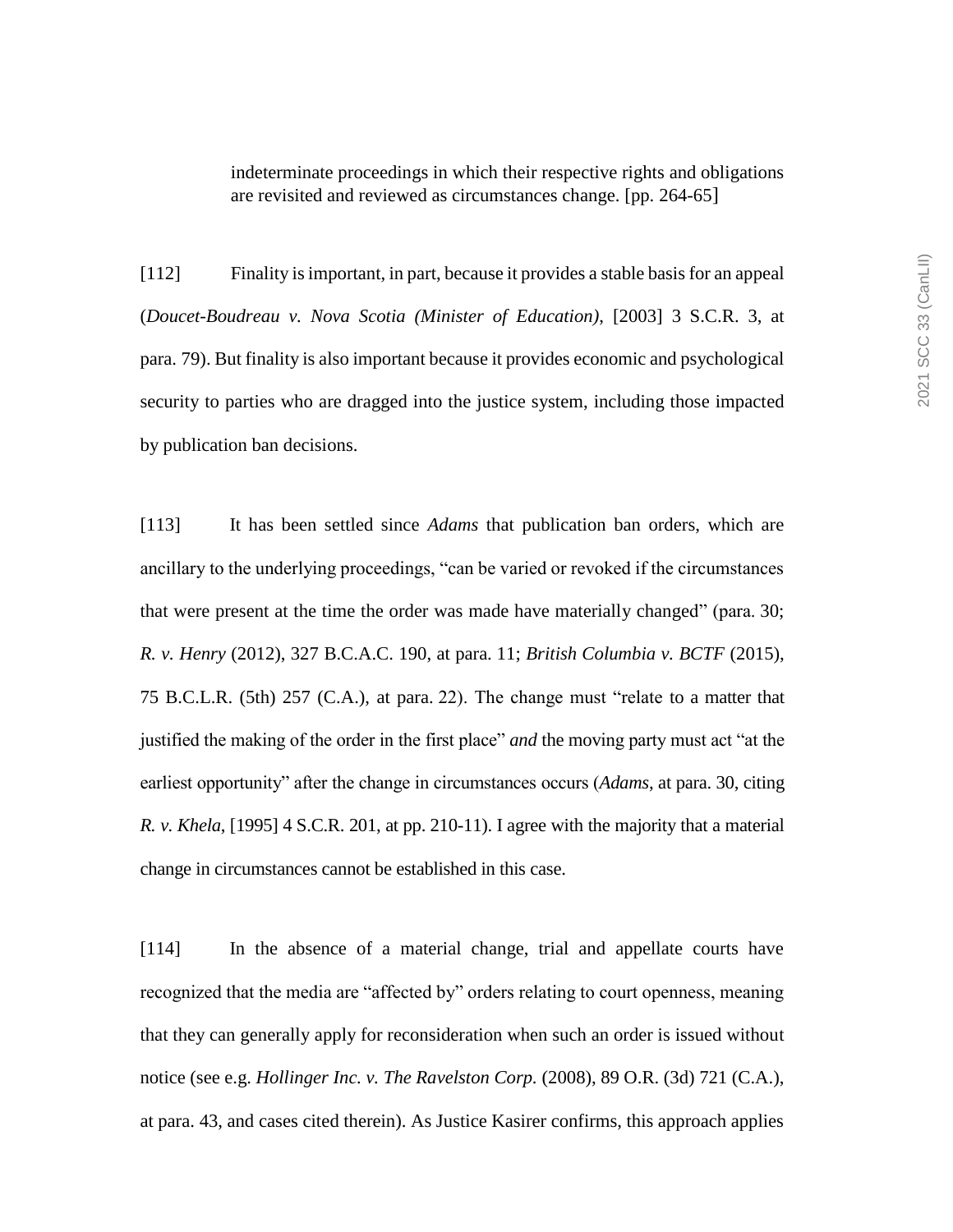> indeterminate proceedings in which their respective rights and obligations are revisited and reviewed as circumstances change. [pp. 264-65]

[112] Finality is important, in part, because it provides a stable basis for an appeal (*Doucet-Boudreau v. Nova Scotia (Minister of Education)*, [2003] 3 S.C.R. 3, at para. 79). But finality is also important because it provides economic and psychological security to parties who are dragged into the justice system, including those impacted by publication ban decisions.

[113] It has been settled since *Adams* that publication ban orders, which are ancillary to the underlying proceedings, "can be varied or revoked if the circumstances that were present at the time the order was made have materially changed" (para. 30; *R. v. Henry* (2012), 327 B.C.A.C. 190, at para. 11; *British Columbia v. BCTF* (2015), 75 B.C.L.R. (5th) 257 (C.A.), at para. 22). The change must "relate to a matter that justified the making of the order in the first place" *and* the moving party must act "at the earliest opportunity" after the change in circumstances occurs (*Adams*, at para. 30, citing *R. v. Khela*, [1995] 4 S.C.R. 201, at pp. 210-11). I agree with the majority that a material change in circumstances cannot be established in this case.

[114] In the absence of a material change, trial and appellate courts have recognized that the media are "affected by" orders relating to court openness, meaning that they can generally apply for reconsideration when such an order is issued without notice (see e.g. *Hollinger Inc. v. The Ravelston Corp.* (2008), 89 O.R. (3d) 721 (C.A.), at para. 43, and cases cited therein). As Justice Kasirer confirms, this approach applies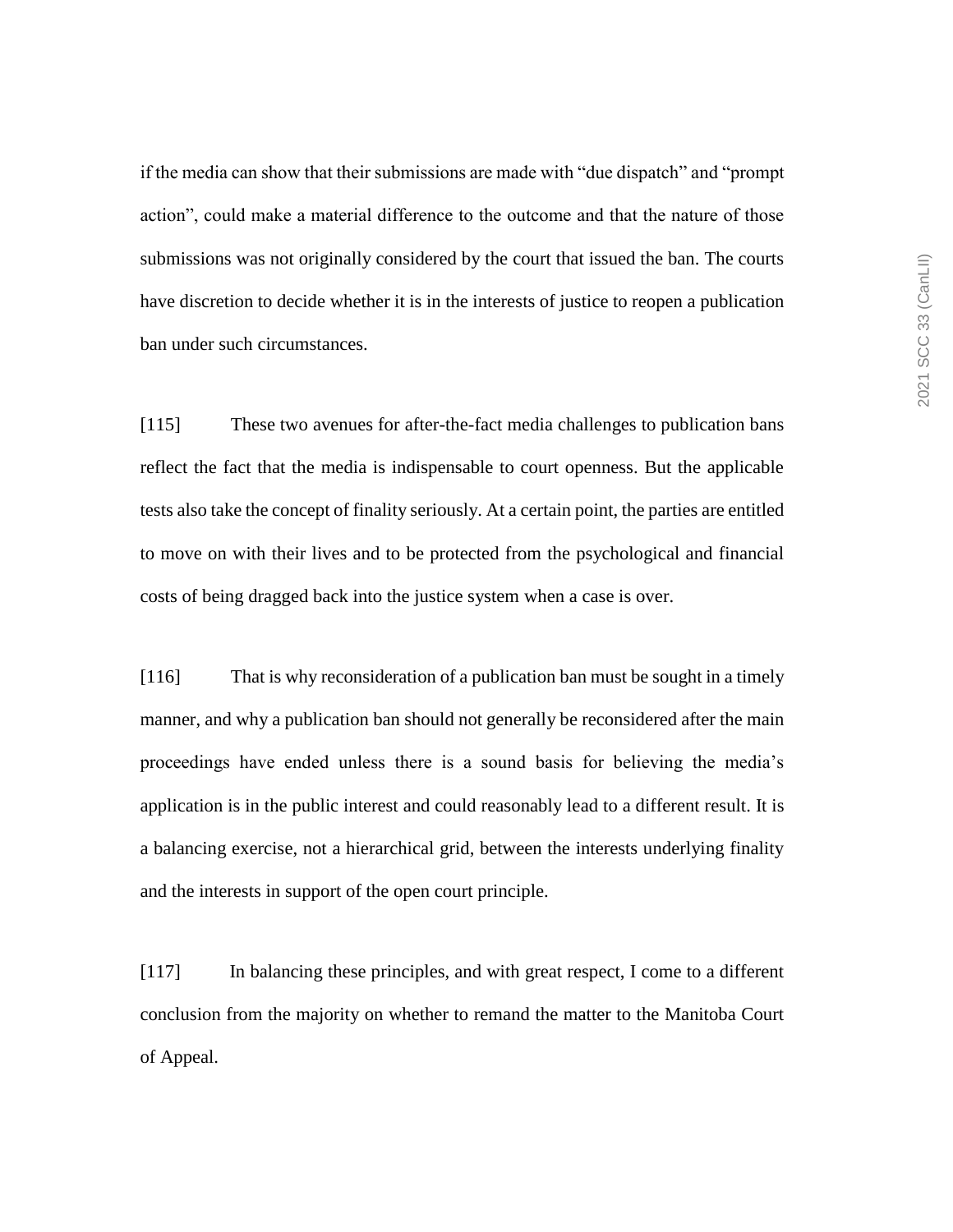if the media can show that their submissions are made with "due dispatch" and "prompt action", could make a material difference to the outcome and that the nature of those submissions was not originally considered by the court that issued the ban. The courts have discretion to decide whether it is in the interests of justice to reopen a publication ban under such circumstances.

[115] These two avenues for after-the-fact media challenges to publication bans reflect the fact that the media is indispensable to court openness. But the applicable tests also take the concept of finality seriously. At a certain point, the parties are entitled to move on with their lives and to be protected from the psychological and financial costs of being dragged back into the justice system when a case is over.

[116] That is why reconsideration of a publication ban must be sought in a timely manner, and why a publication ban should not generally be reconsidered after the main proceedings have ended unless there is a sound basis for believing the media's application is in the public interest and could reasonably lead to a different result. It is a balancing exercise, not a hierarchical grid, between the interests underlying finality and the interests in support of the open court principle.

[117] In balancing these principles, and with great respect, I come to a different conclusion from the majority on whether to remand the matter to the Manitoba Court of Appeal.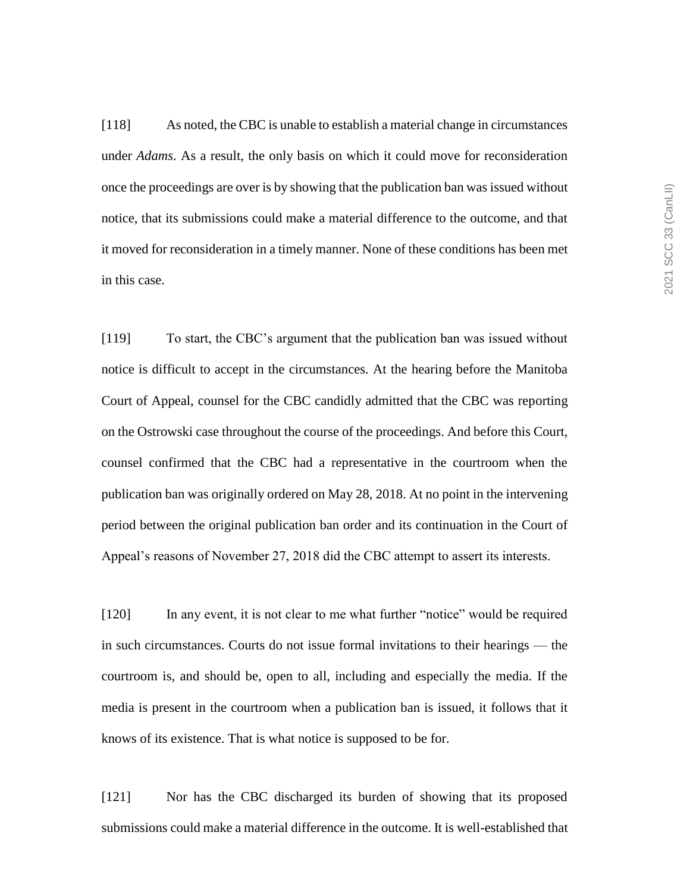[118] As noted, the CBC is unable to establish a material change in circumstances under *Adams*. As a result, the only basis on which it could move for reconsideration once the proceedings are over is by showing that the publication ban was issued without notice, that its submissions could make a material difference to the outcome, and that it moved for reconsideration in a timely manner. None of these conditions has been met in this case.

[119] To start, the CBC's argument that the publication ban was issued without notice is difficult to accept in the circumstances. At the hearing before the Manitoba Court of Appeal, counsel for the CBC candidly admitted that the CBC was reporting on the Ostrowski case throughout the course of the proceedings. And before this Court, counsel confirmed that the CBC had a representative in the courtroom when the publication ban was originally ordered on May 28, 2018. At no point in the intervening period between the original publication ban order and its continuation in the Court of Appeal's reasons of November 27, 2018 did the CBC attempt to assert its interests.

[120] In any event, it is not clear to me what further "notice" would be required in such circumstances. Courts do not issue formal invitations to their hearings — the courtroom is, and should be, open to all, including and especially the media. If the media is present in the courtroom when a publication ban is issued, it follows that it knows of its existence. That is what notice is supposed to be for.

[121] Nor has the CBC discharged its burden of showing that its proposed submissions could make a material difference in the outcome. It is well-established that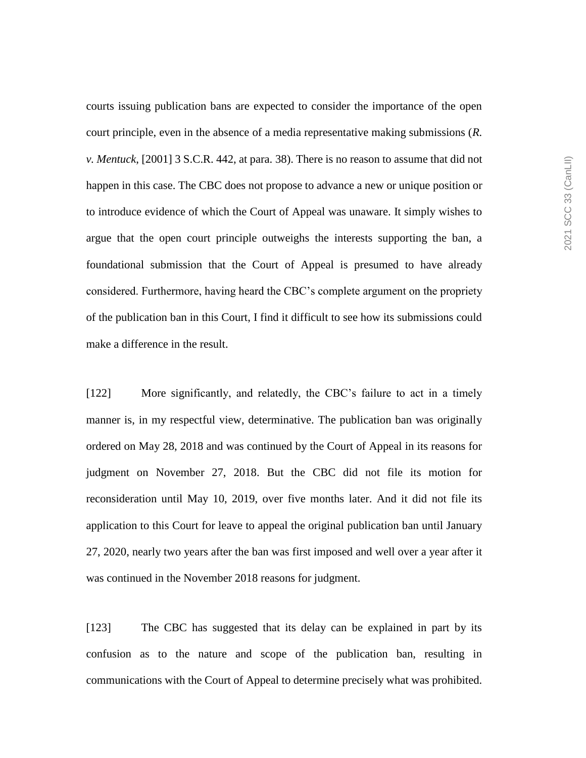courts issuing publication bans are expected to consider the importance of the open court principle, even in the absence of a media representative making submissions (*R. v. Mentuck*, [2001] 3 S.C.R. 442, at para. 38). There is no reason to assume that did not happen in this case. The CBC does not propose to advance a new or unique position or to introduce evidence of which the Court of Appeal was unaware. It simply wishes to argue that the open court principle outweighs the interests supporting the ban, a foundational submission that the Court of Appeal is presumed to have already considered. Furthermore, having heard the CBC's complete argument on the propriety of the publication ban in this Court, I find it difficult to see how its submissions could make a difference in the result.

[122] More significantly, and relatedly, the CBC's failure to act in a timely manner is, in my respectful view, determinative. The publication ban was originally ordered on May 28, 2018 and was continued by the Court of Appeal in its reasons for judgment on November 27, 2018. But the CBC did not file its motion for reconsideration until May 10, 2019, over five months later. And it did not file its application to this Court for leave to appeal the original publication ban until January 27, 2020, nearly two years after the ban was first imposed and well over a year after it was continued in the November 2018 reasons for judgment.

[123] The CBC has suggested that its delay can be explained in part by its confusion as to the nature and scope of the publication ban, resulting in communications with the Court of Appeal to determine precisely what was prohibited.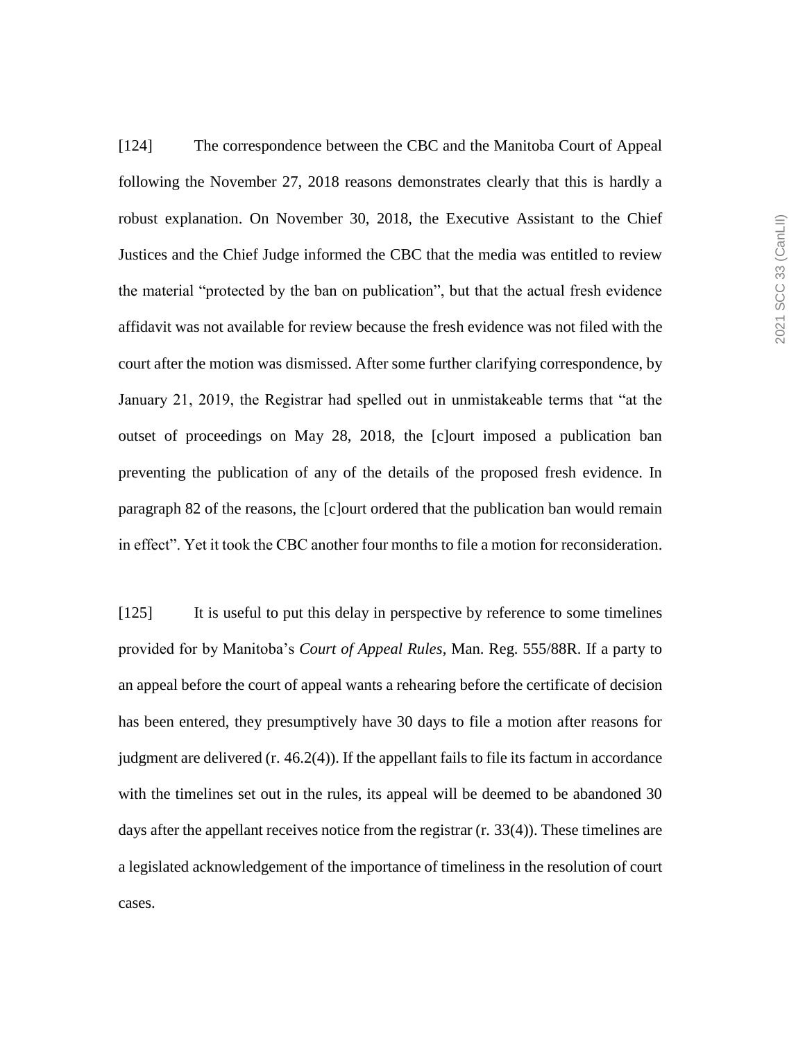[124] The correspondence between the CBC and the Manitoba Court of Appeal following the November 27, 2018 reasons demonstrates clearly that this is hardly a robust explanation. On November 30, 2018, the Executive Assistant to the Chief Justices and the Chief Judge informed the CBC that the media was entitled to review the material "protected by the ban on publication", but that the actual fresh evidence affidavit was not available for review because the fresh evidence was not filed with the court after the motion was dismissed. After some further clarifying correspondence, by January 21, 2019, the Registrar had spelled out in unmistakeable terms that "at the outset of proceedings on May 28, 2018, the [c]ourt imposed a publication ban preventing the publication of any of the details of the proposed fresh evidence. In paragraph 82 of the reasons, the [c]ourt ordered that the publication ban would remain in effect". Yet it took the CBC another four months to file a motion for reconsideration.

[125] It is useful to put this delay in perspective by reference to some timelines provided for by Manitoba's *Court of Appeal Rules*, Man. Reg. 555/88R. If a party to an appeal before the court of appeal wants a rehearing before the certificate of decision has been entered, they presumptively have 30 days to file a motion after reasons for judgment are delivered (r. 46.2(4)). If the appellant fails to file its factum in accordance with the timelines set out in the rules, its appeal will be deemed to be abandoned 30 days after the appellant receives notice from the registrar (r. 33(4)). These timelines are a legislated acknowledgement of the importance of timeliness in the resolution of court cases.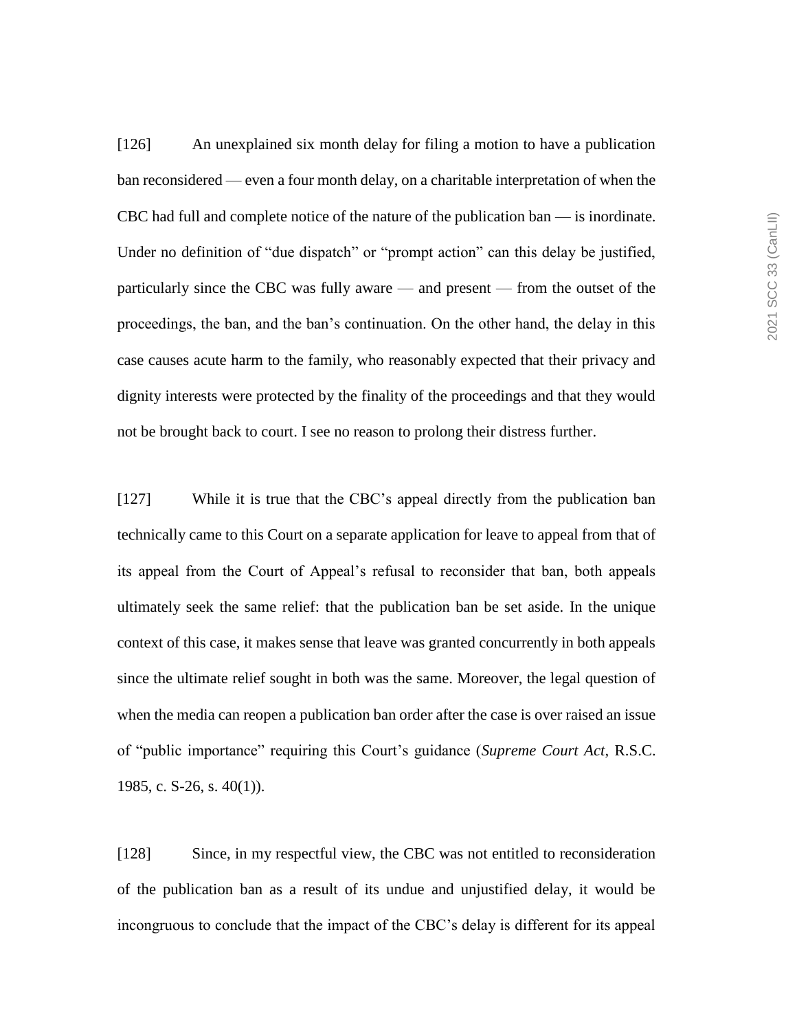[126] An unexplained six month delay for filing a motion to have a publication ban reconsidered — even a four month delay, on a charitable interpretation of when the CBC had full and complete notice of the nature of the publication ban — is inordinate. Under no definition of "due dispatch" or "prompt action" can this delay be justified, particularly since the CBC was fully aware — and present — from the outset of the proceedings, the ban, and the ban's continuation. On the other hand, the delay in this case causes acute harm to the family, who reasonably expected that their privacy and dignity interests were protected by the finality of the proceedings and that they would not be brought back to court. I see no reason to prolong their distress further.

[127] While it is true that the CBC's appeal directly from the publication ban technically came to this Court on a separate application for leave to appeal from that of its appeal from the Court of Appeal's refusal to reconsider that ban, both appeals ultimately seek the same relief: that the publication ban be set aside. In the unique context of this case, it makes sense that leave was granted concurrently in both appeals since the ultimate relief sought in both was the same. Moreover, the legal question of when the media can reopen a publication ban order after the case is over raised an issue of "public importance" requiring this Court's guidance (*Supreme Court Act*, R.S.C. 1985, c. S-26, s. 40(1)).

[128] Since, in my respectful view, the CBC was not entitled to reconsideration of the publication ban as a result of its undue and unjustified delay, it would be incongruous to conclude that the impact of the CBC's delay is different for its appeal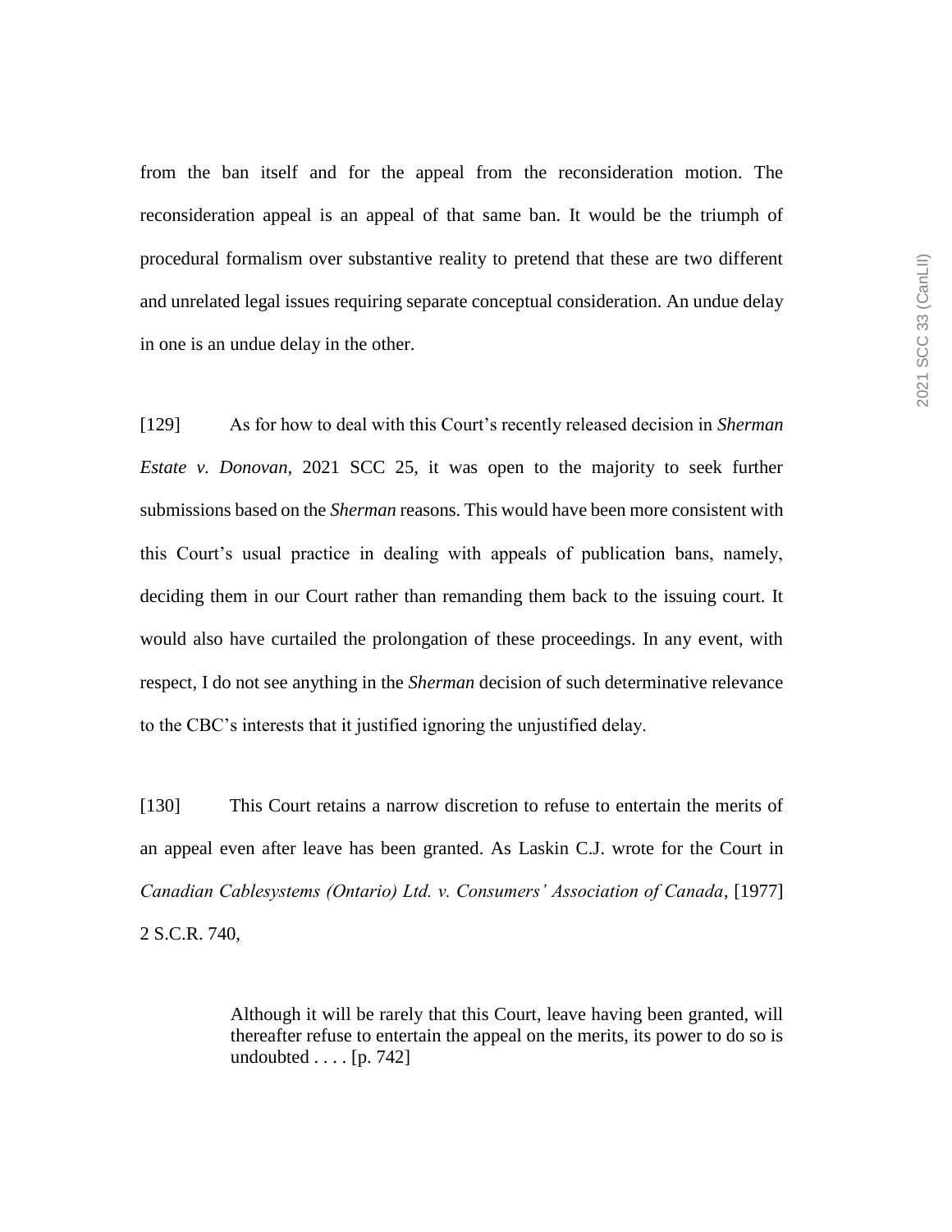from the ban itself and for the appeal from the reconsideration motion. The reconsideration appeal is an appeal of that same ban. It would be the triumph of procedural formalism over substantive reality to pretend that these are two different and unrelated legal issues requiring separate conceptual consideration. An undue delay in one is an undue delay in the other.

[129] As for how to deal with this Court's recently released decision in *Sherman Estate v. Donovan*, 2021 SCC 25, it was open to the majority to seek further submissions based on the *Sherman* reasons. This would have been more consistent with this Court's usual practice in dealing with appeals of publication bans, namely, deciding them in our Court rather than remanding them back to the issuing court. It would also have curtailed the prolongation of these proceedings. In any event, with respect, I do not see anything in the *Sherman* decision of such determinative relevance to the CBC's interests that it justified ignoring the unjustified delay.

[130] This Court retains a narrow discretion to refuse to entertain the merits of an appeal even after leave has been granted. As Laskin C.J. wrote for the Court in *Canadian Cablesystems (Ontario) Ltd. v. Consumers' Association of Canada*, [1977] 2 S.C.R. 740,

> Although it will be rarely that this Court, leave having been granted, will thereafter refuse to entertain the appeal on the merits, its power to do so is undoubted . . . . [p. 742]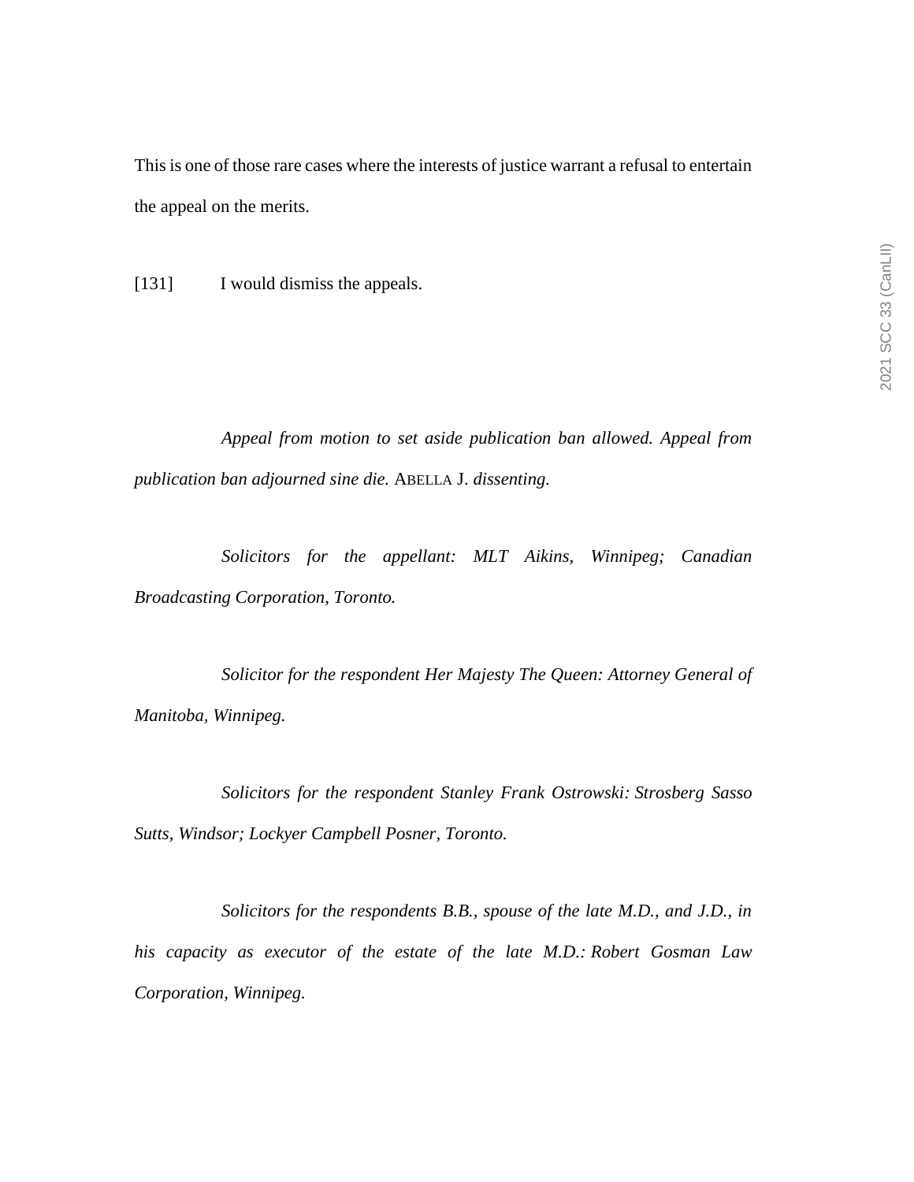This is one of those rare cases where the interests of justice warrant a refusal to entertain the appeal on the merits.

[131] I would dismiss the appeals.

*Appeal from motion to set aside publication ban allowed. Appeal from publication ban adjourned sine die.* ABELLA J. *dissenting.*

*Solicitors for the appellant: MLT Aikins, Winnipeg; Canadian Broadcasting Corporation, Toronto.*

*Solicitor for the respondent Her Majesty The Queen: Attorney General of Manitoba, Winnipeg.*

*Solicitors for the respondent Stanley Frank Ostrowski: Strosberg Sasso Sutts, Windsor; Lockyer Campbell Posner, Toronto.*

*Solicitors for the respondents B.B., spouse of the late M.D., and J.D., in his capacity as executor of the estate of the late M.D.: Robert Gosman Law Corporation, Winnipeg.*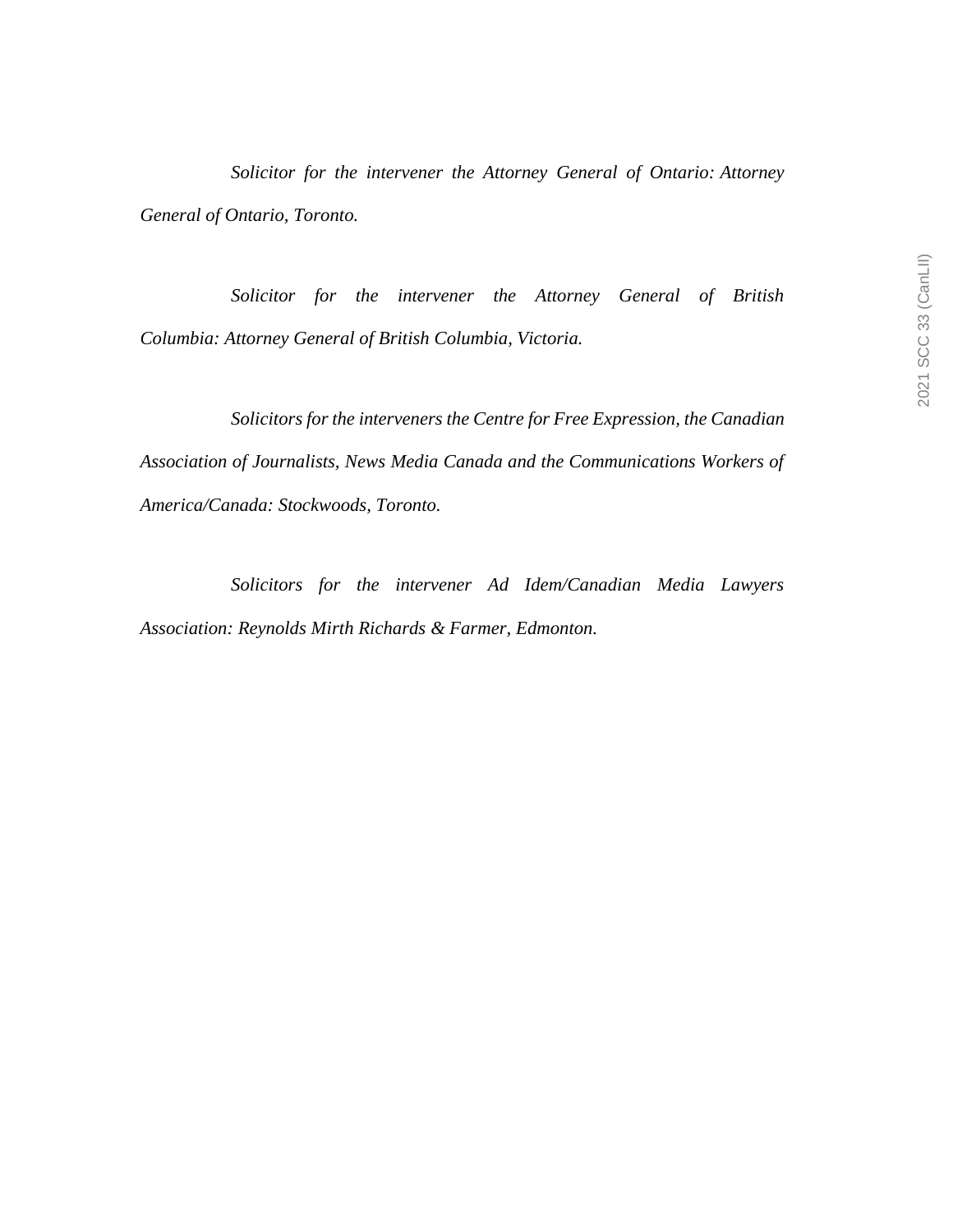*Solicitor for the intervener the Attorney General of Ontario: Attorney General of Ontario, Toronto.*

*Solicitor for the intervener the Attorney General of British Columbia: Attorney General of British Columbia, Victoria.*

*Solicitors for the interveners the Centre for Free Expression, the Canadian Association of Journalists, News Media Canada and the Communications Workers of America/Canada: Stockwoods, Toronto.*

*Solicitors for the intervener Ad Idem/Canadian Media Lawyers Association: Reynolds Mirth Richards & Farmer, Edmonton.*